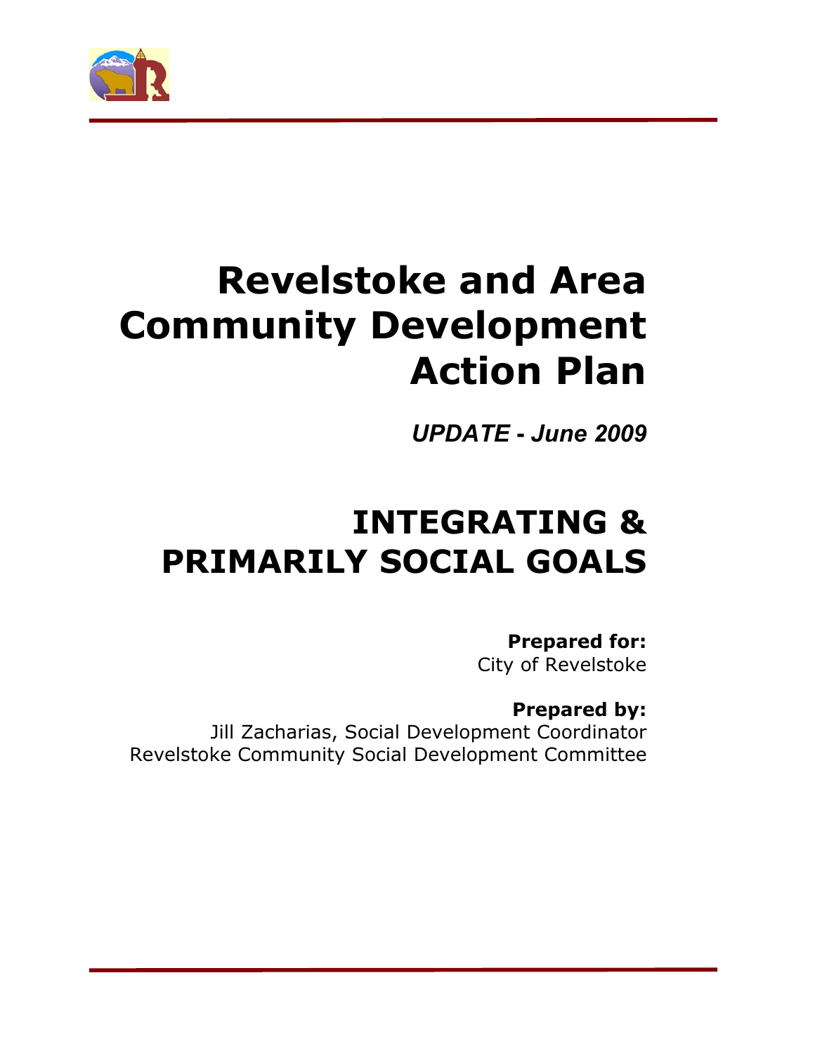# Revelstoke and Area Community Development Action Plan

*UPDATE - June 2009*

# INTEGRATING & PRIMARILY SOCIAL GOALS

**Prepared for:**
City of Revelstoke

**Prepared by:**
Jill Zacharias, Social Development Coordinator
Revelstoke Community Social Development Committee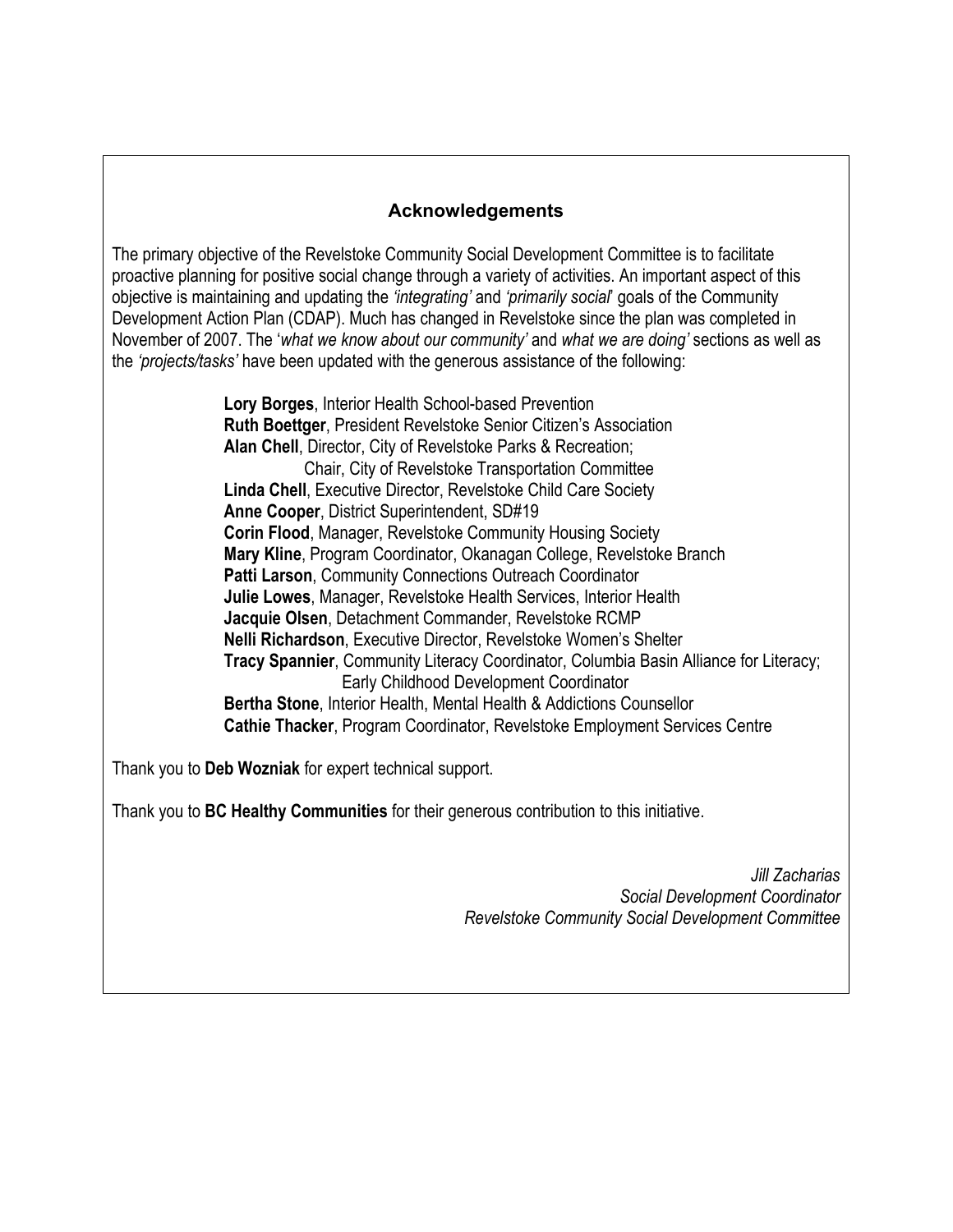## Acknowledgements

The primary objective of the Revelstoke Community Social Development Committee is to facilitate proactive planning for positive social change through a variety of activities. An important aspect of this objective is maintaining and updating the *'integrating'* and *'primarily social*' goals of the Community Development Action Plan (CDAP). Much has changed in Revelstoke since the plan was completed in November of 2007. The '*what we know about our community'* and *what we are doing'* sections as well as the *'projects/tasks'* have been updated with the generous assistance of the following:

**Lory Borges**, Interior Health School-based Prevention  
**Ruth Boettger**, President Revelstoke Senior Citizen's Association  
**Alan Chell**, Director, City of Revelstoke Parks & Recreation;  
Chair, City of Revelstoke Transportation Committee  
**Linda Chell**, Executive Director, Revelstoke Child Care Society  
**Anne Cooper**, District Superintendent, SD#19  
**Corin Flood**, Manager, Revelstoke Community Housing Society  
**Mary Kline**, Program Coordinator, Okanagan College, Revelstoke Branch  
**Patti Larson**, Community Connections Outreach Coordinator  
**Julie Lowes**, Manager, Revelstoke Health Services, Interior Health  
**Jacquie Olsen**, Detachment Commander, Revelstoke RCMP  
**Nelli Richardson**, Executive Director, Revelstoke Women's Shelter  
**Tracy Spannier**, Community Literacy Coordinator, Columbia Basin Alliance for Literacy;  
Early Childhood Development Coordinator  
**Bertha Stone**, Interior Health, Mental Health & Addictions Counsellor  
**Cathie Thacker**, Program Coordinator, Revelstoke Employment Services Centre

Thank you to **Deb Wozniak** for expert technical support.

Thank you to **BC Healthy Communities** for their generous contribution to this initiative.

*Jill Zacharias*  
*Social Development Coordinator*  
*Revelstoke Community Social Development Committee*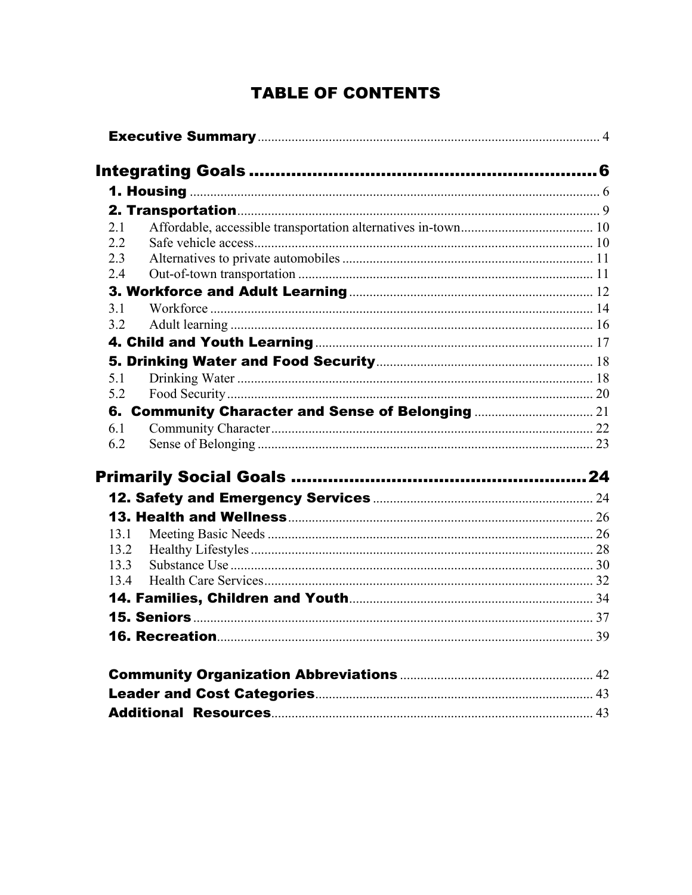# TABLE OF CONTENTS

**Executive Summary** ........ 4

## Integrating Goals ........ 6

**1. Housing** ........ 6

**2. Transportation** ........ 9

- 2.1 Affordable, accessible transportation alternatives in-town ........ 10
- 2.2 Safe vehicle access ........ 10
- 2.3 Alternatives to private automobiles ........ 11
- 2.4 Out-of-town transportation ........ 11

**3. Workforce and Adult Learning** ........ 12

- 3.1 Workforce ........ 14
- 3.2 Adult learning ........ 16

**4. Child and Youth Learning** ........ 17

**5. Drinking Water and Food Security** ........ 18

- 5.1 Drinking Water ........ 18
- 5.2 Food Security ........ 20

**6. Community Character and Sense of Belonging** ........ 21

- 6.1 Community Character ........ 22
- 6.2 Sense of Belonging ........ 23

## Primarily Social Goals ........ 24

**12. Safety and Emergency Services** ........ 24

**13. Health and Wellness** ........ 26

- 13.1 Meeting Basic Needs ........ 26
- 13.2 Healthy Lifestyles ........ 28
- 13.3 Substance Use ........ 30
- 13.4 Health Care Services ........ 32

**14. Families, Children and Youth** ........ 34

**15. Seniors** ........ 37

**16. Recreation** ........ 39

**Community Organization Abbreviations** ........ 42

**Leader and Cost Categories** ........ 43

**Additional Resources** ........ 43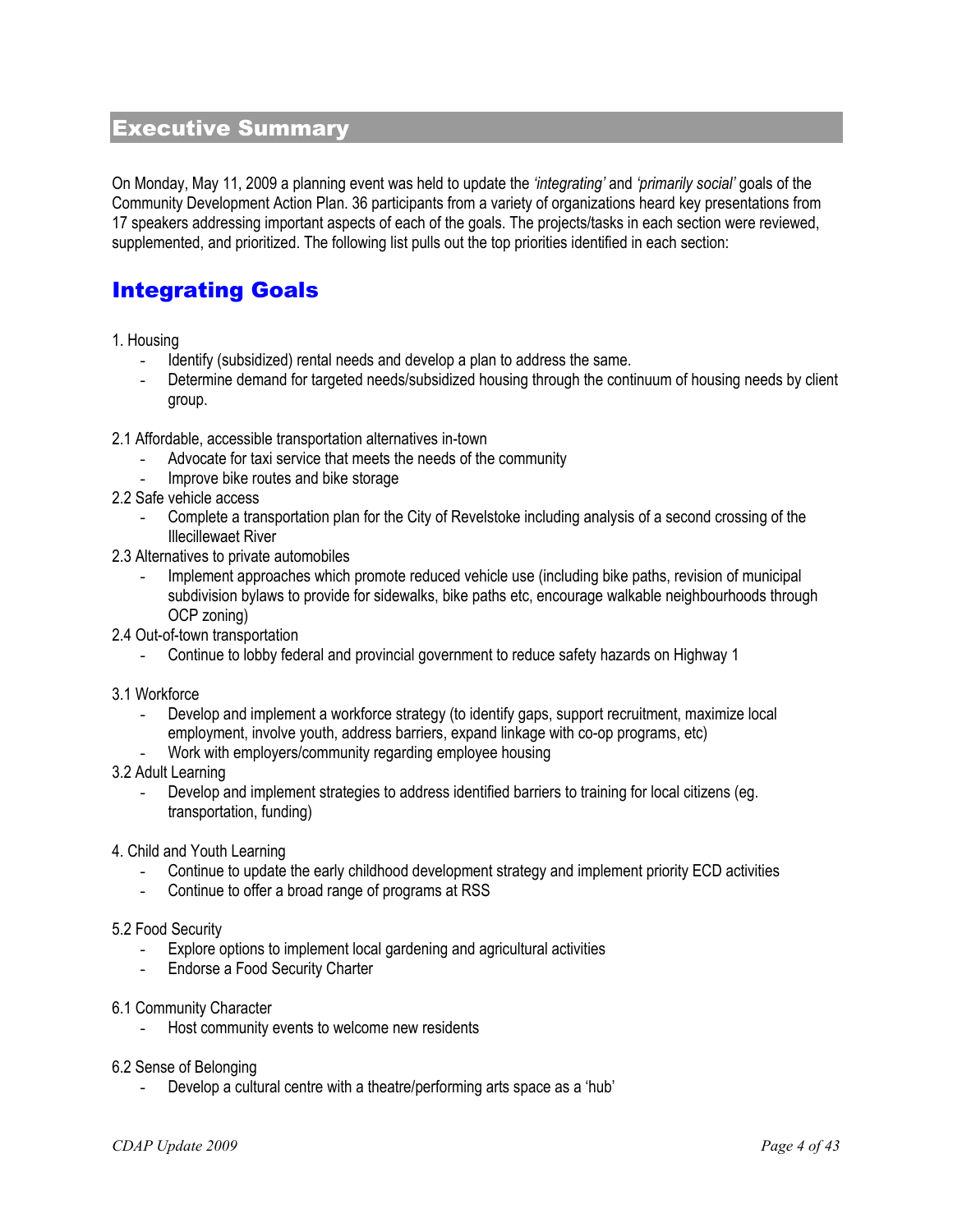## Executive Summary

On Monday, May 11, 2009 a planning event was held to update the *'integrating'* and *'primarily social'* goals of the Community Development Action Plan. 36 participants from a variety of organizations heard key presentations from 17 speakers addressing important aspects of each of the goals. The projects/tasks in each section were reviewed, supplemented, and prioritized. The following list pulls out the top priorities identified in each section:

## Integrating Goals

1. Housing
   - Identify (subsidized) rental needs and develop a plan to address the same.
   - Determine demand for targeted needs/subsidized housing through the continuum of housing needs by client group.

2.1 Affordable, accessible transportation alternatives in-town
   - Advocate for taxi service that meets the needs of the community
   - Improve bike routes and bike storage

2.2 Safe vehicle access
   - Complete a transportation plan for the City of Revelstoke including analysis of a second crossing of the Illecillewaet River

2.3 Alternatives to private automobiles
   - Implement approaches which promote reduced vehicle use (including bike paths, revision of municipal subdivision bylaws to provide for sidewalks, bike paths etc, encourage walkable neighbourhoods through OCP zoning)

2.4 Out-of-town transportation
   - Continue to lobby federal and provincial government to reduce safety hazards on Highway 1

3.1 Workforce
   - Develop and implement a workforce strategy (to identify gaps, support recruitment, maximize local employment, involve youth, address barriers, expand linkage with co-op programs, etc)
   - Work with employers/community regarding employee housing

3.2 Adult Learning
   - Develop and implement strategies to address identified barriers to training for local citizens (eg. transportation, funding)

4. Child and Youth Learning
   - Continue to update the early childhood development strategy and implement priority ECD activities
   - Continue to offer a broad range of programs at RSS

5.2 Food Security
   - Explore options to implement local gardening and agricultural activities
   - Endorse a Food Security Charter

6.1 Community Character
   - Host community events to welcome new residents

6.2 Sense of Belonging
   - Develop a cultural centre with a theatre/performing arts space as a 'hub'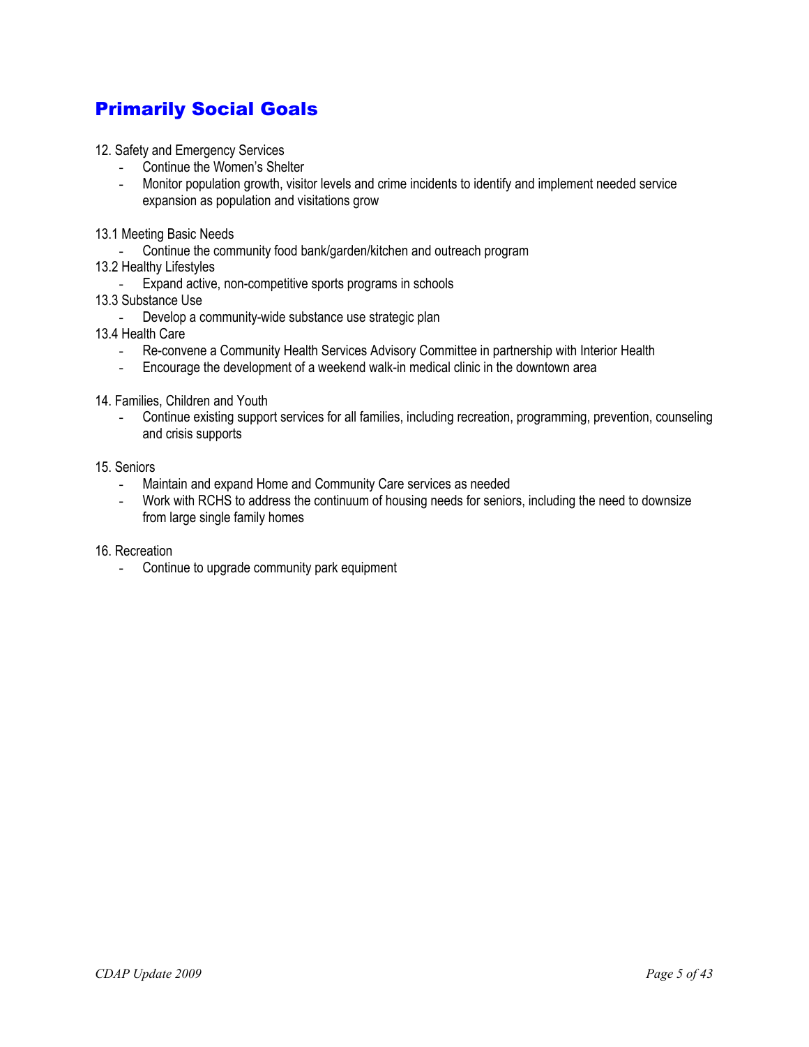## Primarily Social Goals

12. Safety and Emergency Services
    - Continue the Women's Shelter
    - Monitor population growth, visitor levels and crime incidents to identify and implement needed service expansion as population and visitations grow

13.1 Meeting Basic Needs
- Continue the community food bank/garden/kitchen and outreach program

13.2 Healthy Lifestyles
- Expand active, non-competitive sports programs in schools

13.3 Substance Use
- Develop a community-wide substance use strategic plan

13.4 Health Care
- Re-convene a Community Health Services Advisory Committee in partnership with Interior Health
- Encourage the development of a weekend walk-in medical clinic in the downtown area

14. Families, Children and Youth
    - Continue existing support services for all families, including recreation, programming, prevention, counseling and crisis supports

15. Seniors
    - Maintain and expand Home and Community Care services as needed
    - Work with RCHS to address the continuum of housing needs for seniors, including the need to downsize from large single family homes

16. Recreation
    - Continue to upgrade community park equipment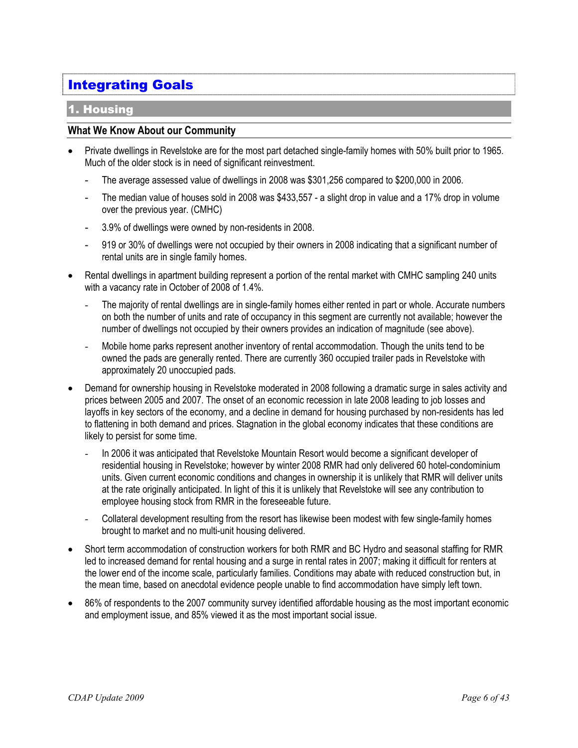# Integrating Goals

## 1. Housing

### What We Know About our Community

- Private dwellings in Revelstoke are for the most part detached single-family homes with 50% built prior to 1965. Much of the older stock is in need of significant reinvestment.
  - The average assessed value of dwellings in 2008 was $301,256 compared to $200,000 in 2006.
  - The median value of houses sold in 2008 was $433,557 - a slight drop in value and a 17% drop in volume over the previous year. (CMHC)
  - 3.9% of dwellings were owned by non-residents in 2008.
  - 919 or 30% of dwellings were not occupied by their owners in 2008 indicating that a significant number of rental units are in single family homes.
- Rental dwellings in apartment building represent a portion of the rental market with CMHC sampling 240 units with a vacancy rate in October of 2008 of 1.4%.
  - The majority of rental dwellings are in single-family homes either rented in part or whole. Accurate numbers on both the number of units and rate of occupancy in this segment are currently not available; however the number of dwellings not occupied by their owners provides an indication of magnitude (see above).
  - Mobile home parks represent another inventory of rental accommodation. Though the units tend to be owned the pads are generally rented. There are currently 360 occupied trailer pads in Revelstoke with approximately 20 unoccupied pads.
- Demand for ownership housing in Revelstoke moderated in 2008 following a dramatic surge in sales activity and prices between 2005 and 2007. The onset of an economic recession in late 2008 leading to job losses and layoffs in key sectors of the economy, and a decline in demand for housing purchased by non-residents has led to flattening in both demand and prices. Stagnation in the global economy indicates that these conditions are likely to persist for some time.
  - In 2006 it was anticipated that Revelstoke Mountain Resort would become a significant developer of residential housing in Revelstoke; however by winter 2008 RMR had only delivered 60 hotel-condominium units. Given current economic conditions and changes in ownership it is unlikely that RMR will deliver units at the rate originally anticipated. In light of this it is unlikely that Revelstoke will see any contribution to employee housing stock from RMR in the foreseeable future.
  - Collateral development resulting from the resort has likewise been modest with few single-family homes brought to market and no multi-unit housing delivered.
- Short term accommodation of construction workers for both RMR and BC Hydro and seasonal staffing for RMR led to increased demand for rental housing and a surge in rental rates in 2007; making it difficult for renters at the lower end of the income scale, particularly families. Conditions may abate with reduced construction but, in the mean time, based on anecdotal evidence people unable to find accommodation have simply left town.
- 86% of respondents to the 2007 community survey identified affordable housing as the most important economic and employment issue, and 85% viewed it as the most important social issue.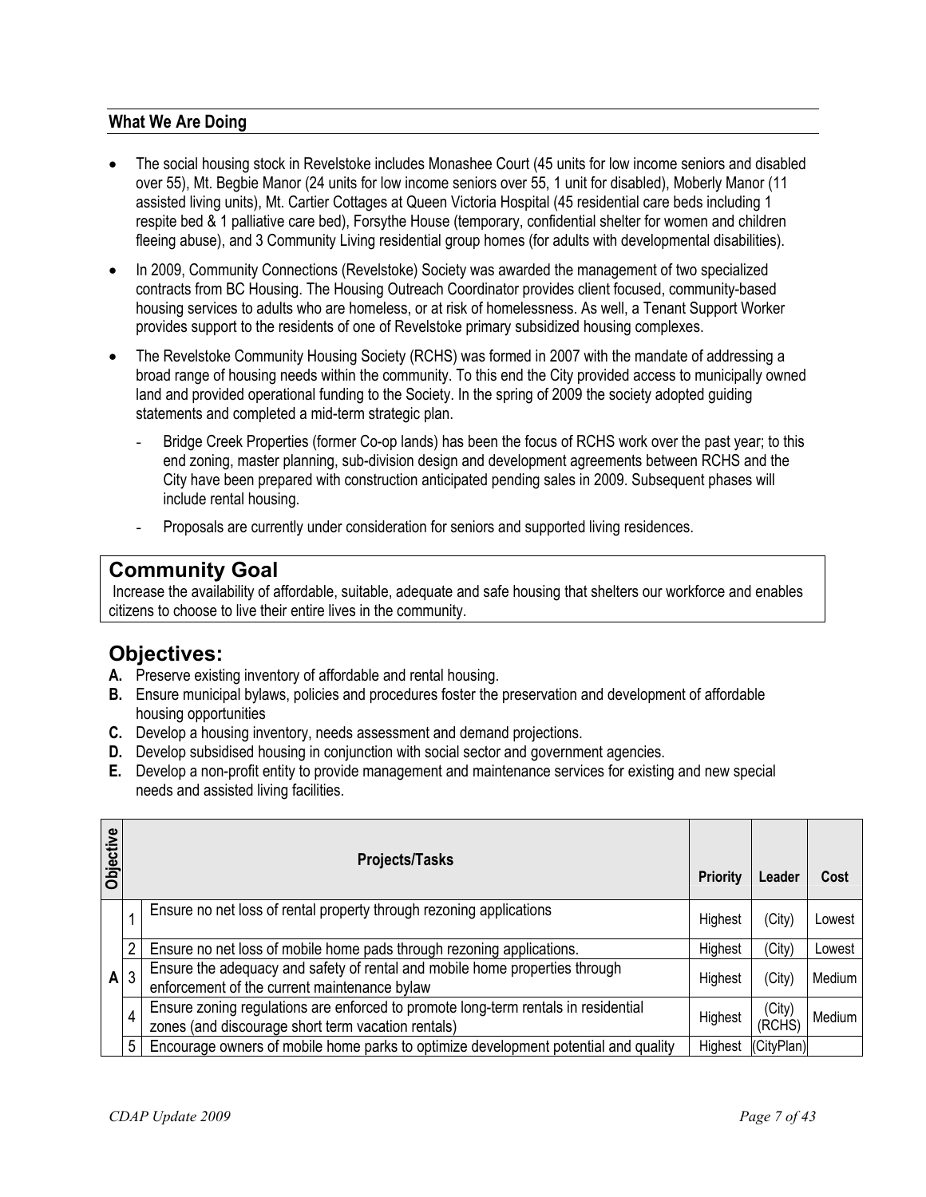### What We Are Doing

- The social housing stock in Revelstoke includes Monashee Court (45 units for low income seniors and disabled over 55), Mt. Begbie Manor (24 units for low income seniors over 55, 1 unit for disabled), Moberly Manor (11 assisted living units), Mt. Cartier Cottages at Queen Victoria Hospital (45 residential care beds including 1 respite bed & 1 palliative care bed), Forsythe House (temporary, confidential shelter for women and children fleeing abuse), and 3 Community Living residential group homes (for adults with developmental disabilities).
- In 2009, Community Connections (Revelstoke) Society was awarded the management of two specialized contracts from BC Housing. The Housing Outreach Coordinator provides client focused, community-based housing services to adults who are homeless, or at risk of homelessness. As well, a Tenant Support Worker provides support to the residents of one of Revelstoke primary subsidized housing complexes.
- The Revelstoke Community Housing Society (RCHS) was formed in 2007 with the mandate of addressing a broad range of housing needs within the community. To this end the City provided access to municipally owned land and provided operational funding to the Society. In the spring of 2009 the society adopted guiding statements and completed a mid-term strategic plan.
  - Bridge Creek Properties (former Co-op lands) has been the focus of RCHS work over the past year; to this end zoning, master planning, sub-division design and development agreements between RCHS and the City have been prepared with construction anticipated pending sales in 2009. Subsequent phases will include rental housing.
  - Proposals are currently under consideration for seniors and supported living residences.

## Community Goal

Increase the availability of affordable, suitable, adequate and safe housing that shelters our workforce and enables citizens to choose to live their entire lives in the community.

## Objectives:

**A.** Preserve existing inventory of affordable and rental housing.
**B.** Ensure municipal bylaws, policies and procedures foster the preservation and development of affordable housing opportunities
**C.** Develop a housing inventory, needs assessment and demand projections.
**D.** Develop subsidised housing in conjunction with social sector and government agencies.
**E.** Develop a non-profit entity to provide management and maintenance services for existing and new special needs and assisted living facilities.

| Objective | | Projects/Tasks | Priority | Leader | Cost |
|---|---|---|---|---|---|
| A | 1 | Ensure no net loss of rental property through rezoning applications | Highest | (City) | Lowest |
| | 2 | Ensure no net loss of mobile home pads through rezoning applications. | Highest | (City) | Lowest |
| | 3 | Ensure the adequacy and safety of rental and mobile home properties through enforcement of the current maintenance bylaw | Highest | (City) | Medium |
| | 4 | Ensure zoning regulations are enforced to promote long-term rentals in residential zones (and discourage short term vacation rentals) | Highest | (City) (RCHS) | Medium |
| | 5 | Encourage owners of mobile home parks to optimize development potential and quality | Highest | (CityPlan) | |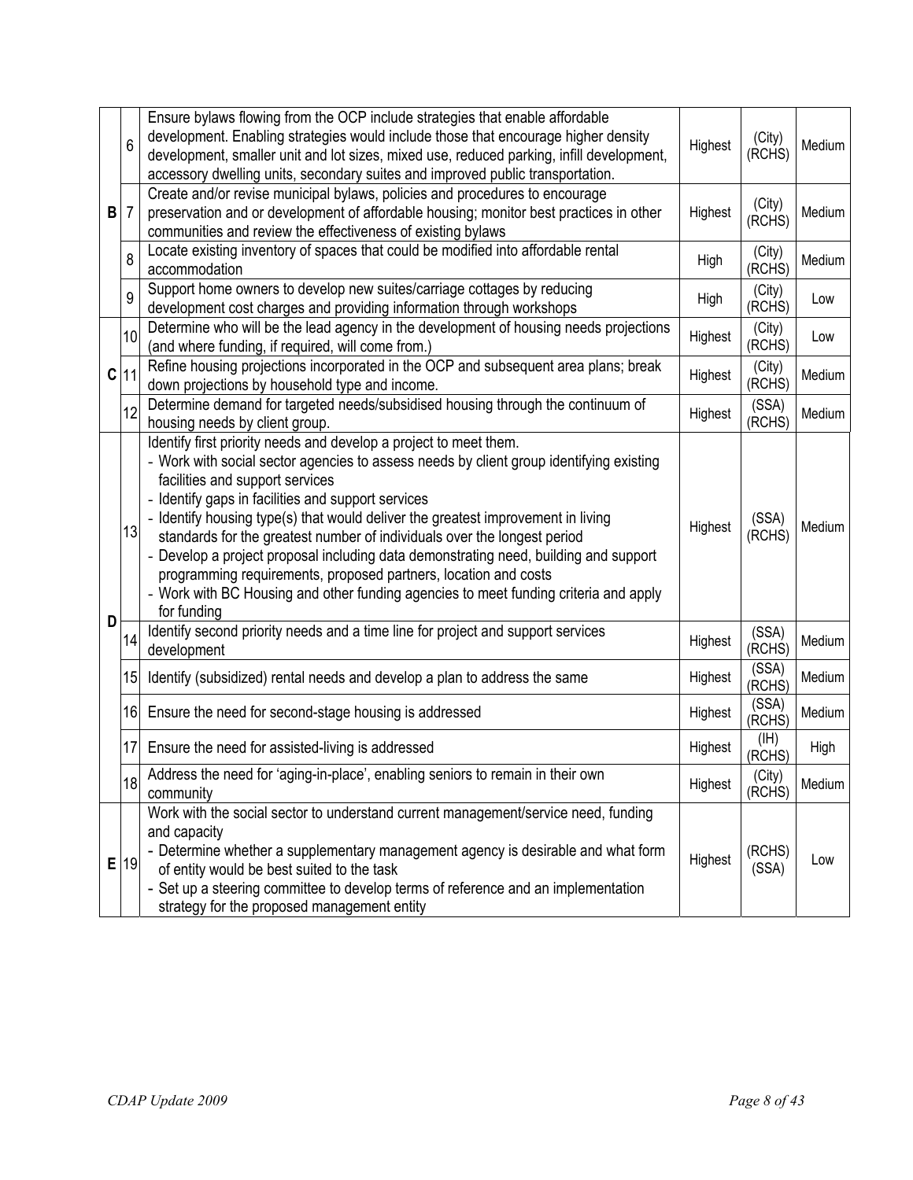| | | | | | |
|---|---|---|---|---|---|
| B | 6 | Ensure bylaws flowing from the OCP include strategies that enable affordable development. Enabling strategies would include those that encourage higher density development, smaller unit and lot sizes, mixed use, reduced parking, infill development, accessory dwelling units, secondary suites and improved public transportation. | Highest | (City) (RCHS) | Medium |
| | 7 | Create and/or revise municipal bylaws, policies and procedures to encourage preservation and or development of affordable housing; monitor best practices in other communities and review the effectiveness of existing bylaws | Highest | (City) (RCHS) | Medium |
| | 8 | Locate existing inventory of spaces that could be modified into affordable rental accommodation | High | (City) (RCHS) | Medium |
| | 9 | Support home owners to develop new suites/carriage cottages by reducing development cost charges and providing information through workshops | High | (City) (RCHS) | Low |
| C | 10 | Determine who will be the lead agency in the development of housing needs projections (and where funding, if required, will come from.) | Highest | (City) (RCHS) | Low |
| | 11 | Refine housing projections incorporated in the OCP and subsequent area plans; break down projections by household type and income. | Highest | (City) (RCHS) | Medium |
| | 12 | Determine demand for targeted needs/subsidised housing through the continuum of housing needs by client group. | Highest | (SSA) (RCHS) | Medium |
| D | 13 | Identify first priority needs and develop a project to meet them.<br>- Work with social sector agencies to assess needs by client group identifying existing facilities and support services<br>- Identify gaps in facilities and support services<br>- Identify housing type(s) that would deliver the greatest improvement in living standards for the greatest number of individuals over the longest period<br>- Develop a project proposal including data demonstrating need, building and support programming requirements, proposed partners, location and costs<br>- Work with BC Housing and other funding agencies to meet funding criteria and apply for funding | Highest | (SSA) (RCHS) | Medium |
| | 14 | Identify second priority needs and a time line for project and support services development | Highest | (SSA) (RCHS) | Medium |
| | 15 | Identify (subsidized) rental needs and develop a plan to address the same | Highest | (SSA) (RCHS) | Medium |
| | 16 | Ensure the need for second-stage housing is addressed | Highest | (SSA) (RCHS) | Medium |
| | 17 | Ensure the need for assisted-living is addressed | Highest | (IH) (RCHS) | High |
| | 18 | Address the need for 'aging-in-place', enabling seniors to remain in their own community | Highest | (City) (RCHS) | Medium |
| E | 19 | Work with the social sector to understand current management/service need, funding and capacity<br>- Determine whether a supplementary management agency is desirable and what form of entity would be best suited to the task<br>- Set up a steering committee to develop terms of reference and an implementation strategy for the proposed management entity | Highest | (RCHS) (SSA) | Low |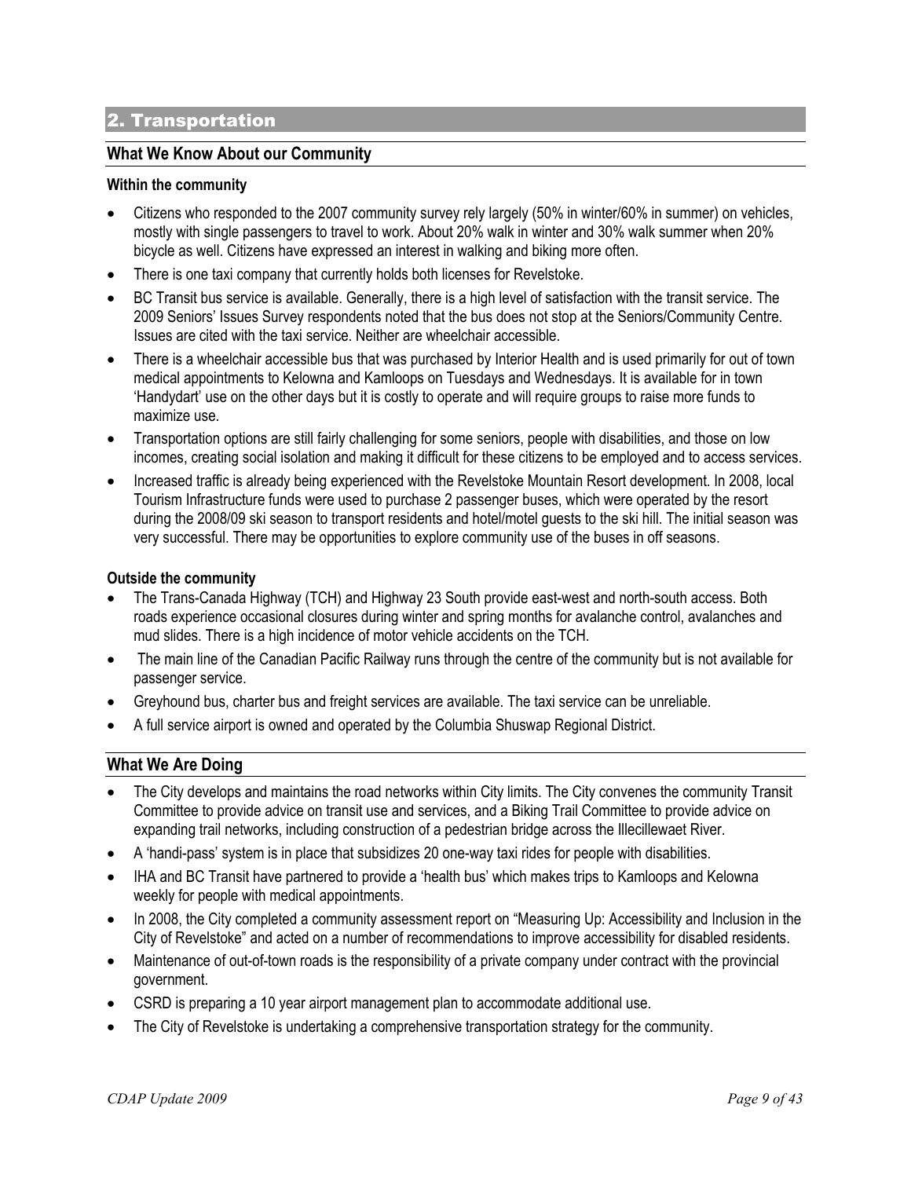## 2. Transportation

### What We Know About our Community

#### Within the community

- Citizens who responded to the 2007 community survey rely largely (50% in winter/60% in summer) on vehicles, mostly with single passengers to travel to work. About 20% walk in winter and 30% walk summer when 20% bicycle as well. Citizens have expressed an interest in walking and biking more often.
- There is one taxi company that currently holds both licenses for Revelstoke.
- BC Transit bus service is available. Generally, there is a high level of satisfaction with the transit service. The 2009 Seniors' Issues Survey respondents noted that the bus does not stop at the Seniors/Community Centre. Issues are cited with the taxi service. Neither are wheelchair accessible.
- There is a wheelchair accessible bus that was purchased by Interior Health and is used primarily for out of town medical appointments to Kelowna and Kamloops on Tuesdays and Wednesdays. It is available for in town 'Handydart' use on the other days but it is costly to operate and will require groups to raise more funds to maximize use.
- Transportation options are still fairly challenging for some seniors, people with disabilities, and those on low incomes, creating social isolation and making it difficult for these citizens to be employed and to access services.
- Increased traffic is already being experienced with the Revelstoke Mountain Resort development. In 2008, local Tourism Infrastructure funds were used to purchase 2 passenger buses, which were operated by the resort during the 2008/09 ski season to transport residents and hotel/motel guests to the ski hill. The initial season was very successful. There may be opportunities to explore community use of the buses in off seasons.

#### Outside the community

- The Trans-Canada Highway (TCH) and Highway 23 South provide east-west and north-south access. Both roads experience occasional closures during winter and spring months for avalanche control, avalanches and mud slides. There is a high incidence of motor vehicle accidents on the TCH.
- The main line of the Canadian Pacific Railway runs through the centre of the community but is not available for passenger service.
- Greyhound bus, charter bus and freight services are available. The taxi service can be unreliable.
- A full service airport is owned and operated by the Columbia Shuswap Regional District.

### What We Are Doing

- The City develops and maintains the road networks within City limits. The City convenes the community Transit Committee to provide advice on transit use and services, and a Biking Trail Committee to provide advice on expanding trail networks, including construction of a pedestrian bridge across the Illecillewaet River.
- A 'handi-pass' system is in place that subsidizes 20 one-way taxi rides for people with disabilities.
- IHA and BC Transit have partnered to provide a 'health bus' which makes trips to Kamloops and Kelowna weekly for people with medical appointments.
- In 2008, the City completed a community assessment report on "Measuring Up: Accessibility and Inclusion in the City of Revelstoke" and acted on a number of recommendations to improve accessibility for disabled residents.
- Maintenance of out-of-town roads is the responsibility of a private company under contract with the provincial government.
- CSRD is preparing a 10 year airport management plan to accommodate additional use.
- The City of Revelstoke is undertaking a comprehensive transportation strategy for the community.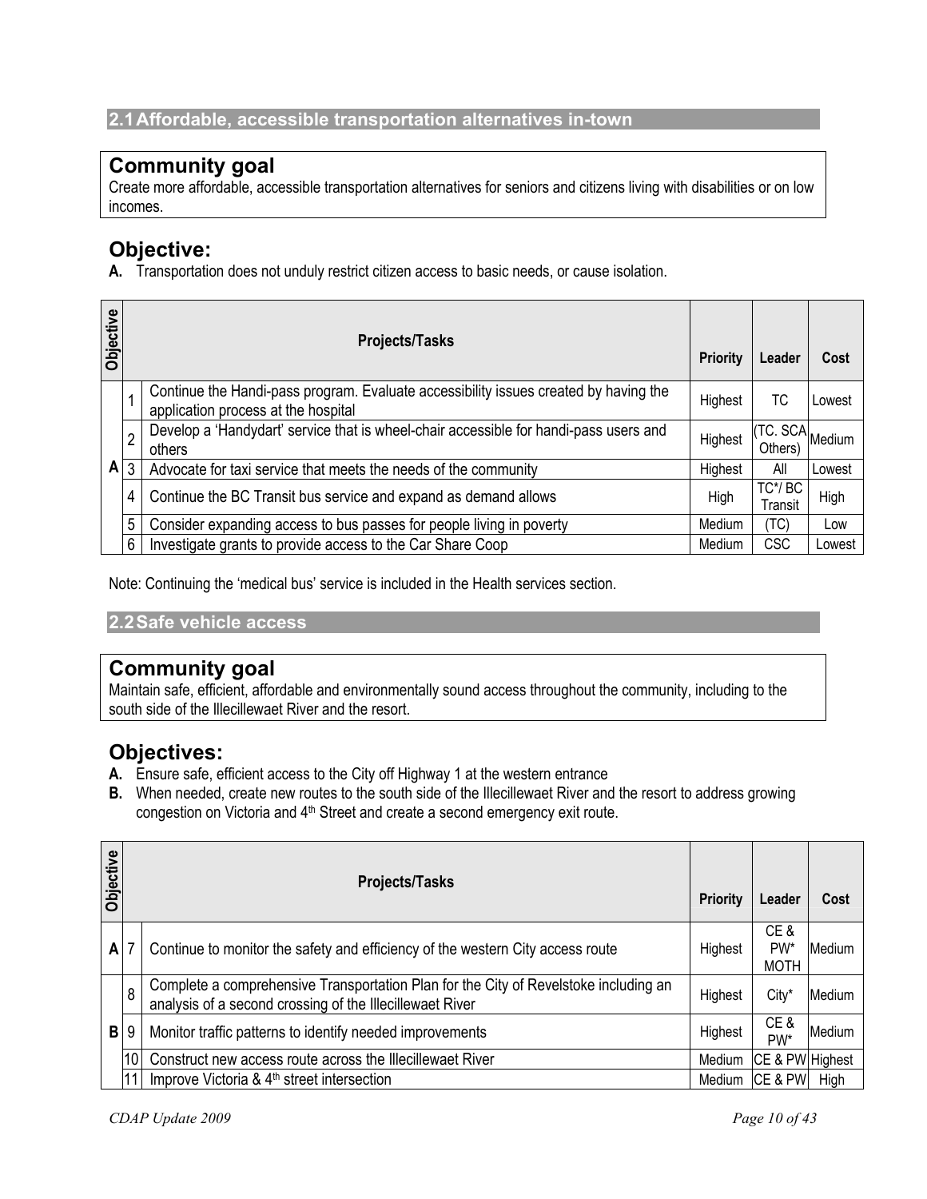## 2.1 Affordable, accessible transportation alternatives in-town

### Community goal

Create more affordable, accessible transportation alternatives for seniors and citizens living with disabilities or on low incomes.

### Objective:

**A.** Transportation does not unduly restrict citizen access to basic needs, or cause isolation.

| Objective | | Projects/Tasks | Priority | Leader | Cost |
|---|---|---|---|---|---|
| A | 1 | Continue the Handi-pass program. Evaluate accessibility issues created by having the application process at the hospital | Highest | TC | Lowest |
| | 2 | Develop a 'Handydart' service that is wheel-chair accessible for handi-pass users and others | Highest | (TC. SCA Others) | Medium |
| | 3 | Advocate for taxi service that meets the needs of the community | Highest | All | Lowest |
| | 4 | Continue the BC Transit bus service and expand as demand allows | High | TC*/ BC Transit | High |
| | 5 | Consider expanding access to bus passes for people living in poverty | Medium | (TC) | Low |
| | 6 | Investigate grants to provide access to the Car Share Coop | Medium | CSC | Lowest |

Note: Continuing the 'medical bus' service is included in the Health services section.

## 2.2 Safe vehicle access

### Community goal

Maintain safe, efficient, affordable and environmentally sound access throughout the community, including to the south side of the Illecillewaet River and the resort.

### Objectives:

**A.** Ensure safe, efficient access to the City off Highway 1 at the western entrance

**B.** When needed, create new routes to the south side of the Illecillewaet River and the resort to address growing congestion on Victoria and 4th Street and create a second emergency exit route.

| Objective | | Projects/Tasks | Priority | Leader | Cost |
|---|---|---|---|---|---|
| A | 7 | Continue to monitor the safety and efficiency of the western City access route | Highest | CE & PW* MOTH | Medium |
| B | 8 | Complete a comprehensive Transportation Plan for the City of Revelstoke including an analysis of a second crossing of the Illecillewaet River | Highest | City* | Medium |
| | 9 | Monitor traffic patterns to identify needed improvements | Highest | CE & PW* | Medium |
| | 10 | Construct new access route across the Illecillewaet River | Medium | CE & PW | Highest |
| | 11 | Improve Victoria & 4th street intersection | Medium | CE & PW | High |

*CDAP Update 2009*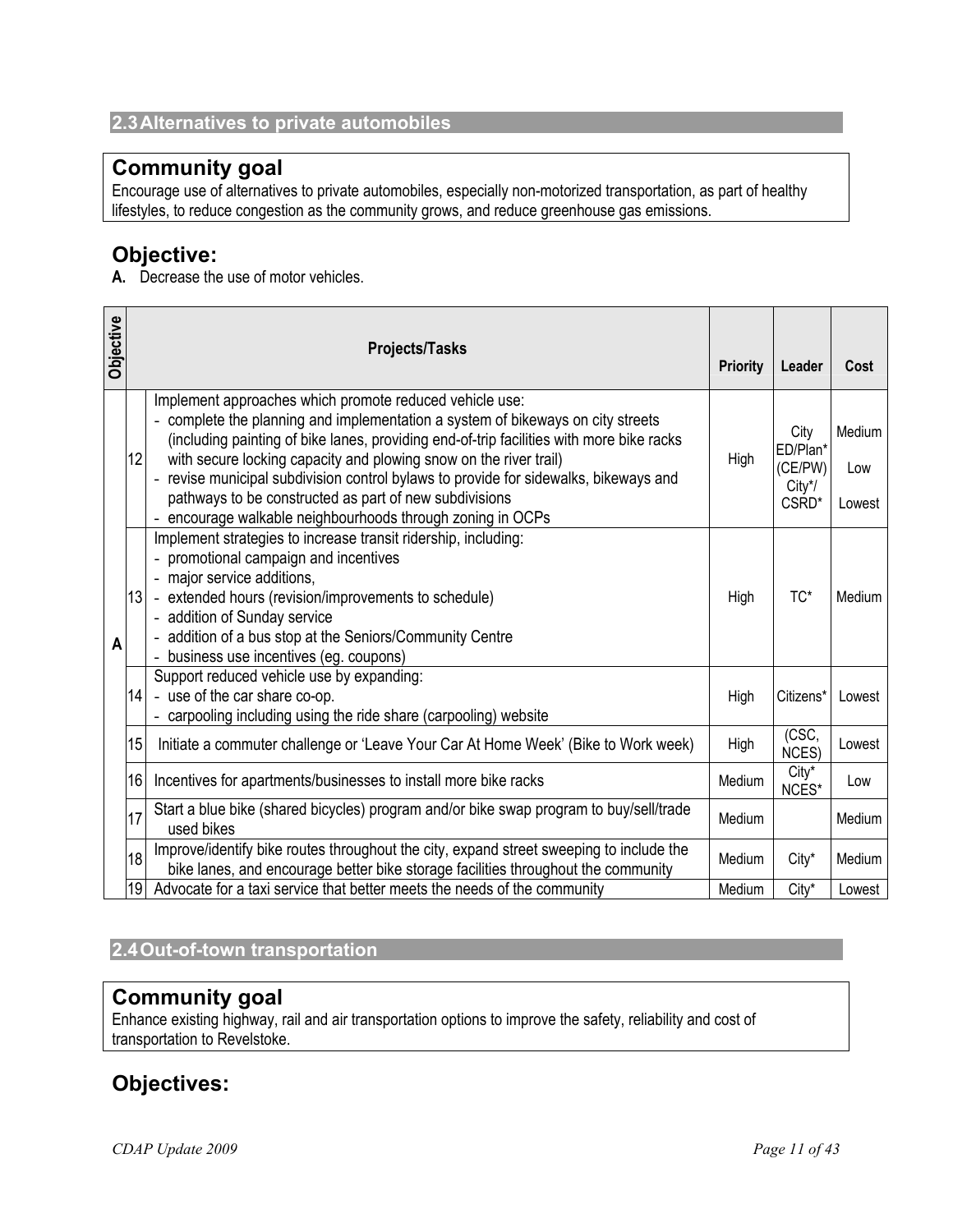## 2.3 Alternatives to private automobiles

### Community goal

Encourage use of alternatives to private automobiles, especially non-motorized transportation, as part of healthy lifestyles, to reduce congestion as the community grows, and reduce greenhouse gas emissions.

## Objective:

**A.** Decrease the use of motor vehicles.

| Objective | | Projects/Tasks | Priority | Leader | Cost |
|---|---|---|---|---|---|
| A | 12 | Implement approaches which promote reduced vehicle use:<br>- complete the planning and implementation a system of bikeways on city streets (including painting of bike lanes, providing end-of-trip facilities with more bike racks with secure locking capacity and plowing snow on the river trail)<br>- revise municipal subdivision control bylaws to provide for sidewalks, bikeways and pathways to be constructed as part of new subdivisions<br>- encourage walkable neighbourhoods through zoning in OCPs | High | City ED/Plan* (CE/PW) City*/ CSRD* | Medium<br>Low<br>Lowest |
| | 13 | Implement strategies to increase transit ridership, including:<br>- promotional campaign and incentives<br>- major service additions,<br>- extended hours (revision/improvements to schedule)<br>- addition of Sunday service<br>- addition of a bus stop at the Seniors/Community Centre<br>- business use incentives (eg. coupons) | High | TC* | Medium |
| | 14 | Support reduced vehicle use by expanding:<br>- use of the car share co-op.<br>- carpooling including using the ride share (carpooling) website | High | Citizens* | Lowest |
| | 15 | Initiate a commuter challenge or 'Leave Your Car At Home Week' (Bike to Work week) | High | (CSC, NCES) | Lowest |
| | 16 | Incentives for apartments/businesses to install more bike racks | Medium | City* NCES* | Low |
| | 17 | Start a blue bike (shared bicycles) program and/or bike swap program to buy/sell/trade used bikes | Medium | | Medium |
| | 18 | Improve/identify bike routes throughout the city, expand street sweeping to include the bike lanes, and encourage better bike storage facilities throughout the community | Medium | City* | Medium |
| | 19 | Advocate for a taxi service that better meets the needs of the community | Medium | City* | Lowest |

## 2.4 Out-of-town transportation

### Community goal

Enhance existing highway, rail and air transportation options to improve the safety, reliability and cost of transportation to Revelstoke.

## Objectives: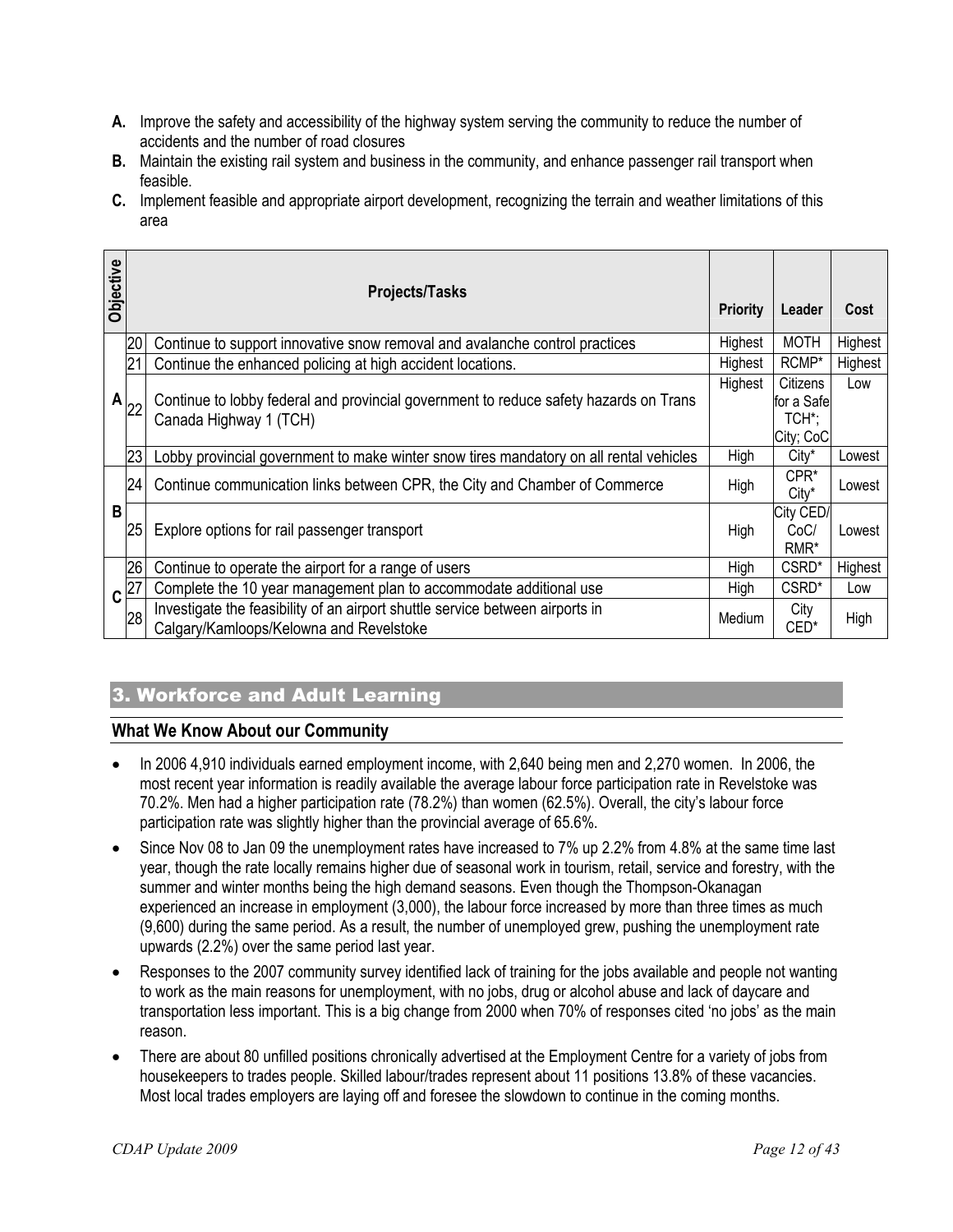**A.** Improve the safety and accessibility of the highway system serving the community to reduce the number of accidents and the number of road closures

**B.** Maintain the existing rail system and business in the community, and enhance passenger rail transport when feasible.

**C.** Implement feasible and appropriate airport development, recognizing the terrain and weather limitations of this area

| Objective | | Projects/Tasks | Priority | Leader | Cost |
|---|---|---|---|---|---|
| A | 20 | Continue to support innovative snow removal and avalanche control practices | Highest | MOTH | Highest |
| | 21 | Continue the enhanced policing at high accident locations. | Highest | RCMP* | Highest |
| | 22 | Continue to lobby federal and provincial government to reduce safety hazards on Trans Canada Highway 1 (TCH) | Highest | Citizens for a Safe TCH*; City; CoC | Low |
| | 23 | Lobby provincial government to make winter snow tires mandatory on all rental vehicles | High | City* | Lowest |
| B | 24 | Continue communication links between CPR, the City and Chamber of Commerce | High | CPR* City* | Lowest |
| | 25 | Explore options for rail passenger transport | High | City CED/ CoC/ RMR* | Lowest |
| C | 26 | Continue to operate the airport for a range of users | High | CSRD* | Highest |
| | 27 | Complete the 10 year management plan to accommodate additional use | High | CSRD* | Low |
| | 28 | Investigate the feasibility of an airport shuttle service between airports in Calgary/Kamloops/Kelowna and Revelstoke | Medium | City CED* | High |

## 3. Workforce and Adult Learning

### What We Know About our Community

- In 2006 4,910 individuals earned employment income, with 2,640 being men and 2,270 women. In 2006, the most recent year information is readily available the average labour force participation rate in Revelstoke was 70.2%. Men had a higher participation rate (78.2%) than women (62.5%). Overall, the city's labour force participation rate was slightly higher than the provincial average of 65.6%.
- Since Nov 08 to Jan 09 the unemployment rates have increased to 7% up 2.2% from 4.8% at the same time last year, though the rate locally remains higher due of seasonal work in tourism, retail, service and forestry, with the summer and winter months being the high demand seasons. Even though the Thompson-Okanagan experienced an increase in employment (3,000), the labour force increased by more than three times as much (9,600) during the same period. As a result, the number of unemployed grew, pushing the unemployment rate upwards (2.2%) over the same period last year.
- Responses to the 2007 community survey identified lack of training for the jobs available and people not wanting to work as the main reasons for unemployment, with no jobs, drug or alcohol abuse and lack of daycare and transportation less important. This is a big change from 2000 when 70% of responses cited 'no jobs' as the main reason.
- There are about 80 unfilled positions chronically advertised at the Employment Centre for a variety of jobs from housekeepers to trades people. Skilled labour/trades represent about 11 positions 13.8% of these vacancies. Most local trades employers are laying off and foresee the slowdown to continue in the coming months.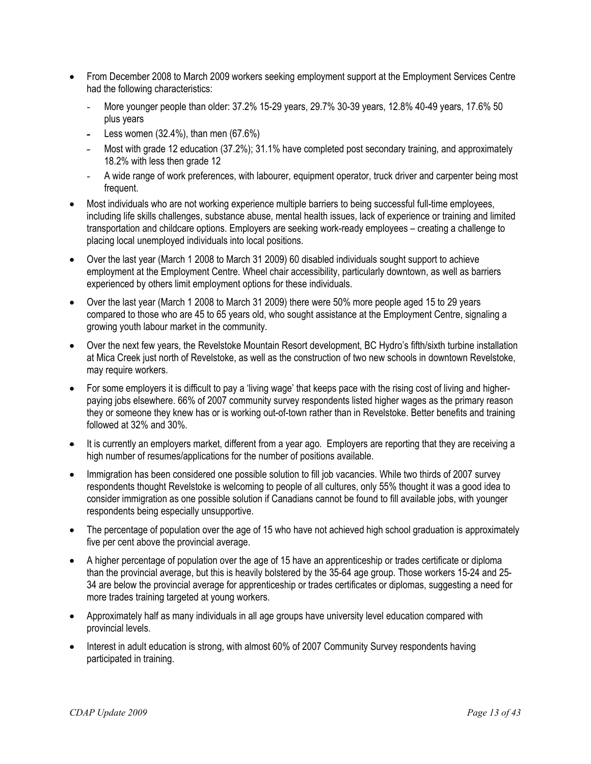- From December 2008 to March 2009 workers seeking employment support at the Employment Services Centre had the following characteristics:
  - More younger people than older: 37.2% 15-29 years, 29.7% 30-39 years, 12.8% 40-49 years, 17.6% 50 plus years
  - Less women (32.4%), than men (67.6%)
  - Most with grade 12 education (37.2%); 31.1% have completed post secondary training, and approximately 18.2% with less then grade 12
  - A wide range of work preferences, with labourer, equipment operator, truck driver and carpenter being most frequent.
- Most individuals who are not working experience multiple barriers to being successful full-time employees, including life skills challenges, substance abuse, mental health issues, lack of experience or training and limited transportation and childcare options. Employers are seeking work-ready employees – creating a challenge to placing local unemployed individuals into local positions.
- Over the last year (March 1 2008 to March 31 2009) 60 disabled individuals sought support to achieve employment at the Employment Centre. Wheel chair accessibility, particularly downtown, as well as barriers experienced by others limit employment options for these individuals.
- Over the last year (March 1 2008 to March 31 2009) there were 50% more people aged 15 to 29 years compared to those who are 45 to 65 years old, who sought assistance at the Employment Centre, signaling a growing youth labour market in the community.
- Over the next few years, the Revelstoke Mountain Resort development, BC Hydro's fifth/sixth turbine installation at Mica Creek just north of Revelstoke, as well as the construction of two new schools in downtown Revelstoke, may require workers.
- For some employers it is difficult to pay a 'living wage' that keeps pace with the rising cost of living and higher-paying jobs elsewhere. 66% of 2007 community survey respondents listed higher wages as the primary reason they or someone they knew has or is working out-of-town rather than in Revelstoke. Better benefits and training followed at 32% and 30%.
- It is currently an employers market, different from a year ago. Employers are reporting that they are receiving a high number of resumes/applications for the number of positions available.
- Immigration has been considered one possible solution to fill job vacancies. While two thirds of 2007 survey respondents thought Revelstoke is welcoming to people of all cultures, only 55% thought it was a good idea to consider immigration as one possible solution if Canadians cannot be found to fill available jobs, with younger respondents being especially unsupportive.
- The percentage of population over the age of 15 who have not achieved high school graduation is approximately five per cent above the provincial average.
- A higher percentage of population over the age of 15 have an apprenticeship or trades certificate or diploma than the provincial average, but this is heavily bolstered by the 35-64 age group. Those workers 15-24 and 25-34 are below the provincial average for apprenticeship or trades certificates or diplomas, suggesting a need for more trades training targeted at young workers.
- Approximately half as many individuals in all age groups have university level education compared with provincial levels.
- Interest in adult education is strong, with almost 60% of 2007 Community Survey respondents having participated in training.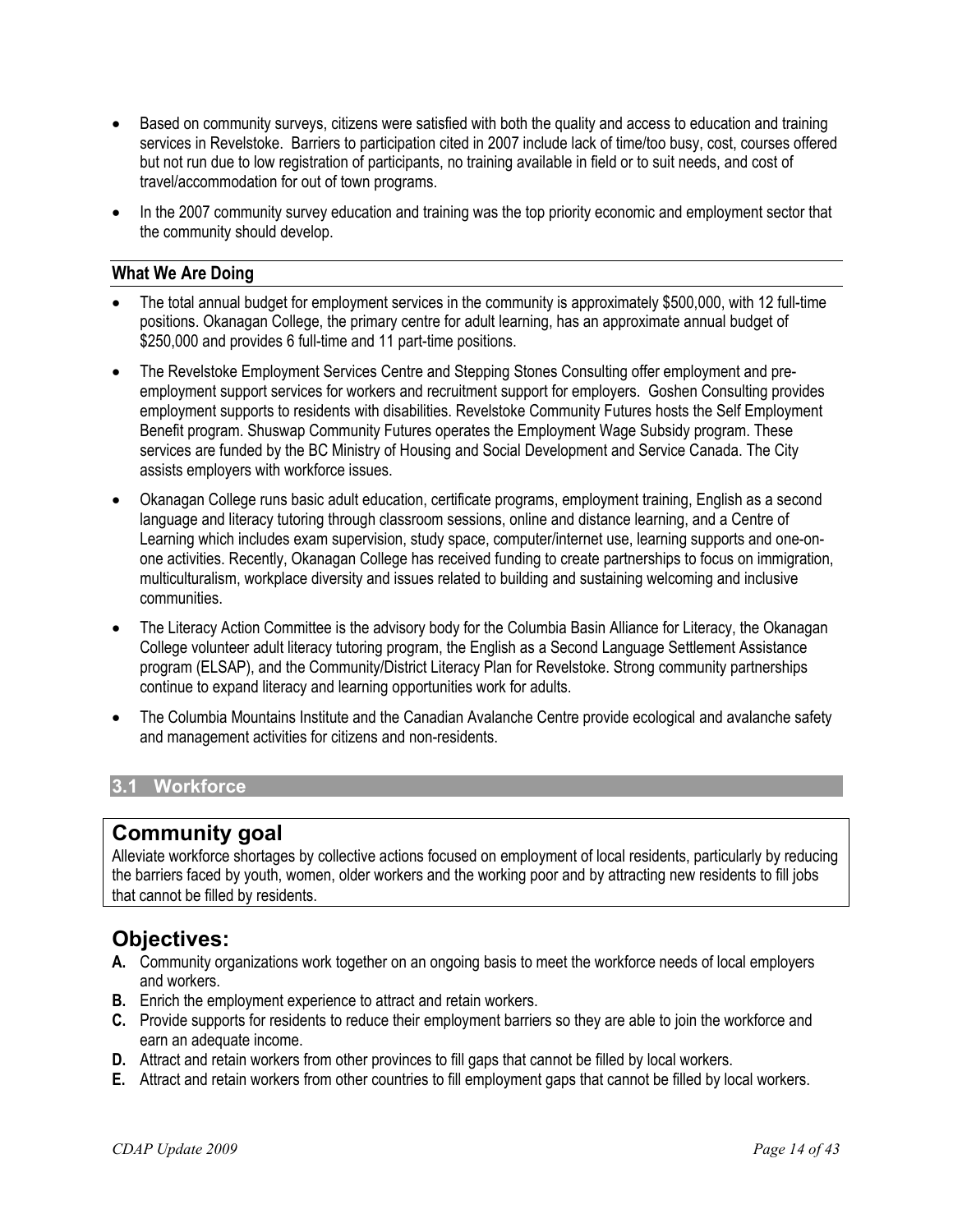- Based on community surveys, citizens were satisfied with both the quality and access to education and training services in Revelstoke. Barriers to participation cited in 2007 include lack of time/too busy, cost, courses offered but not run due to low registration of participants, no training available in field or to suit needs, and cost of travel/accommodation for out of town programs.
- In the 2007 community survey education and training was the top priority economic and employment sector that the community should develop.

**What We Are Doing**

- The total annual budget for employment services in the community is approximately $500,000, with 12 full-time positions. Okanagan College, the primary centre for adult learning, has an approximate annual budget of $250,000 and provides 6 full-time and 11 part-time positions.
- The Revelstoke Employment Services Centre and Stepping Stones Consulting offer employment and pre-employment support services for workers and recruitment support for employers. Goshen Consulting provides employment supports to residents with disabilities. Revelstoke Community Futures hosts the Self Employment Benefit program. Shuswap Community Futures operates the Employment Wage Subsidy program. These services are funded by the BC Ministry of Housing and Social Development and Service Canada. The City assists employers with workforce issues.
- Okanagan College runs basic adult education, certificate programs, employment training, English as a second language and literacy tutoring through classroom sessions, online and distance learning, and a Centre of Learning which includes exam supervision, study space, computer/internet use, learning supports and one-on-one activities. Recently, Okanagan College has received funding to create partnerships to focus on immigration, multiculturalism, workplace diversity and issues related to building and sustaining welcoming and inclusive communities.
- The Literacy Action Committee is the advisory body for the Columbia Basin Alliance for Literacy, the Okanagan College volunteer adult literacy tutoring program, the English as a Second Language Settlement Assistance program (ELSAP), and the Community/District Literacy Plan for Revelstoke. Strong community partnerships continue to expand literacy and learning opportunities work for adults.
- The Columbia Mountains Institute and the Canadian Avalanche Centre provide ecological and avalanche safety and management activities for citizens and non-residents.

## 3.1 Workforce

### Community goal

Alleviate workforce shortages by collective actions focused on employment of local residents, particularly by reducing the barriers faced by youth, women, older workers and the working poor and by attracting new residents to fill jobs that cannot be filled by residents.

### Objectives:

**A.** Community organizations work together on an ongoing basis to meet the workforce needs of local employers and workers.
**B.** Enrich the employment experience to attract and retain workers.
**C.** Provide supports for residents to reduce their employment barriers so they are able to join the workforce and earn an adequate income.
**D.** Attract and retain workers from other provinces to fill gaps that cannot be filled by local workers.
**E.** Attract and retain workers from other countries to fill employment gaps that cannot be filled by local workers.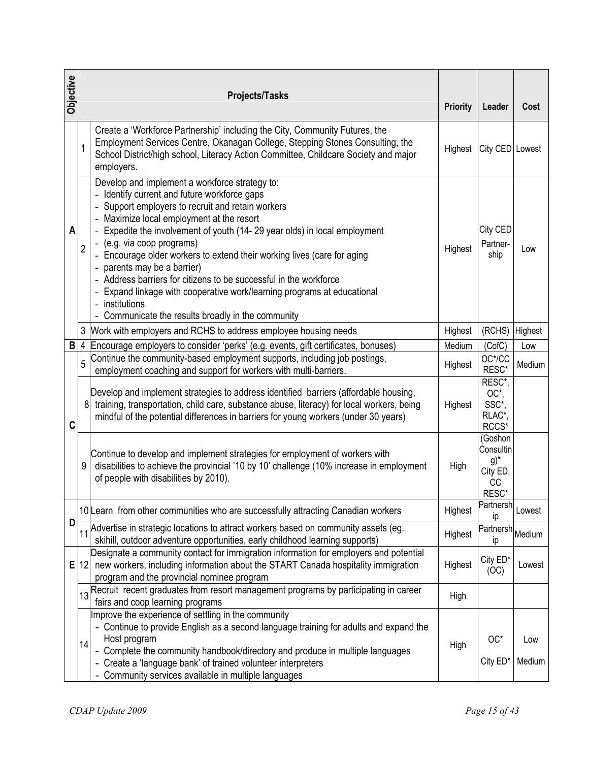| Objective | | Projects/Tasks | Priority | Leader | Cost |
|---|---|---|---|---|---|
| A | 1 | Create a 'Workforce Partnership' including the City, Community Futures, the Employment Services Centre, Okanagan College, Stepping Stones Consulting, the School District/high school, Literacy Action Committee, Childcare Society and major employers. | Highest | City CED | Lowest |
| | 2 | Develop and implement a workforce strategy to:<br>- Identify current and future workforce gaps<br>- Support employers to recruit and retain workers<br>- Maximize local employment at the resort<br>- Expedite the involvement of youth (14- 29 year olds) in local employment<br>- (e.g. via coop programs)<br>- Encourage older workers to extend their working lives (care for aging<br>- parents may be a barrier)<br>- Address barriers for citizens to be successful in the workforce<br>- Expand linkage with cooperative work/learning programs at educational<br>- institutions<br>- Communicate the results broadly in the community | Highest | City CED Partner-ship | Low |
| | 3 | Work with employers and RCHS to address employee housing needs | Highest | (RCHS) | Highest |
| B | 4 | Encourage employers to consider 'perks' (e.g. events, gift certificates, bonuses) | Medium | (CofC) | Low |
| C | 5 | Continue the community-based employment supports, including job postings, employment coaching and support for workers with multi-barriers. | Highest | OC*/CC RESC* | Medium |
| | 8 | Develop and implement strategies to address identified barriers (affordable housing, training, transportation, child care, substance abuse, literacy) for local workers, being mindful of the potential differences in barriers for young workers (under 30 years) | Highest | RESC*, OC*, SSC*, RLAC*, RCCS* | |
| | 9 | Continue to develop and implement strategies for employment of workers with disabilities to achieve the provincial '10 by 10' challenge (10% increase in employment of people with disabilities by 2010). | High | (Goshon Consulting)* City ED, CC RESC* | |
| D | 10 | Learn from other communities who are successfully attracting Canadian workers | Highest | Partnership | Lowest |
| | 11 | Advertise in strategic locations to attract workers based on community assets (eg. skihill, outdoor adventure opportunities, early childhood learning supports) | Highest | Partnership | Medium |
| E | 12 | Designate a community contact for immigration information for employers and potential new workers, including information about the START Canada hospitality immigration program and the provincial nominee program | Highest | City ED* (OC) | Lowest |
| | 13 | Recruit recent graduates from resort management programs by participating in career fairs and coop learning programs | High | | |
| | 14 | Improve the experience of settling in the community<br>- Continue to provide English as a second language training for adults and expand the Host program<br>- Complete the community handbook/directory and produce in multiple languages<br>- Create a 'language bank' of trained volunteer interpreters<br>- Community services available in multiple languages | High | OC*<br>City ED* | Low<br>Medium |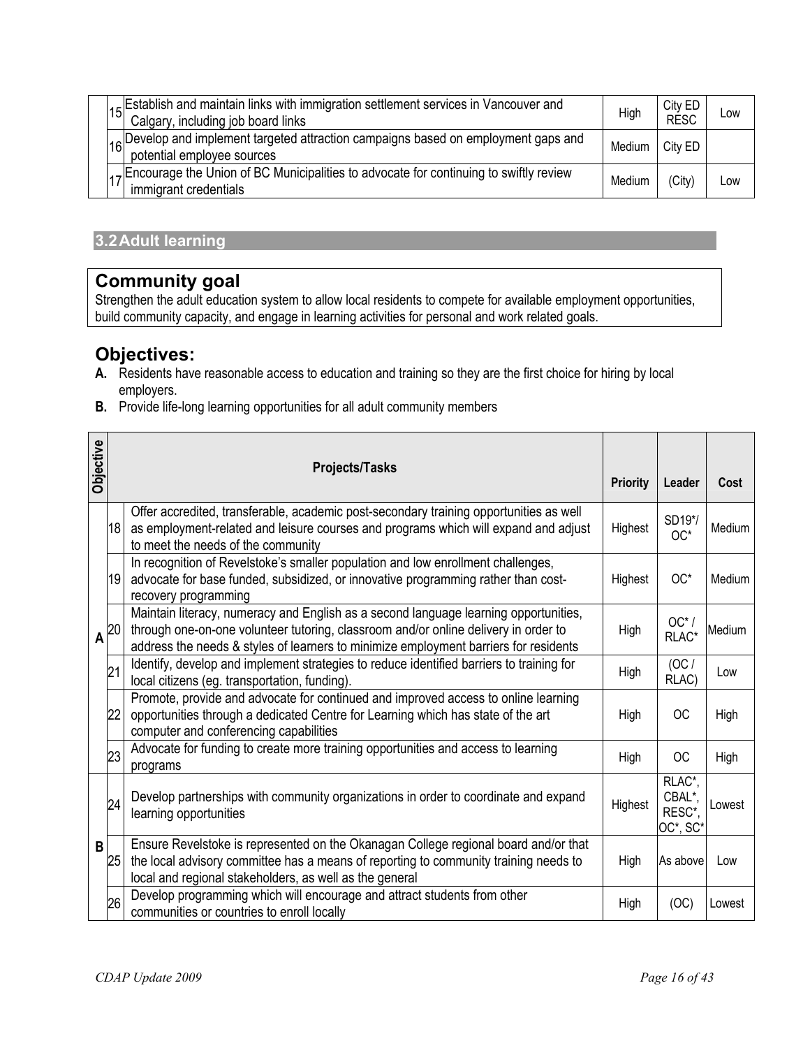| | | | | | |
|---|---|---|---|---|---|
| | 15 | Establish and maintain links with immigration settlement services in Vancouver and Calgary, including job board links | High | City ED RESC | Low |
| | 16 | Develop and implement targeted attraction campaigns based on employment gaps and potential employee sources | Medium | City ED | |
| | 17 | Encourage the Union of BC Municipalities to advocate for continuing to swiftly review immigrant credentials | Medium | (City) | Low |

## 3.2 Adult learning

### Community goal

Strengthen the adult education system to allow local residents to compete for available employment opportunities, build community capacity, and engage in learning activities for personal and work related goals.

### Objectives:

**A.** Residents have reasonable access to education and training so they are the first choice for hiring by local employers.

**B.** Provide life-long learning opportunities for all adult community members

| Objective | | Projects/Tasks | Priority | Leader | Cost |
|---|---|---|---|---|---|
| A | 18 | Offer accredited, transferable, academic post-secondary training opportunities as well as employment-related and leisure courses and programs which will expand and adjust to meet the needs of the community | Highest | SD19*/ OC* | Medium |
| | 19 | In recognition of Revelstoke's smaller population and low enrollment challenges, advocate for base funded, subsidized, or innovative programming rather than cost-recovery programming | Highest | OC* | Medium |
| | 20 | Maintain literacy, numeracy and English as a second language learning opportunities, through one-on-one volunteer tutoring, classroom and/or online delivery in order to address the needs & styles of learners to minimize employment barriers for residents | High | OC* / RLAC* | Medium |
| | 21 | Identify, develop and implement strategies to reduce identified barriers to training for local citizens (eg. transportation, funding). | High | (OC / RLAC) | Low |
| | 22 | Promote, provide and advocate for continued and improved access to online learning opportunities through a dedicated Centre for Learning which has state of the art computer and conferencing capabilities | High | OC | High |
| | 23 | Advocate for funding to create more training opportunities and access to learning programs | High | OC | High |
| B | 24 | Develop partnerships with community organizations in order to coordinate and expand learning opportunities | Highest | RLAC*, CBAL*, RESC*, OC*, SC* | Lowest |
| | 25 | Ensure Revelstoke is represented on the Okanagan College regional board and/or that the local advisory committee has a means of reporting to community training needs to local and regional stakeholders, as well as the general | High | As above | Low |
| | 26 | Develop programming which will encourage and attract students from other communities or countries to enroll locally | High | (OC) | Lowest |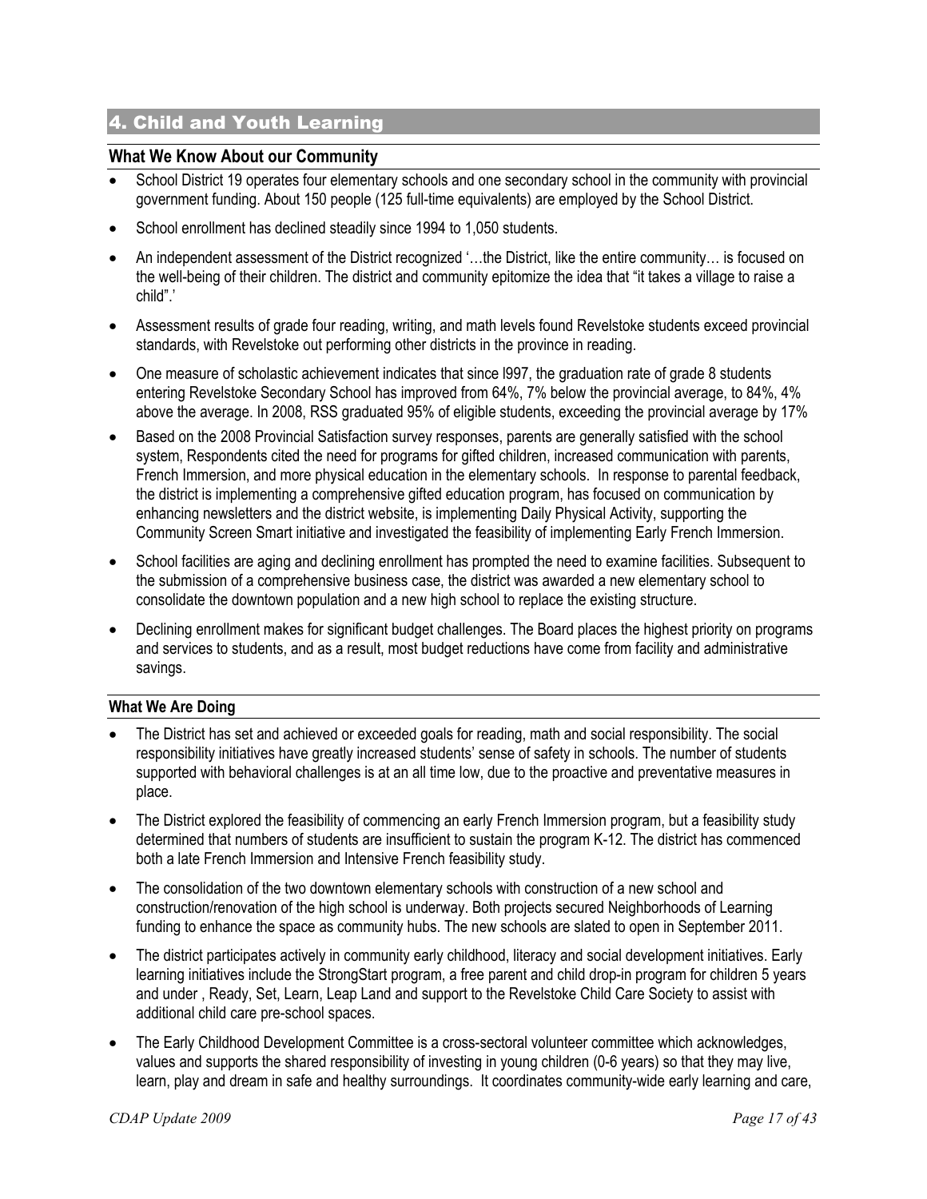## 4. Child and Youth Learning

### What We Know About our Community

- School District 19 operates four elementary schools and one secondary school in the community with provincial government funding. About 150 people (125 full-time equivalents) are employed by the School District.
- School enrollment has declined steadily since 1994 to 1,050 students.
- An independent assessment of the District recognized '…the District, like the entire community… is focused on the well-being of their children. The district and community epitomize the idea that "it takes a village to raise a child".'
- Assessment results of grade four reading, writing, and math levels found Revelstoke students exceed provincial standards, with Revelstoke out performing other districts in the province in reading.
- One measure of scholastic achievement indicates that since l997, the graduation rate of grade 8 students entering Revelstoke Secondary School has improved from 64%, 7% below the provincial average, to 84%, 4% above the average. In 2008, RSS graduated 95% of eligible students, exceeding the provincial average by 17%
- Based on the 2008 Provincial Satisfaction survey responses, parents are generally satisfied with the school system, Respondents cited the need for programs for gifted children, increased communication with parents, French Immersion, and more physical education in the elementary schools. In response to parental feedback, the district is implementing a comprehensive gifted education program, has focused on communication by enhancing newsletters and the district website, is implementing Daily Physical Activity, supporting the Community Screen Smart initiative and investigated the feasibility of implementing Early French Immersion.
- School facilities are aging and declining enrollment has prompted the need to examine facilities. Subsequent to the submission of a comprehensive business case, the district was awarded a new elementary school to consolidate the downtown population and a new high school to replace the existing structure.
- Declining enrollment makes for significant budget challenges. The Board places the highest priority on programs and services to students, and as a result, most budget reductions have come from facility and administrative savings.

### What We Are Doing

- The District has set and achieved or exceeded goals for reading, math and social responsibility. The social responsibility initiatives have greatly increased students' sense of safety in schools. The number of students supported with behavioral challenges is at an all time low, due to the proactive and preventative measures in place.
- The District explored the feasibility of commencing an early French Immersion program, but a feasibility study determined that numbers of students are insufficient to sustain the program K-12. The district has commenced both a late French Immersion and Intensive French feasibility study.
- The consolidation of the two downtown elementary schools with construction of a new school and construction/renovation of the high school is underway. Both projects secured Neighborhoods of Learning funding to enhance the space as community hubs. The new schools are slated to open in September 2011.
- The district participates actively in community early childhood, literacy and social development initiatives. Early learning initiatives include the StrongStart program, a free parent and child drop-in program for children 5 years and under , Ready, Set, Learn, Leap Land and support to the Revelstoke Child Care Society to assist with additional child care pre-school spaces.
- The Early Childhood Development Committee is a cross-sectoral volunteer committee which acknowledges, values and supports the shared responsibility of investing in young children (0-6 years) so that they may live, learn, play and dream in safe and healthy surroundings. It coordinates community-wide early learning and care,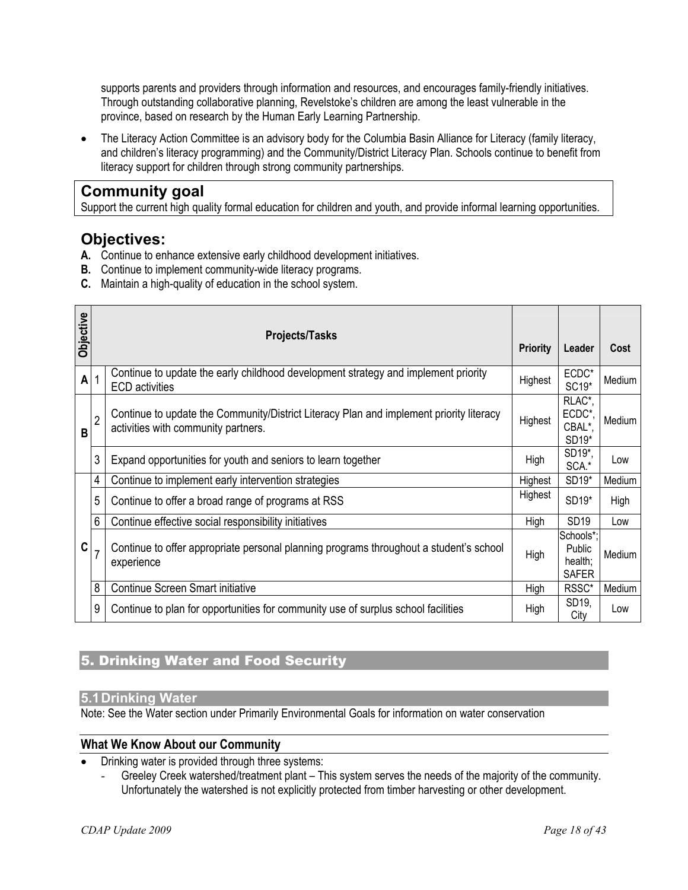supports parents and providers through information and resources, and encourages family-friendly initiatives. Through outstanding collaborative planning, Revelstoke's children are among the least vulnerable in the province, based on research by the Human Early Learning Partnership.

- The Literacy Action Committee is an advisory body for the Columbia Basin Alliance for Literacy (family literacy, and children's literacy programming) and the Community/District Literacy Plan. Schools continue to benefit from literacy support for children through strong community partnerships.

## Community goal

Support the current high quality formal education for children and youth, and provide informal learning opportunities.

## Objectives:

**A.** Continue to enhance extensive early childhood development initiatives.
**B.** Continue to implement community-wide literacy programs.
**C.** Maintain a high-quality of education in the school system.

| Objective | | Projects/Tasks | Priority | Leader | Cost |
|---|---|---|---|---|---|
| A | 1 | Continue to update the early childhood development strategy and implement priority ECD activities | Highest | ECDC* SC19* | Medium |
| B | 2 | Continue to update the Community/District Literacy Plan and implement priority literacy activities with community partners. | Highest | RLAC*, ECDC*, CBAL*, SD19* | Medium |
| | 3 | Expand opportunities for youth and seniors to learn together | High | SD19*, SCA.* | Low |
| C | 4 | Continue to implement early intervention strategies | Highest | SD19* | Medium |
| | 5 | Continue to offer a broad range of programs at RSS | Highest | SD19* | High |
| | 6 | Continue effective social responsibility initiatives | High | SD19 | Low |
| | 7 | Continue to offer appropriate personal planning programs throughout a student's school experience | High | Schools*; Public health; SAFER | Medium |
| | 8 | Continue Screen Smart initiative | High | RSSC* | Medium |
| | 9 | Continue to plan for opportunities for community use of surplus school facilities | High | SD19, City | Low |

## 5. Drinking Water and Food Security

### 5.1 Drinking Water

Note: See the Water section under Primarily Environmental Goals for information on water conservation

#### What We Know About our Community

- Drinking water is provided through three systems:
  - Greeley Creek watershed/treatment plant – This system serves the needs of the majority of the community. Unfortunately the watershed is not explicitly protected from timber harvesting or other development.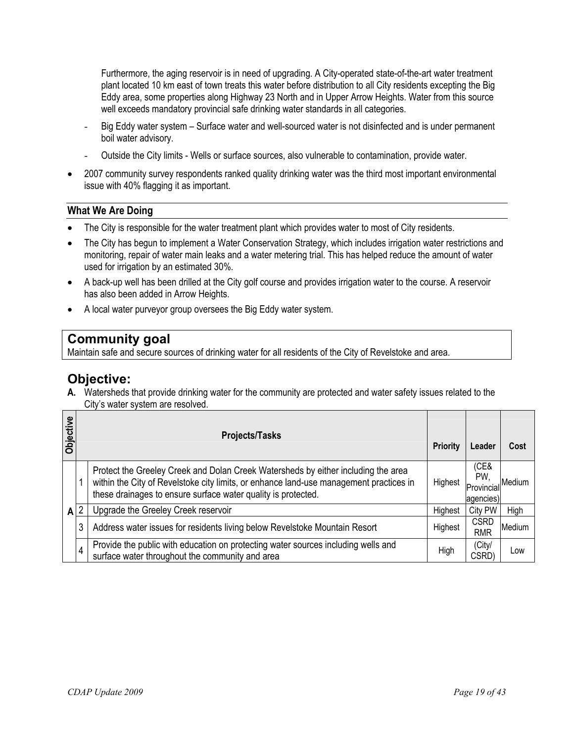Furthermore, the aging reservoir is in need of upgrading. A City-operated state-of-the-art water treatment plant located 10 km east of town treats this water before distribution to all City residents excepting the Big Eddy area, some properties along Highway 23 North and in Upper Arrow Heights. Water from this source well exceeds mandatory provincial safe drinking water standards in all categories.

- Big Eddy water system – Surface water and well-sourced water is not disinfected and is under permanent boil water advisory.
- Outside the City limits - Wells or surface sources, also vulnerable to contamination, provide water.

- 2007 community survey respondents ranked quality drinking water was the third most important environmental issue with 40% flagging it as important.

**What We Are Doing**

- The City is responsible for the water treatment plant which provides water to most of City residents.
- The City has begun to implement a Water Conservation Strategy, which includes irrigation water restrictions and monitoring, repair of water main leaks and a water metering trial. This has helped reduce the amount of water used for irrigation by an estimated 30%.
- A back-up well has been drilled at the City golf course and provides irrigation water to the course. A reservoir has also been added in Arrow Heights.
- A local water purveyor group oversees the Big Eddy water system.

## Community goal

Maintain safe and secure sources of drinking water for all residents of the City of Revelstoke and area.

## Objective:

**A.** Watersheds that provide drinking water for the community are protected and water safety issues related to the City's water system are resolved.

| Objective | | Projects/Tasks | Priority | Leader | Cost |
|---|---|---|---|---|---|
| A | 1 | Protect the Greeley Creek and Dolan Creek Watersheds by either including the area within the City of Revelstoke city limits, or enhance land-use management practices in these drainages to ensure surface water quality is protected. | Highest | (CE& PW, Provincial agencies) | Medium |
| | 2 | Upgrade the Greeley Creek reservoir | Highest | City PW | High |
| | 3 | Address water issues for residents living below Revelstoke Mountain Resort | Highest | CSRD RMR | Medium |
| | 4 | Provide the public with education on protecting water sources including wells and surface water throughout the community and area | High | (City/ CSRD) | Low |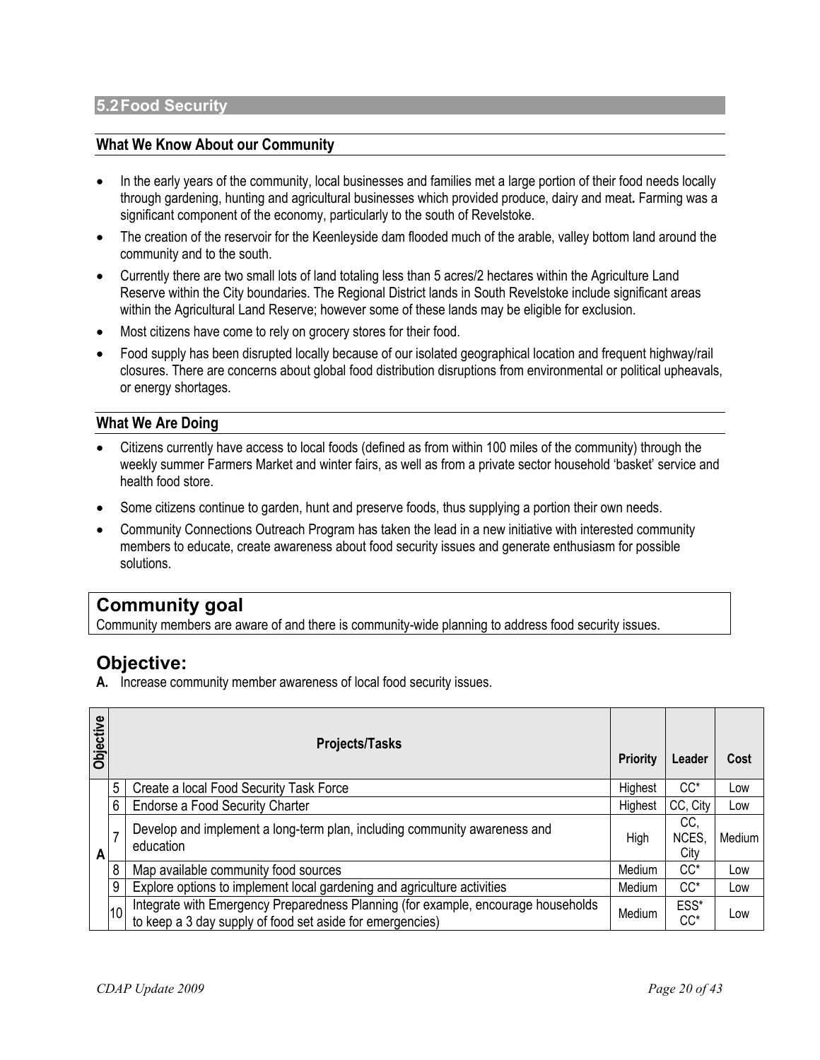## 5.2 Food Security

### What We Know About our Community

- In the early years of the community, local businesses and families met a large portion of their food needs locally through gardening, hunting and agricultural businesses which provided produce, dairy and meat**.** Farming was a significant component of the economy, particularly to the south of Revelstoke.
- The creation of the reservoir for the Keenleyside dam flooded much of the arable, valley bottom land around the community and to the south.
- Currently there are two small lots of land totaling less than 5 acres/2 hectares within the Agriculture Land Reserve within the City boundaries. The Regional District lands in South Revelstoke include significant areas within the Agricultural Land Reserve; however some of these lands may be eligible for exclusion.
- Most citizens have come to rely on grocery stores for their food.
- Food supply has been disrupted locally because of our isolated geographical location and frequent highway/rail closures. There are concerns about global food distribution disruptions from environmental or political upheavals, or energy shortages.

### What We Are Doing

- Citizens currently have access to local foods (defined as from within 100 miles of the community) through the weekly summer Farmers Market and winter fairs, as well as from a private sector household 'basket' service and health food store.
- Some citizens continue to garden, hunt and preserve foods, thus supplying a portion their own needs.
- Community Connections Outreach Program has taken the lead in a new initiative with interested community members to educate, create awareness about food security issues and generate enthusiasm for possible solutions.

## Community goal

Community members are aware of and there is community-wide planning to address food security issues.

## Objective:

**A.** Increase community member awareness of local food security issues.

| Objective | | Projects/Tasks | Priority | Leader | Cost |
|---|---|---|---|---|---|
| A | 5 | Create a local Food Security Task Force | Highest | CC* | Low |
| | 6 | Endorse a Food Security Charter | Highest | CC, City | Low |
| | 7 | Develop and implement a long-term plan, including community awareness and education | High | CC, NCES, City | Medium |
| | 8 | Map available community food sources | Medium | CC* | Low |
| | 9 | Explore options to implement local gardening and agriculture activities | Medium | CC* | Low |
| | 10 | Integrate with Emergency Preparedness Planning (for example, encourage households to keep a 3 day supply of food set aside for emergencies) | Medium | ESS* CC* | Low |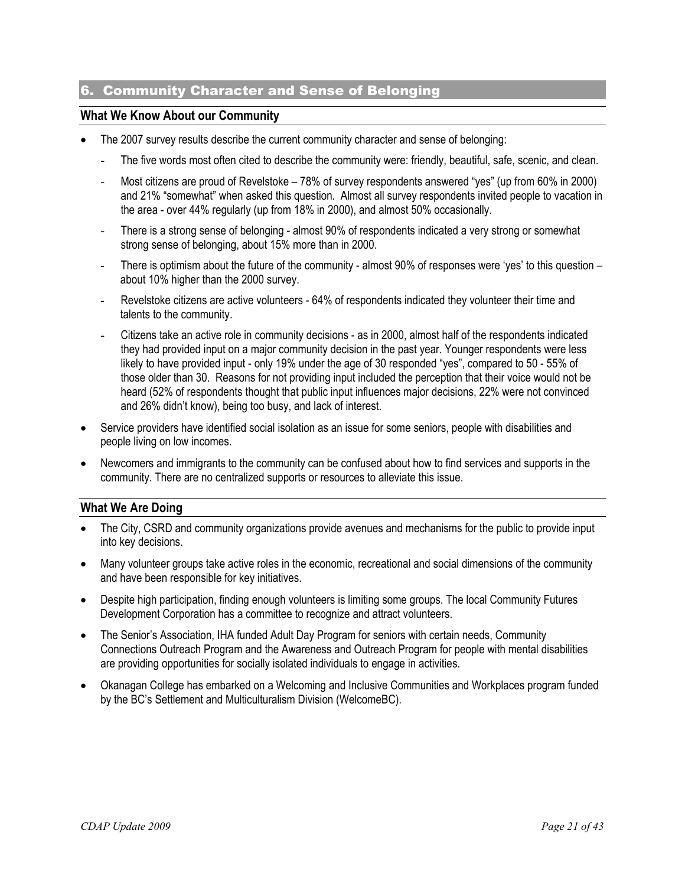## 6. Community Character and Sense of Belonging

### What We Know About our Community

- The 2007 survey results describe the current community character and sense of belonging:
  - The five words most often cited to describe the community were: friendly, beautiful, safe, scenic, and clean.
  - Most citizens are proud of Revelstoke – 78% of survey respondents answered "yes" (up from 60% in 2000) and 21% "somewhat" when asked this question. Almost all survey respondents invited people to vacation in the area - over 44% regularly (up from 18% in 2000), and almost 50% occasionally.
  - There is a strong sense of belonging - almost 90% of respondents indicated a very strong or somewhat strong sense of belonging, about 15% more than in 2000.
  - There is optimism about the future of the community - almost 90% of responses were 'yes' to this question – about 10% higher than the 2000 survey.
  - Revelstoke citizens are active volunteers - 64% of respondents indicated they volunteer their time and talents to the community.
  - Citizens take an active role in community decisions - as in 2000, almost half of the respondents indicated they had provided input on a major community decision in the past year. Younger respondents were less likely to have provided input - only 19% under the age of 30 responded "yes", compared to 50 - 55% of those older than 30. Reasons for not providing input included the perception that their voice would not be heard (52% of respondents thought that public input influences major decisions, 22% were not convinced and 26% didn't know), being too busy, and lack of interest.
- Service providers have identified social isolation as an issue for some seniors, people with disabilities and people living on low incomes.
- Newcomers and immigrants to the community can be confused about how to find services and supports in the community. There are no centralized supports or resources to alleviate this issue.

### What We Are Doing

- The City, CSRD and community organizations provide avenues and mechanisms for the public to provide input into key decisions.
- Many volunteer groups take active roles in the economic, recreational and social dimensions of the community and have been responsible for key initiatives.
- Despite high participation, finding enough volunteers is limiting some groups. The local Community Futures Development Corporation has a committee to recognize and attract volunteers.
- The Senior's Association, IHA funded Adult Day Program for seniors with certain needs, Community Connections Outreach Program and the Awareness and Outreach Program for people with mental disabilities are providing opportunities for socially isolated individuals to engage in activities.
- Okanagan College has embarked on a Welcoming and Inclusive Communities and Workplaces program funded by the BC's Settlement and Multiculturalism Division (WelcomeBC).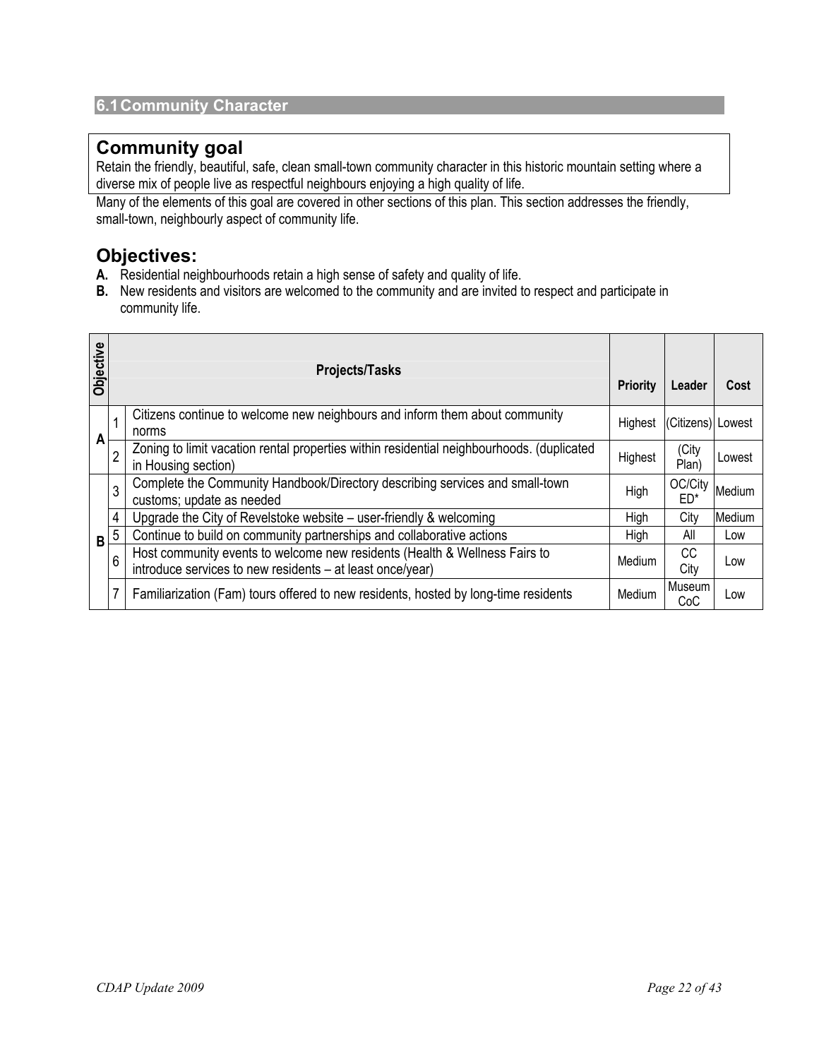## 6.1 Community Character

### Community goal

Retain the friendly, beautiful, safe, clean small-town community character in this historic mountain setting where a diverse mix of people live as respectful neighbours enjoying a high quality of life.

Many of the elements of this goal are covered in other sections of this plan. This section addresses the friendly, small-town, neighbourly aspect of community life.

### Objectives:

**A.** Residential neighbourhoods retain a high sense of safety and quality of life.
**B.** New residents and visitors are welcomed to the community and are invited to respect and participate in community life.

| Objective | | Projects/Tasks | Priority | Leader | Cost |
|---|---|---|---|---|---|
| A | 1 | Citizens continue to welcome new neighbours and inform them about community norms | Highest | (Citizens) | Lowest |
| | 2 | Zoning to limit vacation rental properties within residential neighbourhoods. (duplicated in Housing section) | Highest | (City Plan) | Lowest |
| B | 3 | Complete the Community Handbook/Directory describing services and small-town customs; update as needed | High | OC/City ED* | Medium |
| | 4 | Upgrade the City of Revelstoke website – user-friendly & welcoming | High | City | Medium |
| | 5 | Continue to build on community partnerships and collaborative actions | High | All | Low |
| | 6 | Host community events to welcome new residents (Health & Wellness Fairs to introduce services to new residents – at least once/year) | Medium | CC City | Low |
| | 7 | Familiarization (Fam) tours offered to new residents, hosted by long-time residents | Medium | Museum CoC | Low |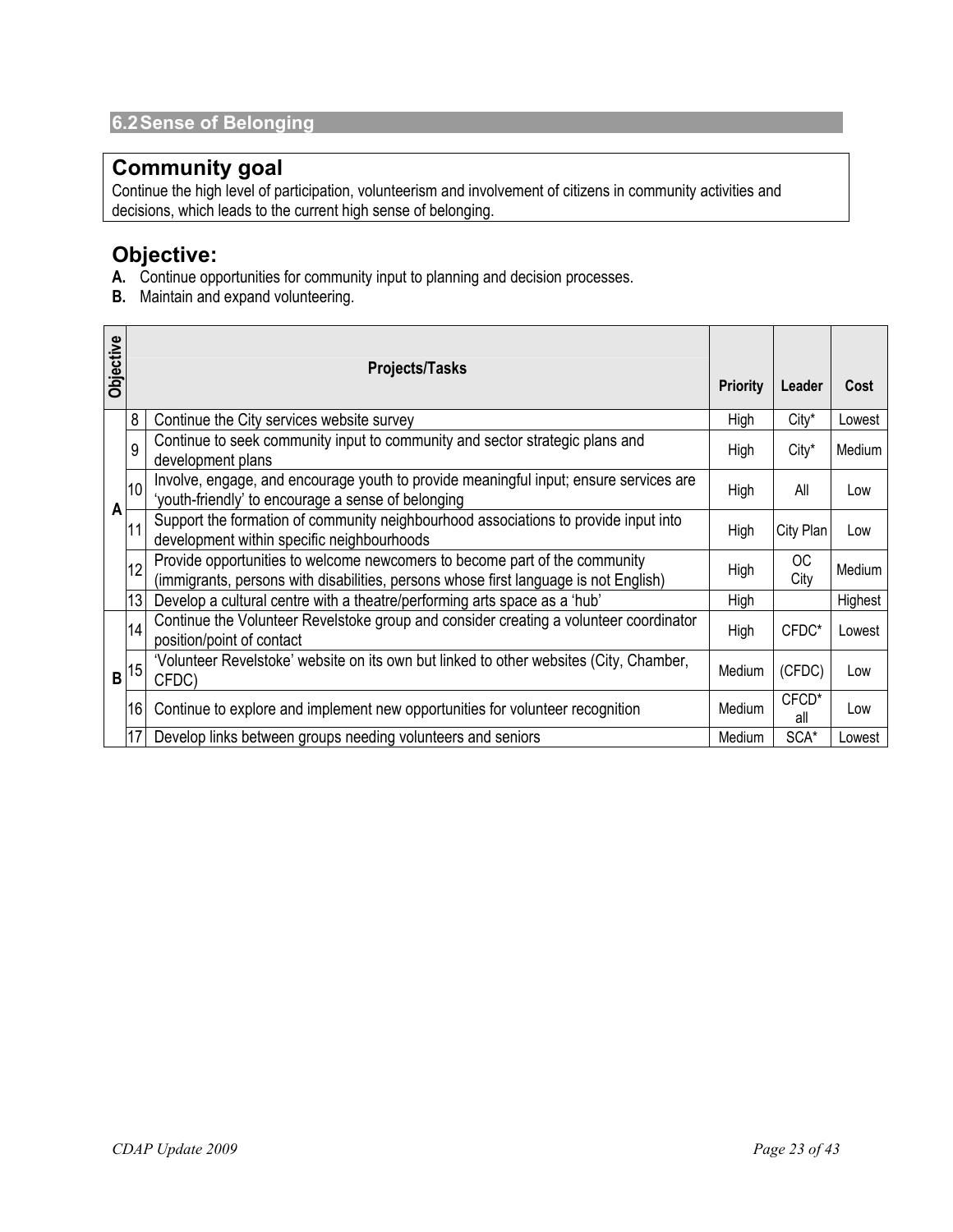## 6.2 Sense of Belonging

## Community goal

Continue the high level of participation, volunteerism and involvement of citizens in community activities and decisions, which leads to the current high sense of belonging.

## Objective:

**A.** Continue opportunities for community input to planning and decision processes.
**B.** Maintain and expand volunteering.

| Objective | | Projects/Tasks | Priority | Leader | Cost |
|---|---|---|---|---|---|
| A | 8 | Continue the City services website survey | High | City* | Lowest |
| | 9 | Continue to seek community input to community and sector strategic plans and development plans | High | City* | Medium |
| | 10 | Involve, engage, and encourage youth to provide meaningful input; ensure services are 'youth-friendly' to encourage a sense of belonging | High | All | Low |
| | 11 | Support the formation of community neighbourhood associations to provide input into development within specific neighbourhoods | High | City Plan | Low |
| | 12 | Provide opportunities to welcome newcomers to become part of the community (immigrants, persons with disabilities, persons whose first language is not English) | High | OC City | Medium |
| | 13 | Develop a cultural centre with a theatre/performing arts space as a 'hub' | High | | Highest |
| B | 14 | Continue the Volunteer Revelstoke group and consider creating a volunteer coordinator position/point of contact | High | CFDC* | Lowest |
| | 15 | 'Volunteer Revelstoke' website on its own but linked to other websites (City, Chamber, CFDC) | Medium | (CFDC) | Low |
| | 16 | Continue to explore and implement new opportunities for volunteer recognition | Medium | CFCD* all | Low |
| | 17 | Develop links between groups needing volunteers and seniors | Medium | SCA* | Lowest |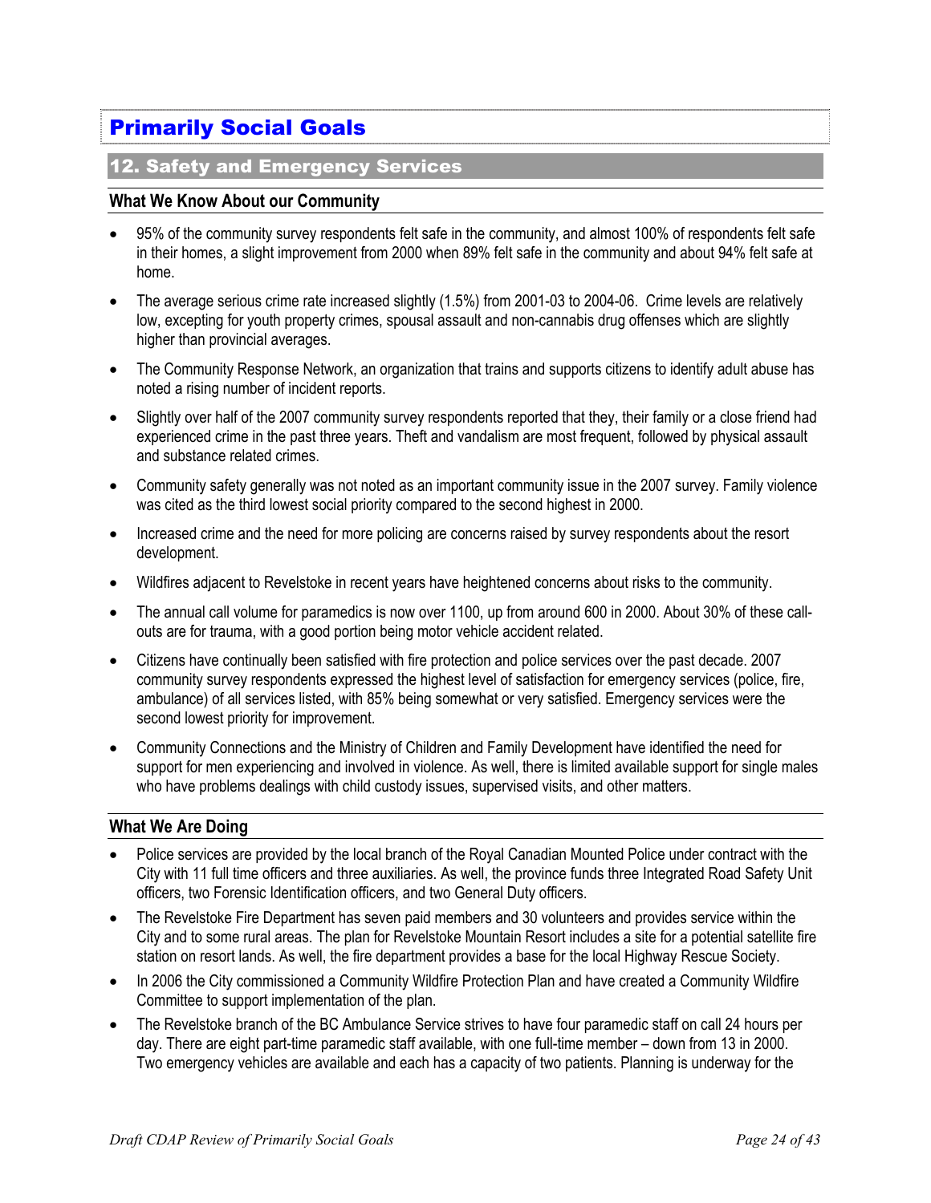# Primarily Social Goals

## 12. Safety and Emergency Services

### What We Know About our Community

- 95% of the community survey respondents felt safe in the community, and almost 100% of respondents felt safe in their homes, a slight improvement from 2000 when 89% felt safe in the community and about 94% felt safe at home.
- The average serious crime rate increased slightly (1.5%) from 2001-03 to 2004-06. Crime levels are relatively low, excepting for youth property crimes, spousal assault and non-cannabis drug offenses which are slightly higher than provincial averages.
- The Community Response Network, an organization that trains and supports citizens to identify adult abuse has noted a rising number of incident reports.
- Slightly over half of the 2007 community survey respondents reported that they, their family or a close friend had experienced crime in the past three years. Theft and vandalism are most frequent, followed by physical assault and substance related crimes.
- Community safety generally was not noted as an important community issue in the 2007 survey. Family violence was cited as the third lowest social priority compared to the second highest in 2000.
- Increased crime and the need for more policing are concerns raised by survey respondents about the resort development.
- Wildfires adjacent to Revelstoke in recent years have heightened concerns about risks to the community.
- The annual call volume for paramedics is now over 1100, up from around 600 in 2000. About 30% of these call-outs are for trauma, with a good portion being motor vehicle accident related.
- Citizens have continually been satisfied with fire protection and police services over the past decade. 2007 community survey respondents expressed the highest level of satisfaction for emergency services (police, fire, ambulance) of all services listed, with 85% being somewhat or very satisfied. Emergency services were the second lowest priority for improvement.
- Community Connections and the Ministry of Children and Family Development have identified the need for support for men experiencing and involved in violence. As well, there is limited available support for single males who have problems dealings with child custody issues, supervised visits, and other matters.

### What We Are Doing

- Police services are provided by the local branch of the Royal Canadian Mounted Police under contract with the City with 11 full time officers and three auxiliaries. As well, the province funds three Integrated Road Safety Unit officers, two Forensic Identification officers, and two General Duty officers.
- The Revelstoke Fire Department has seven paid members and 30 volunteers and provides service within the City and to some rural areas. The plan for Revelstoke Mountain Resort includes a site for a potential satellite fire station on resort lands. As well, the fire department provides a base for the local Highway Rescue Society.
- In 2006 the City commissioned a Community Wildfire Protection Plan and have created a Community Wildfire Committee to support implementation of the plan.
- The Revelstoke branch of the BC Ambulance Service strives to have four paramedic staff on call 24 hours per day. There are eight part-time paramedic staff available, with one full-time member – down from 13 in 2000. Two emergency vehicles are available and each has a capacity of two patients. Planning is underway for the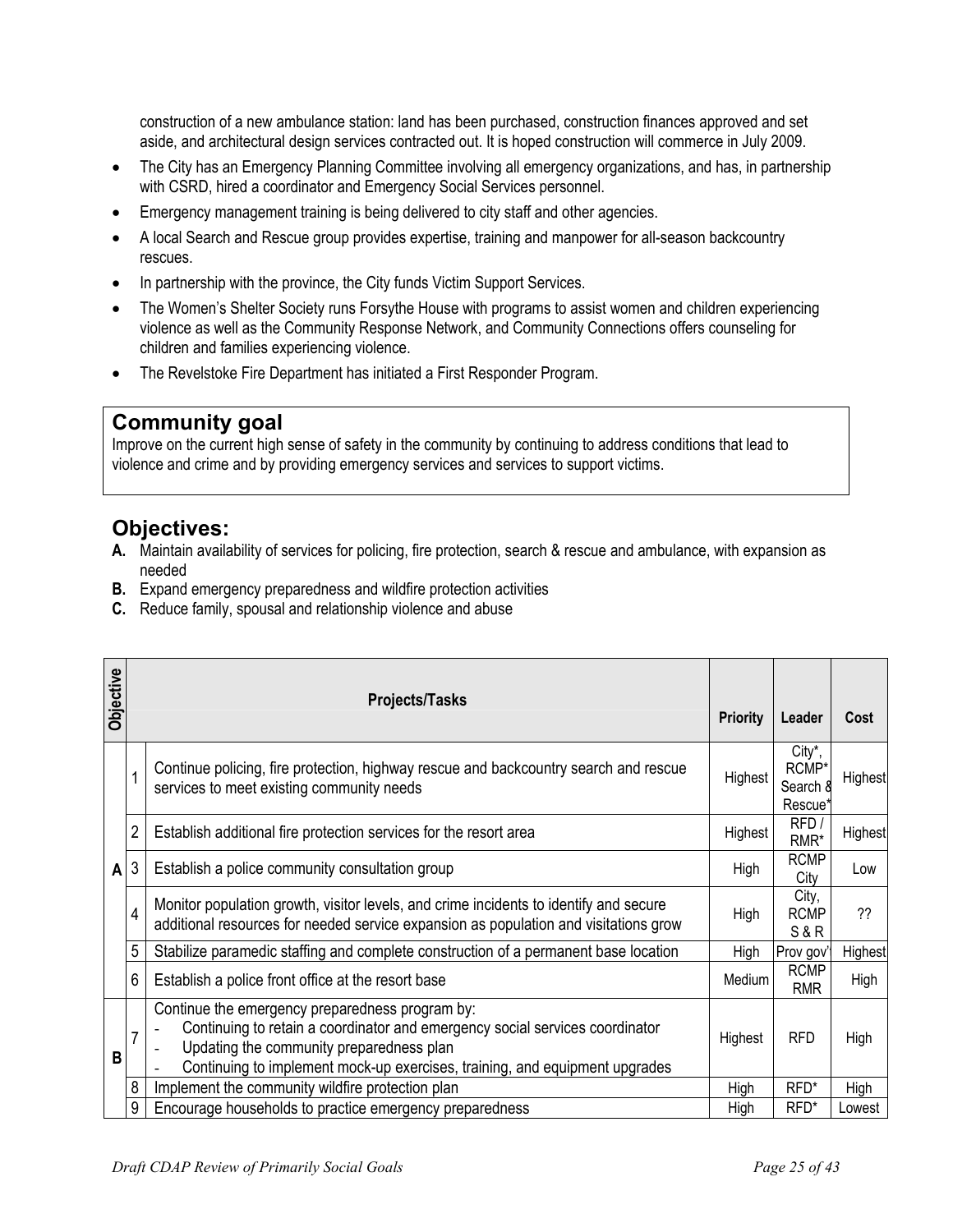construction of a new ambulance station: land has been purchased, construction finances approved and set aside, and architectural design services contracted out. It is hoped construction will commerce in July 2009.

- The City has an Emergency Planning Committee involving all emergency organizations, and has, in partnership with CSRD, hired a coordinator and Emergency Social Services personnel.
- Emergency management training is being delivered to city staff and other agencies.
- A local Search and Rescue group provides expertise, training and manpower for all-season backcountry rescues.
- In partnership with the province, the City funds Victim Support Services.
- The Women's Shelter Society runs Forsythe House with programs to assist women and children experiencing violence as well as the Community Response Network, and Community Connections offers counseling for children and families experiencing violence.
- The Revelstoke Fire Department has initiated a First Responder Program.

## Community goal

Improve on the current high sense of safety in the community by continuing to address conditions that lead to violence and crime and by providing emergency services and services to support victims.

## Objectives:

**A.** Maintain availability of services for policing, fire protection, search & rescue and ambulance, with expansion as needed

**B.** Expand emergency preparedness and wildfire protection activities

**C.** Reduce family, spousal and relationship violence and abuse

| Objective | | Projects/Tasks | Priority | Leader | Cost |
|---|---|---|---|---|---|
| A | 1 | Continue policing, fire protection, highway rescue and backcountry search and rescue services to meet existing community needs | Highest | City*, RCMP* Search & Rescue* | Highest |
| | 2 | Establish additional fire protection services for the resort area | Highest | RFD / RMR* | Highest |
| | 3 | Establish a police community consultation group | High | RCMP City | Low |
| | 4 | Monitor population growth, visitor levels, and crime incidents to identify and secure additional resources for needed service expansion as population and visitations grow | High | City, RCMP S & R | ?? |
| | 5 | Stabilize paramedic staffing and complete construction of a permanent base location | High | Prov gov't | Highest |
| | 6 | Establish a police front office at the resort base | Medium | RCMP RMR | High |
| B | 7 | Continue the emergency preparedness program by:<br>- Continuing to retain a coordinator and emergency social services coordinator<br>- Updating the community preparedness plan<br>- Continuing to implement mock-up exercises, training, and equipment upgrades | Highest | RFD | High |
| | 8 | Implement the community wildfire protection plan | High | RFD* | High |
| | 9 | Encourage households to practice emergency preparedness | High | RFD* | Lowest |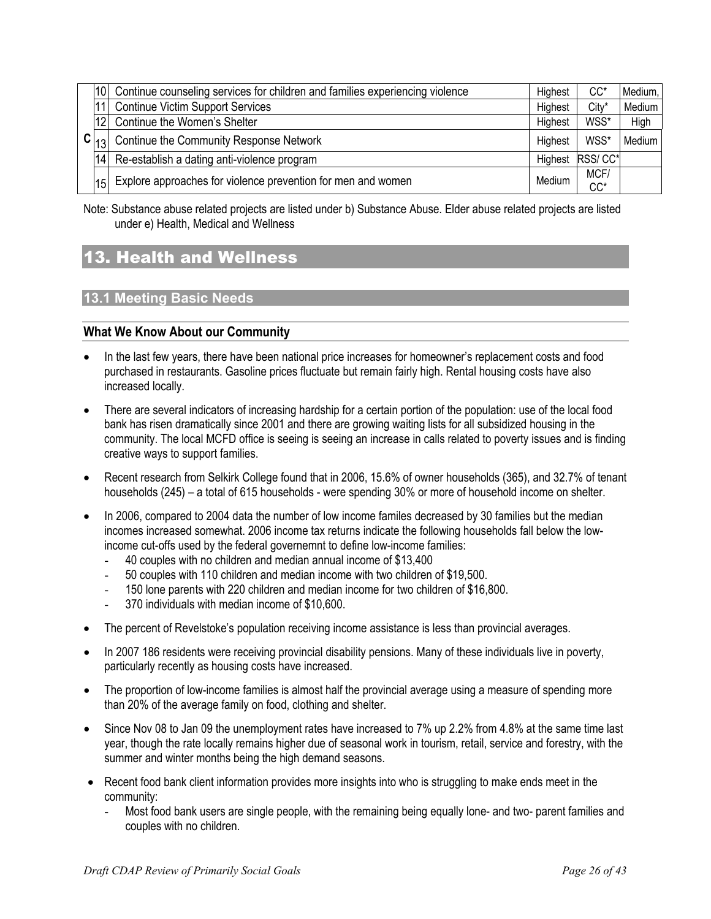| | | | | | |
|---|---|---|---|---|---|
| C | 10 | Continue counseling services for children and families experiencing violence | Highest | CC* | Medium, |
| | 11 | Continue Victim Support Services | Highest | City* | Medium |
| | 12 | Continue the Women's Shelter | Highest | WSS* | High |
| | 13 | Continue the Community Response Network | Highest | WSS* | Medium |
| | 14 | Re-establish a dating anti-violence program | Highest | RSS/ CC* | |
| | 15 | Explore approaches for violence prevention for men and women | Medium | MCF/ CC* | |

Note: Substance abuse related projects are listed under b) Substance Abuse. Elder abuse related projects are listed under e) Health, Medical and Wellness

# 13. Health and Wellness

## 13.1 Meeting Basic Needs

### What We Know About our Community

- In the last few years, there have been national price increases for homeowner's replacement costs and food purchased in restaurants. Gasoline prices fluctuate but remain fairly high. Rental housing costs have also increased locally.
- There are several indicators of increasing hardship for a certain portion of the population: use of the local food bank has risen dramatically since 2001 and there are growing waiting lists for all subsidized housing in the community. The local MCFD office is seeing is seeing an increase in calls related to poverty issues and is finding creative ways to support families.
- Recent research from Selkirk College found that in 2006, 15.6% of owner households (365), and 32.7% of tenant households (245) – a total of 615 households - were spending 30% or more of household income on shelter.
- In 2006, compared to 2004 data the number of low income familes decreased by 30 families but the median incomes increased somewhat. 2006 income tax returns indicate the following households fall below the low-income cut-offs used by the federal governemnt to define low-income families:
  - 40 couples with no children and median annual income of $13,400
  - 50 couples with 110 children and median income with two children of $19,500.
  - 150 lone parents with 220 children and median income for two children of $16,800.
  - 370 individuals with median income of $10,600.
- The percent of Revelstoke's population receiving income assistance is less than provincial averages.
- In 2007 186 residents were receiving provincial disability pensions. Many of these individuals live in poverty, particularly recently as housing costs have increased.
- The proportion of low-income families is almost half the provincial average using a measure of spending more than 20% of the average family on food, clothing and shelter.
- Since Nov 08 to Jan 09 the unemployment rates have increased to 7% up 2.2% from 4.8% at the same time last year, though the rate locally remains higher due of seasonal work in tourism, retail, service and forestry, with the summer and winter months being the high demand seasons.
- Recent food bank client information provides more insights into who is struggling to make ends meet in the community:
  - Most food bank users are single people, with the remaining being equally lone- and two- parent families and couples with no children.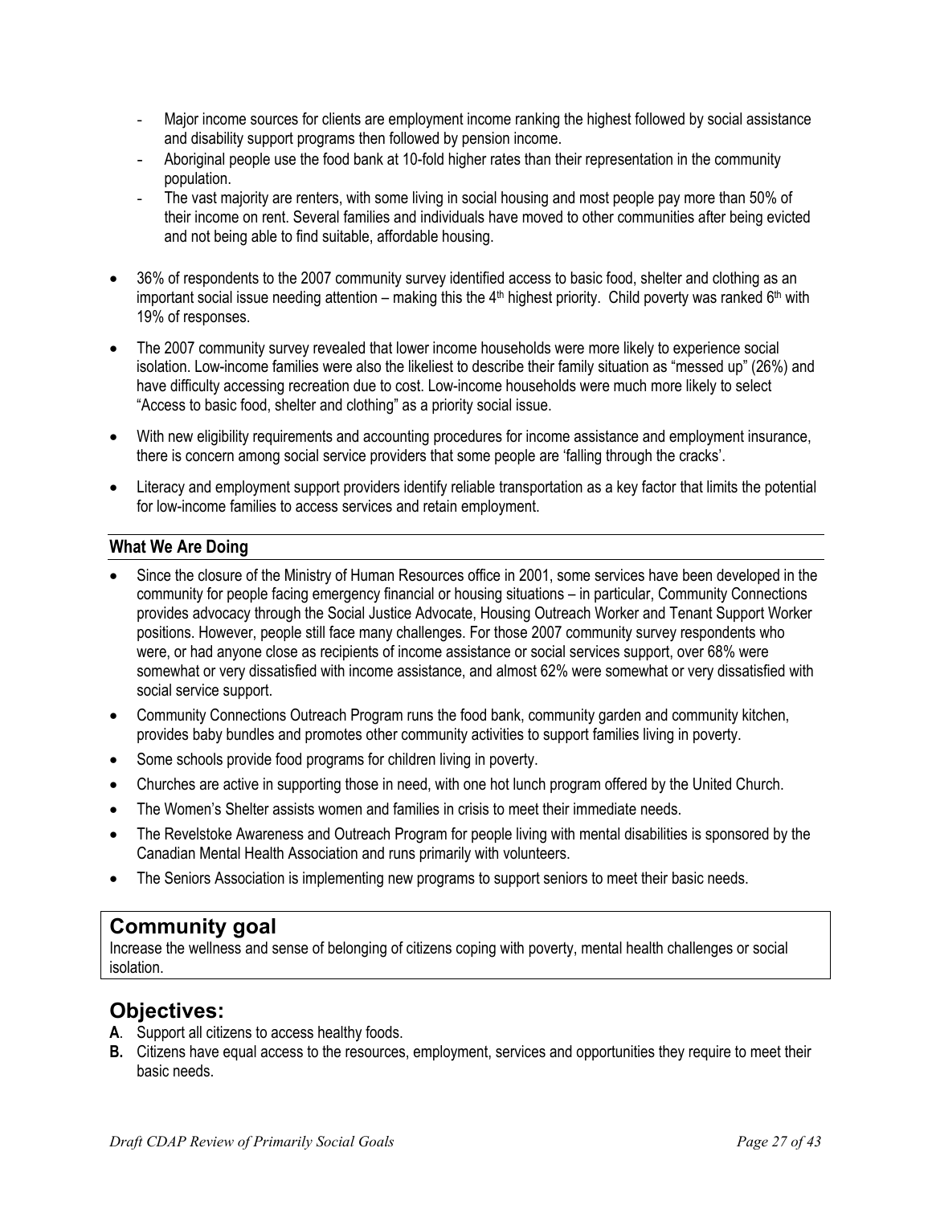- Major income sources for clients are employment income ranking the highest followed by social assistance and disability support programs then followed by pension income.
- Aboriginal people use the food bank at 10-fold higher rates than their representation in the community population.
- The vast majority are renters, with some living in social housing and most people pay more than 50% of their income on rent. Several families and individuals have moved to other communities after being evicted and not being able to find suitable, affordable housing.

- 36% of respondents to the 2007 community survey identified access to basic food, shelter and clothing as an important social issue needing attention – making this the 4th highest priority. Child poverty was ranked 6th with 19% of responses.
- The 2007 community survey revealed that lower income households were more likely to experience social isolation. Low-income families were also the likeliest to describe their family situation as "messed up" (26%) and have difficulty accessing recreation due to cost. Low-income households were much more likely to select "Access to basic food, shelter and clothing" as a priority social issue.
- With new eligibility requirements and accounting procedures for income assistance and employment insurance, there is concern among social service providers that some people are 'falling through the cracks'.
- Literacy and employment support providers identify reliable transportation as a key factor that limits the potential for low-income families to access services and retain employment.

### What We Are Doing

- Since the closure of the Ministry of Human Resources office in 2001, some services have been developed in the community for people facing emergency financial or housing situations – in particular, Community Connections provides advocacy through the Social Justice Advocate, Housing Outreach Worker and Tenant Support Worker positions. However, people still face many challenges. For those 2007 community survey respondents who were, or had anyone close as recipients of income assistance or social services support, over 68% were somewhat or very dissatisfied with income assistance, and almost 62% were somewhat or very dissatisfied with social service support.
- Community Connections Outreach Program runs the food bank, community garden and community kitchen, provides baby bundles and promotes other community activities to support families living in poverty.
- Some schools provide food programs for children living in poverty.
- Churches are active in supporting those in need, with one hot lunch program offered by the United Church.
- The Women's Shelter assists women and families in crisis to meet their immediate needs.
- The Revelstoke Awareness and Outreach Program for people living with mental disabilities is sponsored by the Canadian Mental Health Association and runs primarily with volunteers.
- The Seniors Association is implementing new programs to support seniors to meet their basic needs.

## Community goal

Increase the wellness and sense of belonging of citizens coping with poverty, mental health challenges or social isolation.

## Objectives:

**A**. Support all citizens to access healthy foods.
**B.** Citizens have equal access to the resources, employment, services and opportunities they require to meet their basic needs.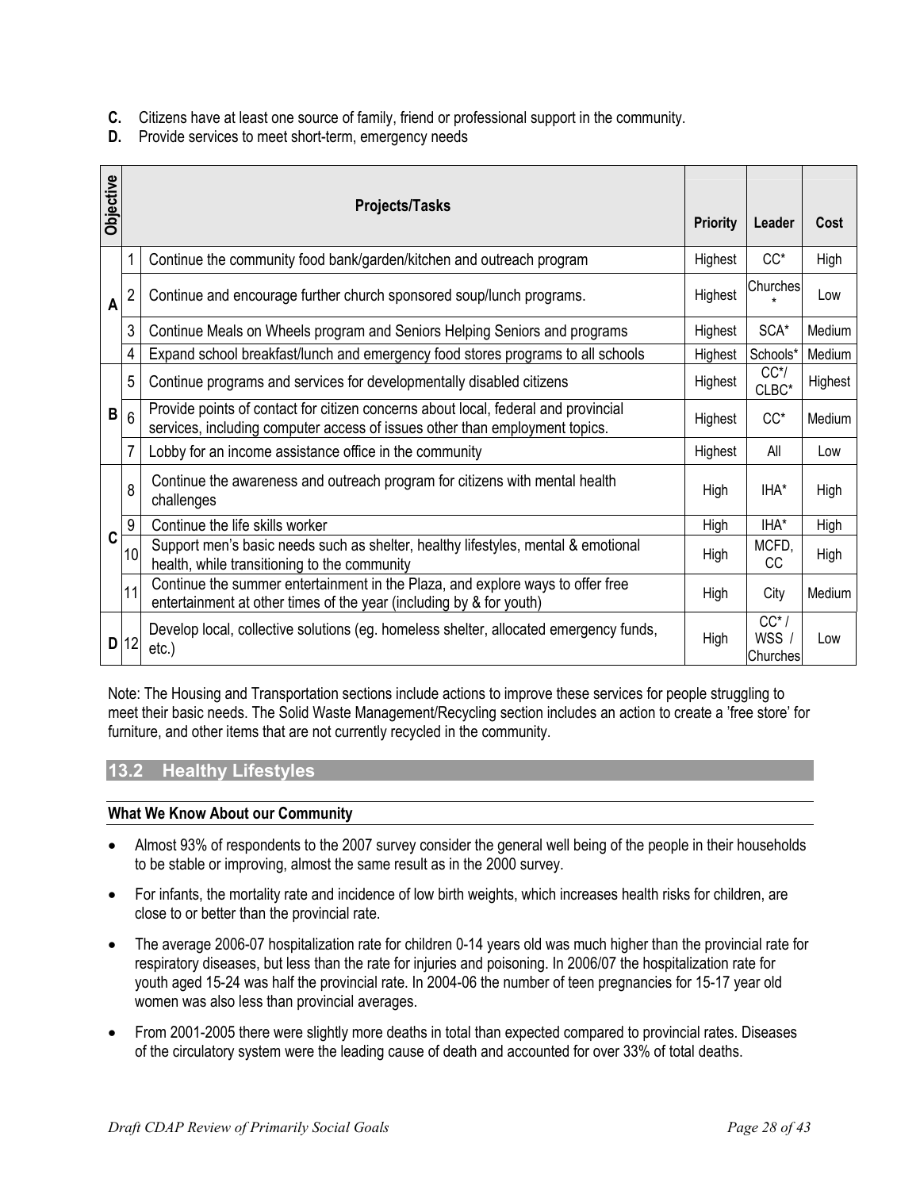**C.** Citizens have at least one source of family, friend or professional support in the community.
**D.** Provide services to meet short-term, emergency needs

| Objective | | Projects/Tasks | Priority | Leader | Cost |
|---|---|---|---|---|---|
| A | 1 | Continue the community food bank/garden/kitchen and outreach program | Highest | CC* | High |
| | 2 | Continue and encourage further church sponsored soup/lunch programs. | Highest | Churches* | Low |
| | 3 | Continue Meals on Wheels program and Seniors Helping Seniors and programs | Highest | SCA* | Medium |
| | 4 | Expand school breakfast/lunch and emergency food stores programs to all schools | Highest | Schools* | Medium |
| B | 5 | Continue programs and services for developmentally disabled citizens | Highest | CC*/ CLBC* | Highest |
| | 6 | Provide points of contact for citizen concerns about local, federal and provincial services, including computer access of issues other than employment topics. | Highest | CC* | Medium |
| | 7 | Lobby for an income assistance office in the community | Highest | All | Low |
| C | 8 | Continue the awareness and outreach program for citizens with mental health challenges | High | IHA* | High |
| | 9 | Continue the life skills worker | High | IHA* | High |
| | 10 | Support men's basic needs such as shelter, healthy lifestyles, mental & emotional health, while transitioning to the community | High | MCFD, CC | High |
| | 11 | Continue the summer entertainment in the Plaza, and explore ways to offer free entertainment at other times of the year (including by & for youth) | High | City | Medium |
| D | 12 | Develop local, collective solutions (eg. homeless shelter, allocated emergency funds, etc.) | High | CC* / WSS / Churches | Low |

Note: The Housing and Transportation sections include actions to improve these services for people struggling to meet their basic needs. The Solid Waste Management/Recycling section includes an action to create a 'free store' for furniture, and other items that are not currently recycled in the community.

## 13.2 Healthy Lifestyles

**What We Know About our Community**

- Almost 93% of respondents to the 2007 survey consider the general well being of the people in their households to be stable or improving, almost the same result as in the 2000 survey.
- For infants, the mortality rate and incidence of low birth weights, which increases health risks for children, are close to or better than the provincial rate.
- The average 2006-07 hospitalization rate for children 0-14 years old was much higher than the provincial rate for respiratory diseases, but less than the rate for injuries and poisoning. In 2006/07 the hospitalization rate for youth aged 15-24 was half the provincial rate. In 2004-06 the number of teen pregnancies for 15-17 year old women was also less than provincial averages.
- From 2001-2005 there were slightly more deaths in total than expected compared to provincial rates. Diseases of the circulatory system were the leading cause of death and accounted for over 33% of total deaths.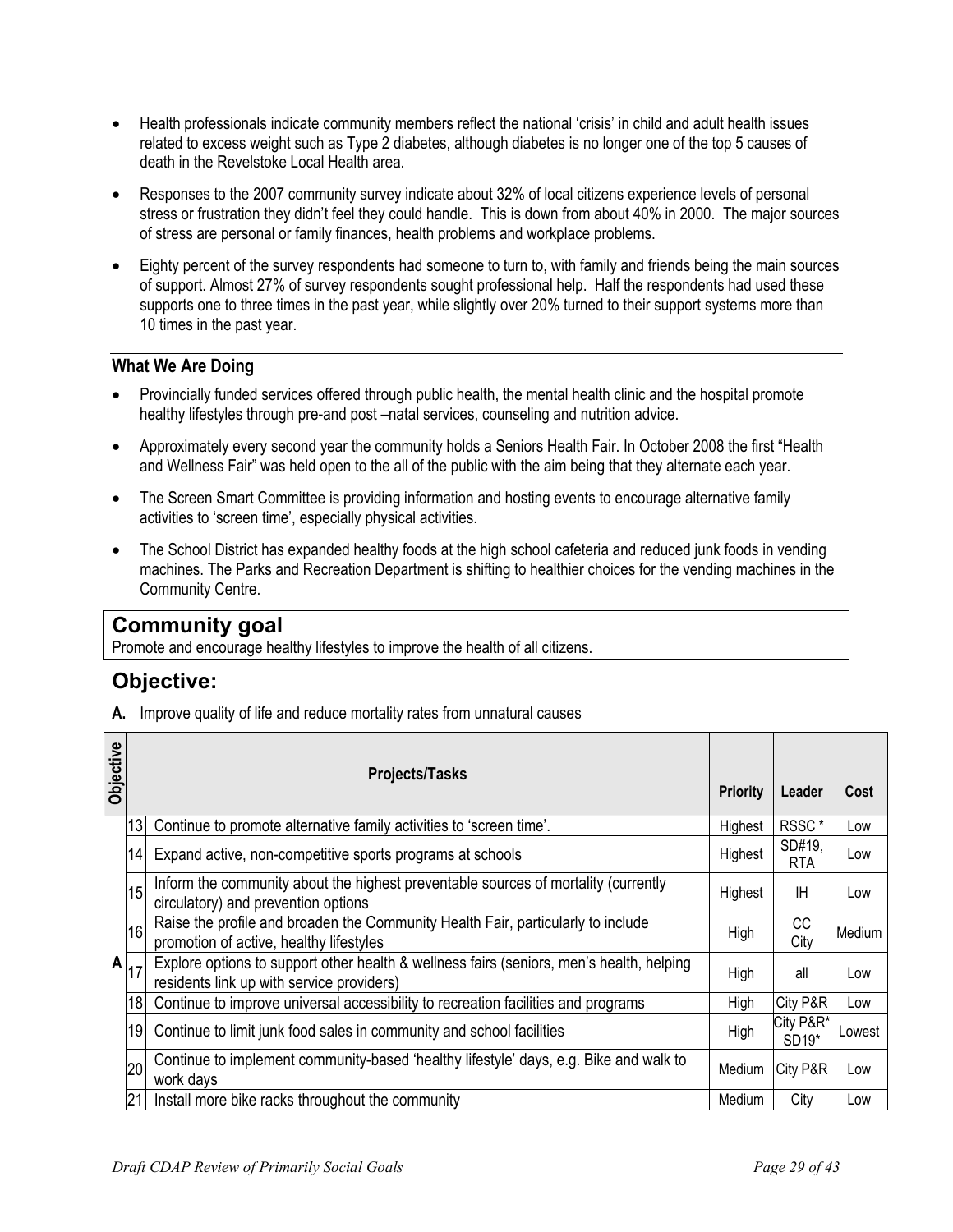- Health professionals indicate community members reflect the national 'crisis' in child and adult health issues related to excess weight such as Type 2 diabetes, although diabetes is no longer one of the top 5 causes of death in the Revelstoke Local Health area.
- Responses to the 2007 community survey indicate about 32% of local citizens experience levels of personal stress or frustration they didn't feel they could handle. This is down from about 40% in 2000. The major sources of stress are personal or family finances, health problems and workplace problems.
- Eighty percent of the survey respondents had someone to turn to, with family and friends being the main sources of support. Almost 27% of survey respondents sought professional help. Half the respondents had used these supports one to three times in the past year, while slightly over 20% turned to their support systems more than 10 times in the past year.

### What We Are Doing

- Provincially funded services offered through public health, the mental health clinic and the hospital promote healthy lifestyles through pre-and post –natal services, counseling and nutrition advice.
- Approximately every second year the community holds a Seniors Health Fair. In October 2008 the first "Health and Wellness Fair" was held open to the all of the public with the aim being that they alternate each year.
- The Screen Smart Committee is providing information and hosting events to encourage alternative family activities to 'screen time', especially physical activities.
- The School District has expanded healthy foods at the high school cafeteria and reduced junk foods in vending machines. The Parks and Recreation Department is shifting to healthier choices for the vending machines in the Community Centre.

## Community goal

Promote and encourage healthy lifestyles to improve the health of all citizens.

## Objective:

**A.** Improve quality of life and reduce mortality rates from unnatural causes

| Objective | | Projects/Tasks | Priority | Leader | Cost |
|---|---|---|---|---|---|
| A | 13 | Continue to promote alternative family activities to 'screen time'. | Highest | RSSC * | Low |
| | 14 | Expand active, non-competitive sports programs at schools | Highest | SD#19, RTA | Low |
| | 15 | Inform the community about the highest preventable sources of mortality (currently circulatory) and prevention options | Highest | IH | Low |
| | 16 | Raise the profile and broaden the Community Health Fair, particularly to include promotion of active, healthy lifestyles | High | CC City | Medium |
| | 17 | Explore options to support other health & wellness fairs (seniors, men's health, helping residents link up with service providers) | High | all | Low |
| | 18 | Continue to improve universal accessibility to recreation facilities and programs | High | City P&R | Low |
| | 19 | Continue to limit junk food sales in community and school facilities | High | City P&R* SD19* | Lowest |
| | 20 | Continue to implement community-based 'healthy lifestyle' days, e.g. Bike and walk to work days | Medium | City P&R | Low |
| | 21 | Install more bike racks throughout the community | Medium | City | Low |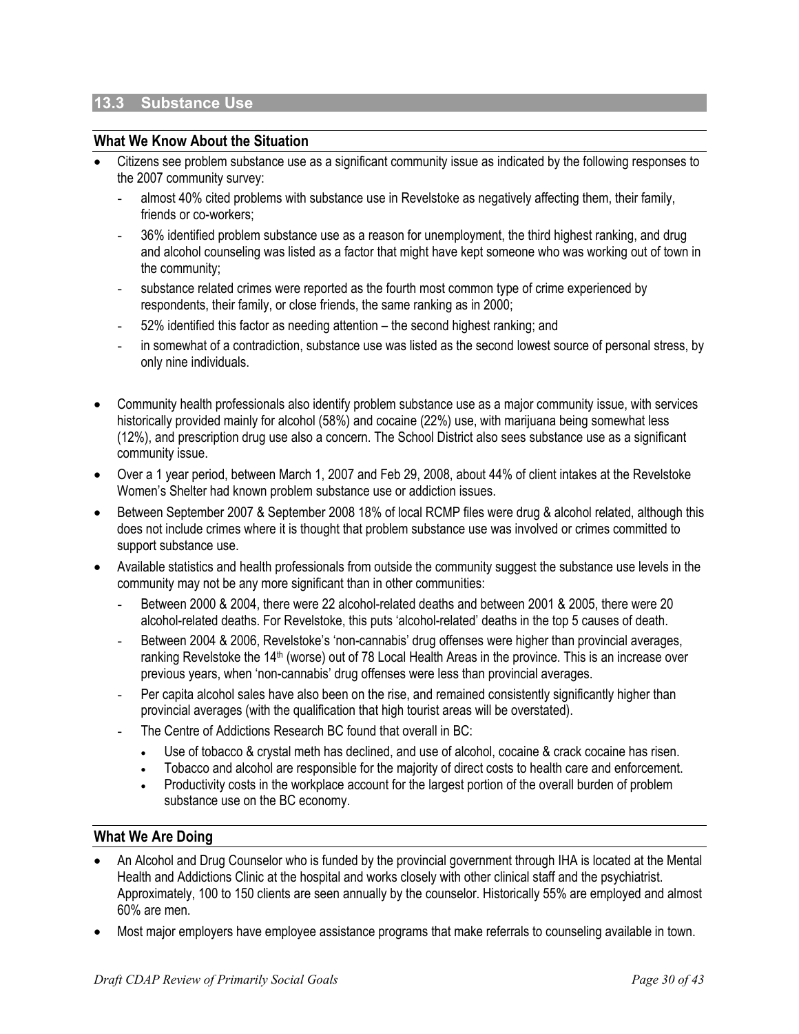## 13.3 Substance Use

### What We Know About the Situation

- Citizens see problem substance use as a significant community issue as indicated by the following responses to the 2007 community survey:
  - almost 40% cited problems with substance use in Revelstoke as negatively affecting them, their family, friends or co-workers;
  - 36% identified problem substance use as a reason for unemployment, the third highest ranking, and drug and alcohol counseling was listed as a factor that might have kept someone who was working out of town in the community;
  - substance related crimes were reported as the fourth most common type of crime experienced by respondents, their family, or close friends, the same ranking as in 2000;
  - 52% identified this factor as needing attention – the second highest ranking; and
  - in somewhat of a contradiction, substance use was listed as the second lowest source of personal stress, by only nine individuals.

- Community health professionals also identify problem substance use as a major community issue, with services historically provided mainly for alcohol (58%) and cocaine (22%) use, with marijuana being somewhat less (12%), and prescription drug use also a concern. The School District also sees substance use as a significant community issue.
- Over a 1 year period, between March 1, 2007 and Feb 29, 2008, about 44% of client intakes at the Revelstoke Women's Shelter had known problem substance use or addiction issues.
- Between September 2007 & September 2008 18% of local RCMP files were drug & alcohol related, although this does not include crimes where it is thought that problem substance use was involved or crimes committed to support substance use.
- Available statistics and health professionals from outside the community suggest the substance use levels in the community may not be any more significant than in other communities:
  - Between 2000 & 2004, there were 22 alcohol-related deaths and between 2001 & 2005, there were 20 alcohol-related deaths. For Revelstoke, this puts 'alcohol-related' deaths in the top 5 causes of death.
  - Between 2004 & 2006, Revelstoke's 'non-cannabis' drug offenses were higher than provincial averages, ranking Revelstoke the 14th (worse) out of 78 Local Health Areas in the province. This is an increase over previous years, when 'non-cannabis' drug offenses were less than provincial averages.
  - Per capita alcohol sales have also been on the rise, and remained consistently significantly higher than provincial averages (with the qualification that high tourist areas will be overstated).
  - The Centre of Addictions Research BC found that overall in BC:
    - Use of tobacco & crystal meth has declined, and use of alcohol, cocaine & crack cocaine has risen.
    - Tobacco and alcohol are responsible for the majority of direct costs to health care and enforcement.
    - Productivity costs in the workplace account for the largest portion of the overall burden of problem substance use on the BC economy.

### What We Are Doing

- An Alcohol and Drug Counselor who is funded by the provincial government through IHA is located at the Mental Health and Addictions Clinic at the hospital and works closely with other clinical staff and the psychiatrist. Approximately, 100 to 150 clients are seen annually by the counselor. Historically 55% are employed and almost 60% are men.
- Most major employers have employee assistance programs that make referrals to counseling available in town.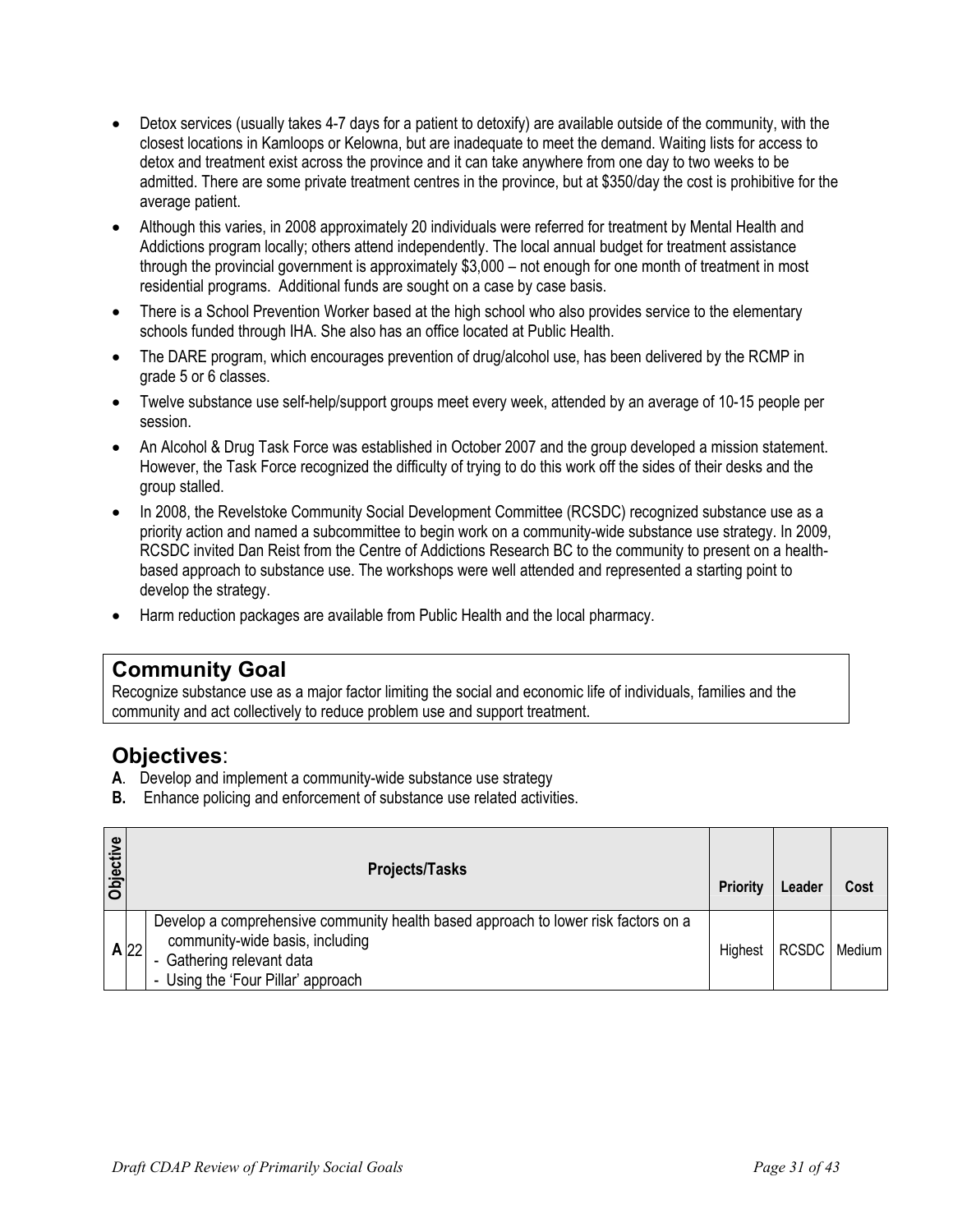- Detox services (usually takes 4-7 days for a patient to detoxify) are available outside of the community, with the closest locations in Kamloops or Kelowna, but are inadequate to meet the demand. Waiting lists for access to detox and treatment exist across the province and it can take anywhere from one day to two weeks to be admitted. There are some private treatment centres in the province, but at $350/day the cost is prohibitive for the average patient.
- Although this varies, in 2008 approximately 20 individuals were referred for treatment by Mental Health and Addictions program locally; others attend independently. The local annual budget for treatment assistance through the provincial government is approximately $3,000 – not enough for one month of treatment in most residential programs. Additional funds are sought on a case by case basis.
- There is a School Prevention Worker based at the high school who also provides service to the elementary schools funded through IHA. She also has an office located at Public Health.
- The DARE program, which encourages prevention of drug/alcohol use, has been delivered by the RCMP in grade 5 or 6 classes.
- Twelve substance use self-help/support groups meet every week, attended by an average of 10-15 people per session.
- An Alcohol & Drug Task Force was established in October 2007 and the group developed a mission statement. However, the Task Force recognized the difficulty of trying to do this work off the sides of their desks and the group stalled.
- In 2008, the Revelstoke Community Social Development Committee (RCSDC) recognized substance use as a priority action and named a subcommittee to begin work on a community-wide substance use strategy. In 2009, RCSDC invited Dan Reist from the Centre of Addictions Research BC to the community to present on a health-based approach to substance use. The workshops were well attended and represented a starting point to develop the strategy.
- Harm reduction packages are available from Public Health and the local pharmacy.

## Community Goal

Recognize substance use as a major factor limiting the social and economic life of individuals, families and the community and act collectively to reduce problem use and support treatment.

## Objectives:

**A**. Develop and implement a community-wide substance use strategy

**B.** Enhance policing and enforcement of substance use related activities.

| Objective | | Projects/Tasks | Priority | Leader | Cost |
|---|---|---|---|---|---|
| A | 22 | Develop a comprehensive community health based approach to lower risk factors on a community-wide basis, including<br>- Gathering relevant data<br>- Using the 'Four Pillar' approach | Highest | RCSDC | Medium |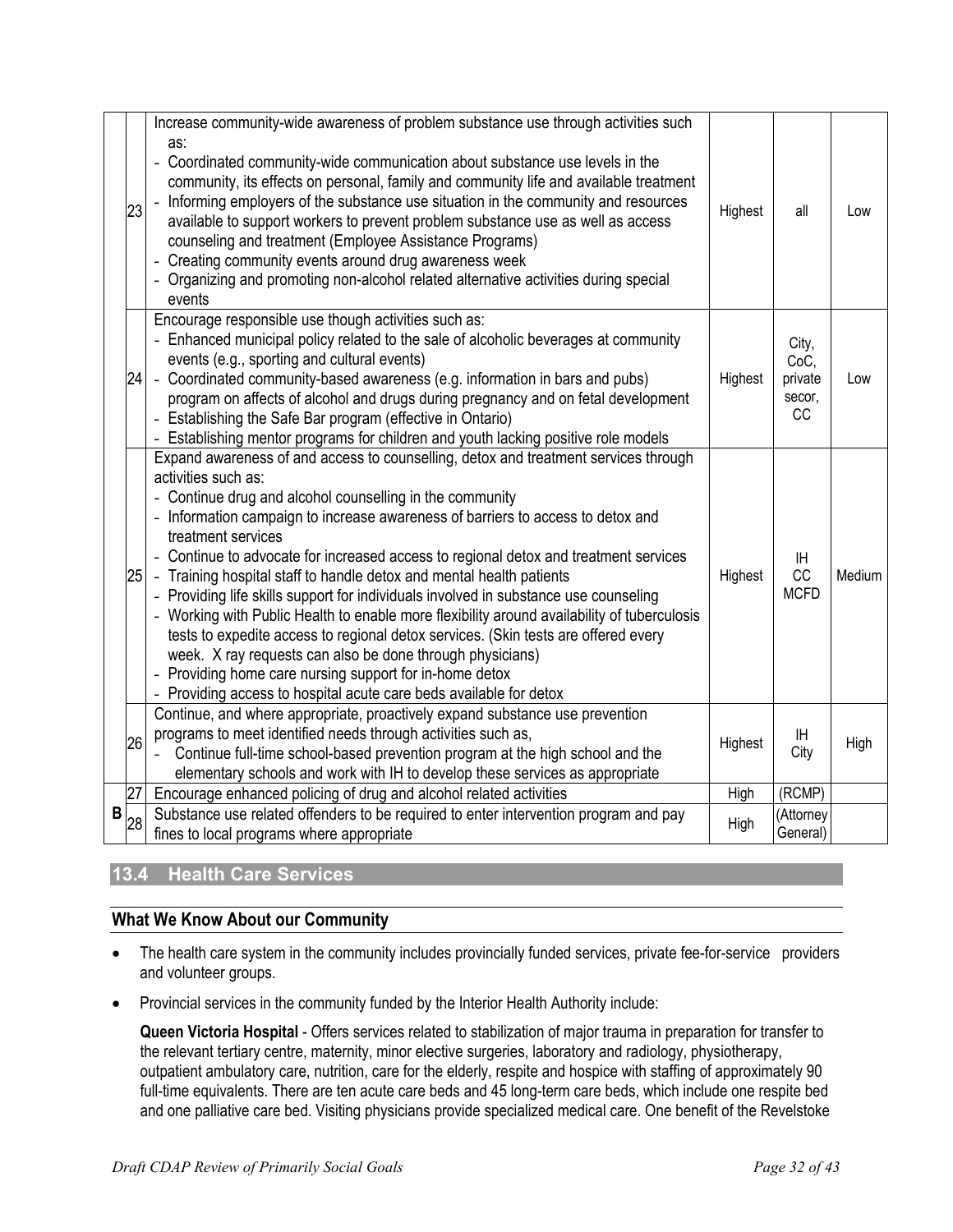| | | | | | |
|---|---|---|---|---|---|
| | 23 | Increase community-wide awareness of problem substance use through activities such as:<br>- Coordinated community-wide communication about substance use levels in the community, its effects on personal, family and community life and available treatment<br>- Informing employers of the substance use situation in the community and resources available to support workers to prevent problem substance use as well as access counseling and treatment (Employee Assistance Programs)<br>- Creating community events around drug awareness week<br>- Organizing and promoting non-alcohol related alternative activities during special events | Highest | all | Low |
| | 24 | Encourage responsible use though activities such as:<br>- Enhanced municipal policy related to the sale of alcoholic beverages at community events (e.g., sporting and cultural events)<br>- Coordinated community-based awareness (e.g. information in bars and pubs) program on affects of alcohol and drugs during pregnancy and on fetal development<br>- Establishing the Safe Bar program (effective in Ontario)<br>- Establishing mentor programs for children and youth lacking positive role models | Highest | City, CoC, private secor, CC | Low |
| | 25 | Expand awareness of and access to counselling, detox and treatment services through activities such as:<br>- Continue drug and alcohol counselling in the community<br>- Information campaign to increase awareness of barriers to access to detox and treatment services<br>- Continue to advocate for increased access to regional detox and treatment services<br>- Training hospital staff to handle detox and mental health patients<br>- Providing life skills support for individuals involved in substance use counseling<br>- Working with Public Health to enable more flexibility around availability of tuberculosis tests to expedite access to regional detox services. (Skin tests are offered every week. X ray requests can also be done through physicians)<br>- Providing home care nursing support for in-home detox<br>- Providing access to hospital acute care beds available for detox | Highest | IH<br>CC<br>MCFD | Medium |
| | 26 | Continue, and where appropriate, proactively expand substance use prevention programs to meet identified needs through activities such as,<br>- Continue full-time school-based prevention program at the high school and the elementary schools and work with IH to develop these services as appropriate | Highest | IH<br>City | High |
| B | 27 | Encourage enhanced policing of drug and alcohol related activities | High | (RCMP) | |
| | 28 | Substance use related offenders to be required to enter intervention program and pay fines to local programs where appropriate | High | (Attorney General) | |

## 13.4 Health Care Services

### What We Know About our Community

- The health care system in the community includes provincially funded services, private fee-for-service providers and volunteer groups.
- Provincial services in the community funded by the Interior Health Authority include:

  **Queen Victoria Hospital** - Offers services related to stabilization of major trauma in preparation for transfer to the relevant tertiary centre, maternity, minor elective surgeries, laboratory and radiology, physiotherapy, outpatient ambulatory care, nutrition, care for the elderly, respite and hospice with staffing of approximately 90 full-time equivalents. There are ten acute care beds and 45 long-term care beds, which include one respite bed and one palliative care bed. Visiting physicians provide specialized medical care. One benefit of the Revelstoke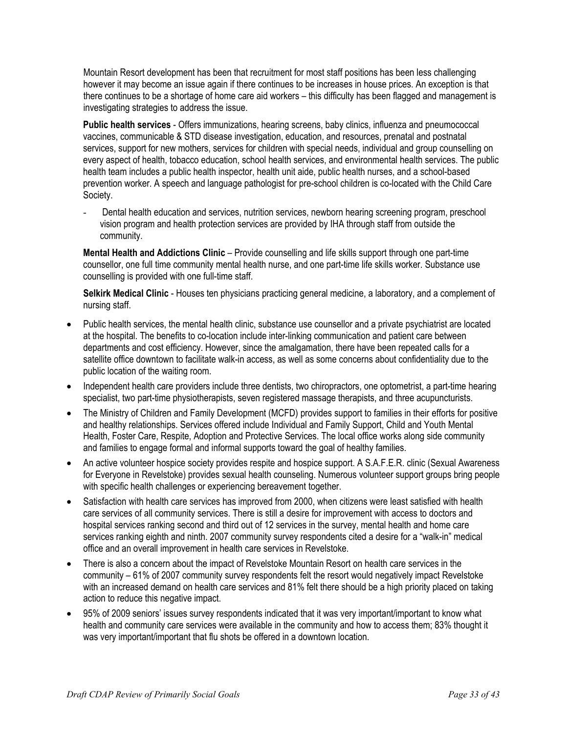Mountain Resort development has been that recruitment for most staff positions has been less challenging however it may become an issue again if there continues to be increases in house prices. An exception is that there continues to be a shortage of home care aid workers – this difficulty has been flagged and management is investigating strategies to address the issue.

**Public health services** - Offers immunizations, hearing screens, baby clinics, influenza and pneumococcal vaccines, communicable & STD disease investigation, education, and resources, prenatal and postnatal services, support for new mothers, services for children with special needs, individual and group counselling on every aspect of health, tobacco education, school health services, and environmental health services. The public health team includes a public health inspector, health unit aide, public health nurses, and a school-based prevention worker. A speech and language pathologist for pre-school children is co-located with the Child Care Society.

- Dental health education and services, nutrition services, newborn hearing screening program, preschool vision program and health protection services are provided by IHA through staff from outside the community.

**Mental Health and Addictions Clinic** – Provide counselling and life skills support through one part-time counsellor, one full time community mental health nurse, and one part-time life skills worker. Substance use counselling is provided with one full-time staff.

**Selkirk Medical Clinic** - Houses ten physicians practicing general medicine, a laboratory, and a complement of nursing staff.

- Public health services, the mental health clinic, substance use counsellor and a private psychiatrist are located at the hospital. The benefits to co-location include inter-linking communication and patient care between departments and cost efficiency. However, since the amalgamation, there have been repeated calls for a satellite office downtown to facilitate walk-in access, as well as some concerns about confidentiality due to the public location of the waiting room.
- Independent health care providers include three dentists, two chiropractors, one optometrist, a part-time hearing specialist, two part-time physiotherapists, seven registered massage therapists, and three acupuncturists.
- The Ministry of Children and Family Development (MCFD) provides support to families in their efforts for positive and healthy relationships. Services offered include Individual and Family Support, Child and Youth Mental Health, Foster Care, Respite, Adoption and Protective Services. The local office works along side community and families to engage formal and informal supports toward the goal of healthy families.
- An active volunteer hospice society provides respite and hospice support. A S.A.F.E.R. clinic (Sexual Awareness for Everyone in Revelstoke) provides sexual health counseling. Numerous volunteer support groups bring people with specific health challenges or experiencing bereavement together.
- Satisfaction with health care services has improved from 2000, when citizens were least satisfied with health care services of all community services. There is still a desire for improvement with access to doctors and hospital services ranking second and third out of 12 services in the survey, mental health and home care services ranking eighth and ninth. 2007 community survey respondents cited a desire for a "walk-in" medical office and an overall improvement in health care services in Revelstoke.
- There is also a concern about the impact of Revelstoke Mountain Resort on health care services in the community – 61% of 2007 community survey respondents felt the resort would negatively impact Revelstoke with an increased demand on health care services and 81% felt there should be a high priority placed on taking action to reduce this negative impact.
- 95% of 2009 seniors' issues survey respondents indicated that it was very important/important to know what health and community care services were available in the community and how to access them; 83% thought it was very important/important that flu shots be offered in a downtown location.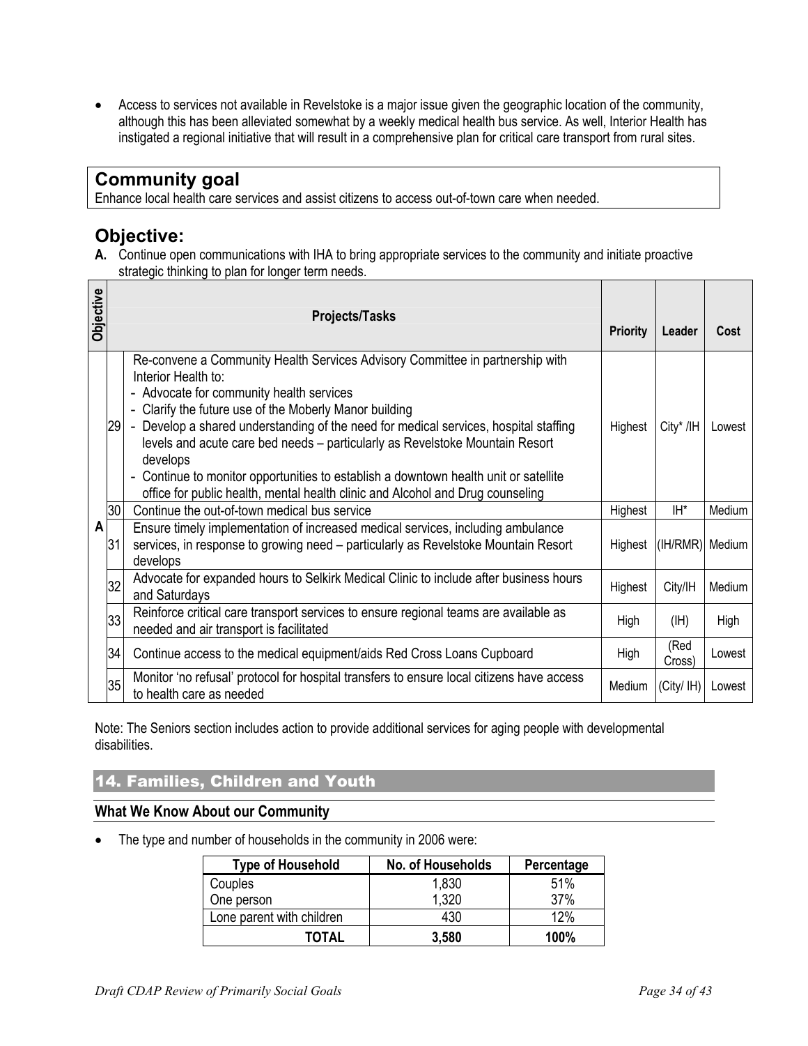- Access to services not available in Revelstoke is a major issue given the geographic location of the community, although this has been alleviated somewhat by a weekly medical health bus service. As well, Interior Health has instigated a regional initiative that will result in a comprehensive plan for critical care transport from rural sites.

## Community goal

Enhance local health care services and assist citizens to access out-of-town care when needed.

## Objective:

**A.** Continue open communications with IHA to bring appropriate services to the community and initiate proactive strategic thinking to plan for longer term needs.

| Objective | | Projects/Tasks | Priority | Leader | Cost |
|---|---|---|---|---|---|
| A | 29 | Re-convene a Community Health Services Advisory Committee in partnership with Interior Health to:<br>- Advocate for community health services<br>- Clarify the future use of the Moberly Manor building<br>- Develop a shared understanding of the need for medical services, hospital staffing levels and acute care bed needs – particularly as Revelstoke Mountain Resort develops<br>- Continue to monitor opportunities to establish a downtown health unit or satellite office for public health, mental health clinic and Alcohol and Drug counseling | Highest | City* /IH | Lowest |
| | 30 | Continue the out-of-town medical bus service | Highest | IH* | Medium |
| | 31 | Ensure timely implementation of increased medical services, including ambulance services, in response to growing need – particularly as Revelstoke Mountain Resort develops | Highest | (IH/RMR) | Medium |
| | 32 | Advocate for expanded hours to Selkirk Medical Clinic to include after business hours and Saturdays | Highest | City/IH | Medium |
| | 33 | Reinforce critical care transport services to ensure regional teams are available as needed and air transport is facilitated | High | (IH) | High |
| | 34 | Continue access to the medical equipment/aids Red Cross Loans Cupboard | High | (Red Cross) | Lowest |
| | 35 | Monitor 'no refusal' protocol for hospital transfers to ensure local citizens have access to health care as needed | Medium | (City/ IH) | Lowest |

Note: The Seniors section includes action to provide additional services for aging people with developmental disabilities.

## 14. Families, Children and Youth

### What We Know About our Community

- The type and number of households in the community in 2006 were:

| Type of Household | No. of Households | Percentage |
|---|---|---|
| Couples | 1,830 | 51% |
| One person | 1,320 | 37% |
| Lone parent with children | 430 | 12% |
| **TOTAL** | **3,580** | **100%** |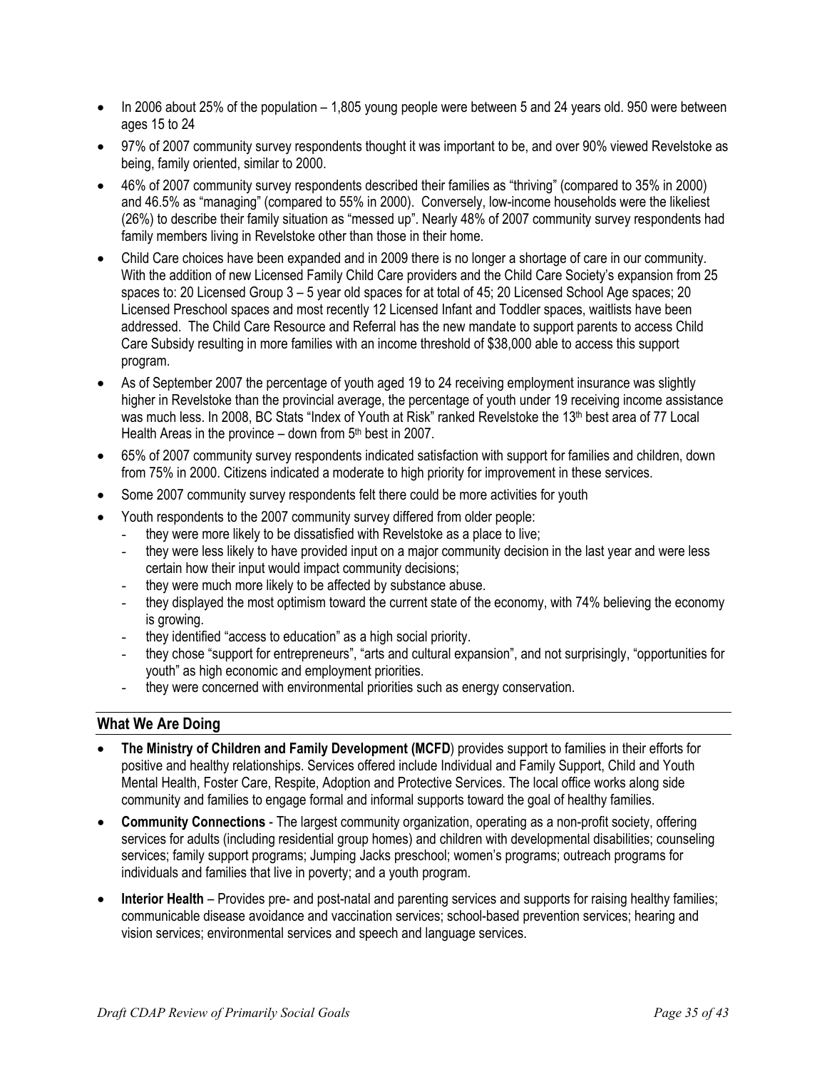- In 2006 about 25% of the population – 1,805 young people were between 5 and 24 years old. 950 were between ages 15 to 24
- 97% of 2007 community survey respondents thought it was important to be, and over 90% viewed Revelstoke as being, family oriented, similar to 2000.
- 46% of 2007 community survey respondents described their families as "thriving" (compared to 35% in 2000) and 46.5% as "managing" (compared to 55% in 2000). Conversely, low-income households were the likeliest (26%) to describe their family situation as "messed up". Nearly 48% of 2007 community survey respondents had family members living in Revelstoke other than those in their home.
- Child Care choices have been expanded and in 2009 there is no longer a shortage of care in our community. With the addition of new Licensed Family Child Care providers and the Child Care Society's expansion from 25 spaces to: 20 Licensed Group 3 – 5 year old spaces for at total of 45; 20 Licensed School Age spaces; 20 Licensed Preschool spaces and most recently 12 Licensed Infant and Toddler spaces, waitlists have been addressed. The Child Care Resource and Referral has the new mandate to support parents to access Child Care Subsidy resulting in more families with an income threshold of $38,000 able to access this support program.
- As of September 2007 the percentage of youth aged 19 to 24 receiving employment insurance was slightly higher in Revelstoke than the provincial average, the percentage of youth under 19 receiving income assistance was much less. In 2008, BC Stats "Index of Youth at Risk" ranked Revelstoke the 13th best area of 77 Local Health Areas in the province – down from 5th best in 2007.
- 65% of 2007 community survey respondents indicated satisfaction with support for families and children, down from 75% in 2000. Citizens indicated a moderate to high priority for improvement in these services.
- Some 2007 community survey respondents felt there could be more activities for youth
- Youth respondents to the 2007 community survey differed from older people:
  - they were more likely to be dissatisfied with Revelstoke as a place to live;
  - they were less likely to have provided input on a major community decision in the last year and were less certain how their input would impact community decisions;
  - they were much more likely to be affected by substance abuse.
  - they displayed the most optimism toward the current state of the economy, with 74% believing the economy is growing.
  - they identified "access to education" as a high social priority.
  - they chose "support for entrepreneurs", "arts and cultural expansion", and not surprisingly, "opportunities for youth" as high economic and employment priorities.
  - they were concerned with environmental priorities such as energy conservation.

## What We Are Doing

- **The Ministry of Children and Family Development (MCFD**) provides support to families in their efforts for positive and healthy relationships. Services offered include Individual and Family Support, Child and Youth Mental Health, Foster Care, Respite, Adoption and Protective Services. The local office works along side community and families to engage formal and informal supports toward the goal of healthy families.
- **Community Connections** - The largest community organization, operating as a non-profit society, offering services for adults (including residential group homes) and children with developmental disabilities; counseling services; family support programs; Jumping Jacks preschool; women's programs; outreach programs for individuals and families that live in poverty; and a youth program.
- **Interior Health** – Provides pre- and post-natal and parenting services and supports for raising healthy families; communicable disease avoidance and vaccination services; school-based prevention services; hearing and vision services; environmental services and speech and language services.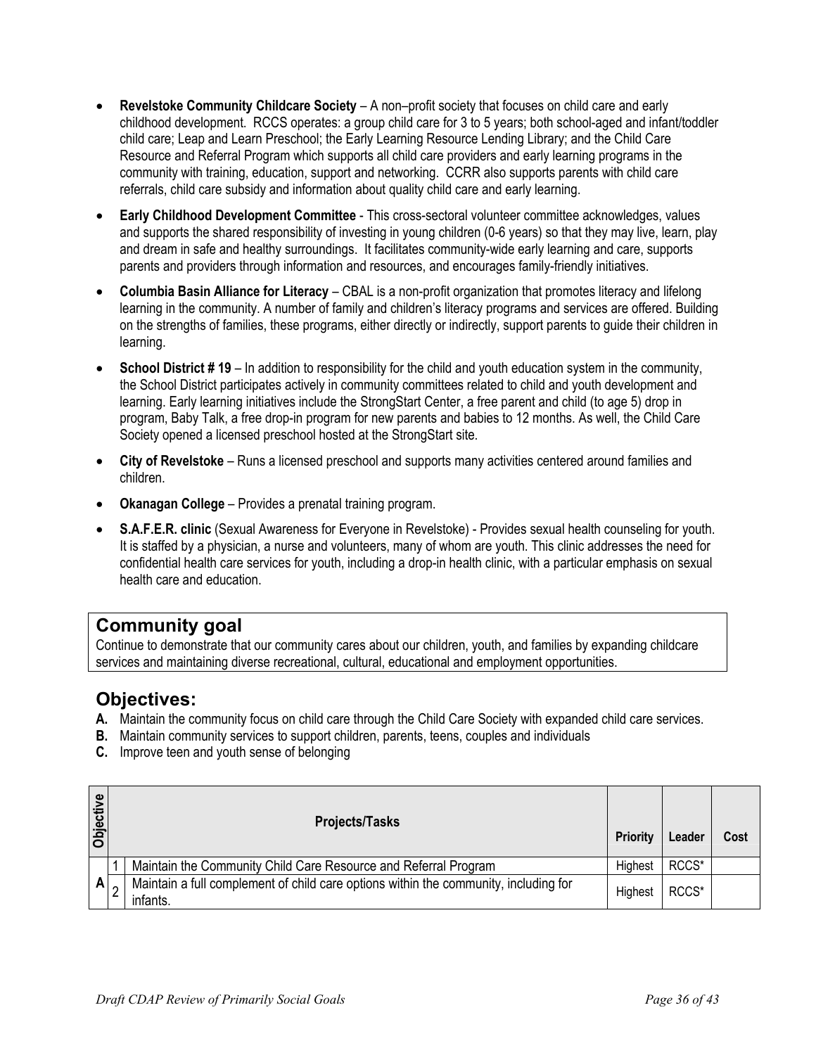- **Revelstoke Community Childcare Society** – A non–profit society that focuses on child care and early childhood development. RCCS operates: a group child care for 3 to 5 years; both school-aged and infant/toddler child care; Leap and Learn Preschool; the Early Learning Resource Lending Library; and the Child Care Resource and Referral Program which supports all child care providers and early learning programs in the community with training, education, support and networking. CCRR also supports parents with child care referrals, child care subsidy and information about quality child care and early learning.
- **Early Childhood Development Committee** - This cross-sectoral volunteer committee acknowledges, values and supports the shared responsibility of investing in young children (0-6 years) so that they may live, learn, play and dream in safe and healthy surroundings. It facilitates community-wide early learning and care, supports parents and providers through information and resources, and encourages family-friendly initiatives.
- **Columbia Basin Alliance for Literacy** – CBAL is a non-profit organization that promotes literacy and lifelong learning in the community. A number of family and children's literacy programs and services are offered. Building on the strengths of families, these programs, either directly or indirectly, support parents to guide their children in learning.
- **School District # 19** – In addition to responsibility for the child and youth education system in the community, the School District participates actively in community committees related to child and youth development and learning. Early learning initiatives include the StrongStart Center, a free parent and child (to age 5) drop in program, Baby Talk, a free drop-in program for new parents and babies to 12 months. As well, the Child Care Society opened a licensed preschool hosted at the StrongStart site.
- **City of Revelstoke** – Runs a licensed preschool and supports many activities centered around families and children.
- **Okanagan College** – Provides a prenatal training program.
- **S.A.F.E.R. clinic** (Sexual Awareness for Everyone in Revelstoke) - Provides sexual health counseling for youth. It is staffed by a physician, a nurse and volunteers, many of whom are youth. This clinic addresses the need for confidential health care services for youth, including a drop-in health clinic, with a particular emphasis on sexual health care and education.

## Community goal

Continue to demonstrate that our community cares about our children, youth, and families by expanding childcare services and maintaining diverse recreational, cultural, educational and employment opportunities.

## Objectives:

**A.** Maintain the community focus on child care through the Child Care Society with expanded child care services.
**B.** Maintain community services to support children, parents, teens, couples and individuals
**C.** Improve teen and youth sense of belonging

| Objective | | Projects/Tasks | Priority | Leader | Cost |
|---|---|---|---|---|---|
| A | 1 | Maintain the Community Child Care Resource and Referral Program | Highest | RCCS* | |
| | 2 | Maintain a full complement of child care options within the community, including for infants. | Highest | RCCS* | |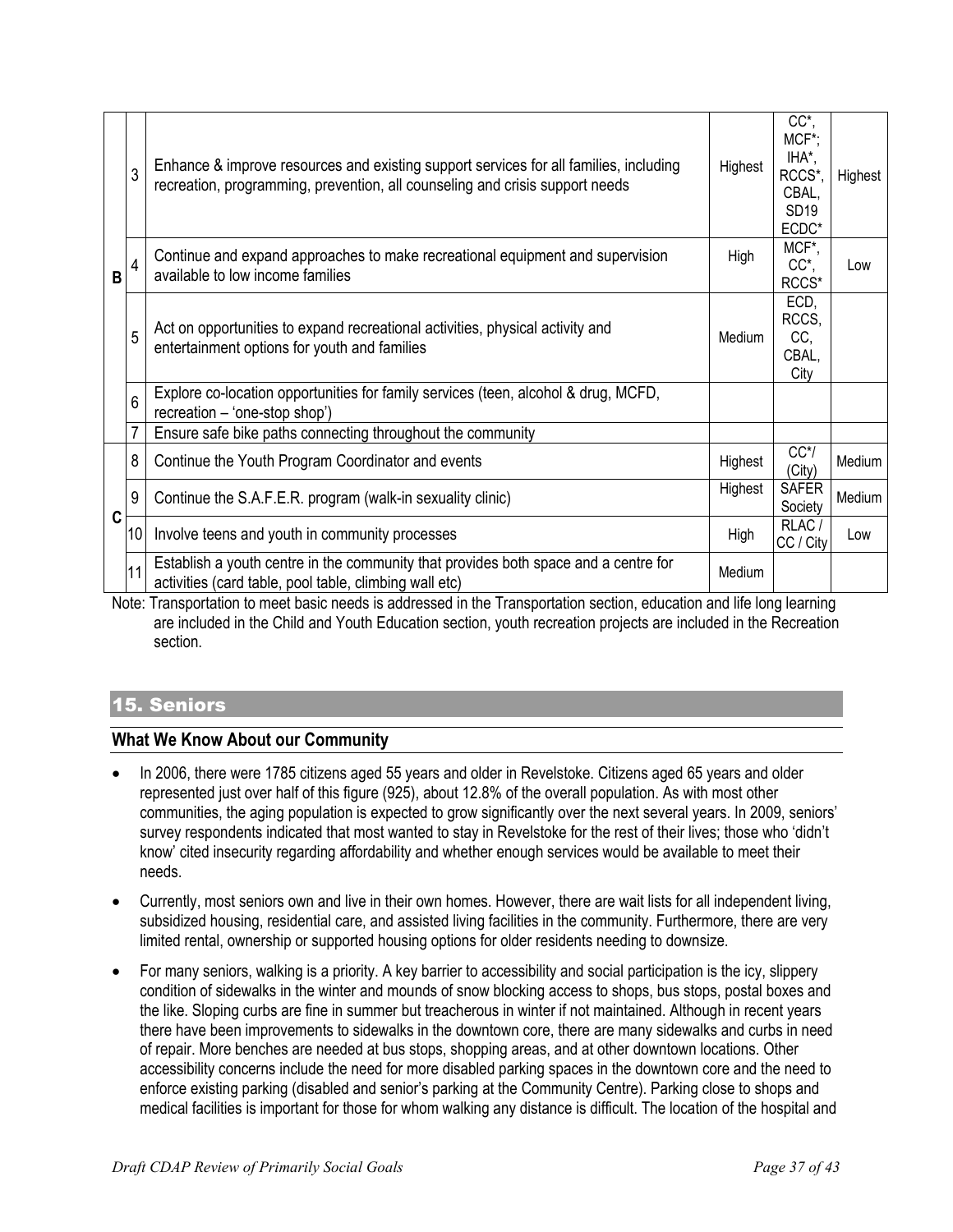| | | | | | |
|---|---|---|---|---|---|
| B | 3 | Enhance & improve resources and existing support services for all families, including recreation, programming, prevention, all counseling and crisis support needs | Highest | CC*, MCF*; IHA*, RCCS*, CBAL, SD19 ECDC* | Highest |
| | 4 | Continue and expand approaches to make recreational equipment and supervision available to low income families | High | MCF*, CC*, RCCS* | Low |
| | 5 | Act on opportunities to expand recreational activities, physical activity and entertainment options for youth and families | Medium | ECD, RCCS, CC, CBAL, City | |
| | 6 | Explore co-location opportunities for family services (teen, alcohol & drug, MCFD, recreation – 'one-stop shop') | | | |
| | 7 | Ensure safe bike paths connecting throughout the community | | | |
| C | 8 | Continue the Youth Program Coordinator and events | Highest | CC*/ (City) | Medium |
| | 9 | Continue the S.A.F.E.R. program (walk-in sexuality clinic) | Highest | SAFER Society | Medium |
| | 10 | Involve teens and youth in community processes | High | RLAC / CC / City | Low |
| | 11 | Establish a youth centre in the community that provides both space and a centre for activities (card table, pool table, climbing wall etc) | Medium | | |

Note: Transportation to meet basic needs is addressed in the Transportation section, education and life long learning are included in the Child and Youth Education section, youth recreation projects are included in the Recreation section.

## 15. Seniors

### What We Know About our Community

- In 2006, there were 1785 citizens aged 55 years and older in Revelstoke. Citizens aged 65 years and older represented just over half of this figure (925), about 12.8% of the overall population. As with most other communities, the aging population is expected to grow significantly over the next several years. In 2009, seniors' survey respondents indicated that most wanted to stay in Revelstoke for the rest of their lives; those who 'didn't know' cited insecurity regarding affordability and whether enough services would be available to meet their needs.
- Currently, most seniors own and live in their own homes. However, there are wait lists for all independent living, subsidized housing, residential care, and assisted living facilities in the community. Furthermore, there are very limited rental, ownership or supported housing options for older residents needing to downsize.
- For many seniors, walking is a priority. A key barrier to accessibility and social participation is the icy, slippery condition of sidewalks in the winter and mounds of snow blocking access to shops, bus stops, postal boxes and the like. Sloping curbs are fine in summer but treacherous in winter if not maintained. Although in recent years there have been improvements to sidewalks in the downtown core, there are many sidewalks and curbs in need of repair. More benches are needed at bus stops, shopping areas, and at other downtown locations. Other accessibility concerns include the need for more disabled parking spaces in the downtown core and the need to enforce existing parking (disabled and senior's parking at the Community Centre). Parking close to shops and medical facilities is important for those for whom walking any distance is difficult. The location of the hospital and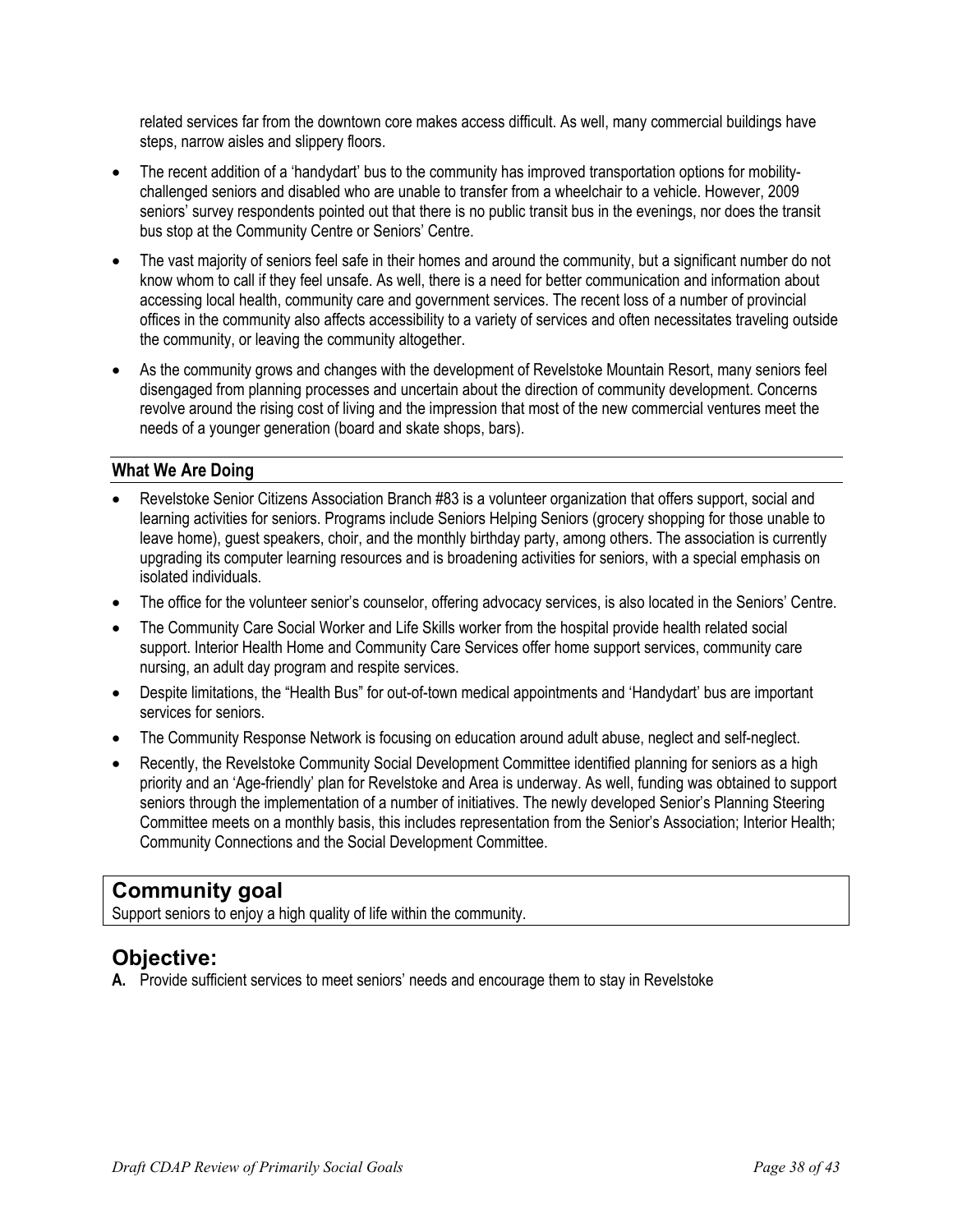related services far from the downtown core makes access difficult. As well, many commercial buildings have steps, narrow aisles and slippery floors.

- The recent addition of a 'handydart' bus to the community has improved transportation options for mobility-challenged seniors and disabled who are unable to transfer from a wheelchair to a vehicle. However, 2009 seniors' survey respondents pointed out that there is no public transit bus in the evenings, nor does the transit bus stop at the Community Centre or Seniors' Centre.
- The vast majority of seniors feel safe in their homes and around the community, but a significant number do not know whom to call if they feel unsafe. As well, there is a need for better communication and information about accessing local health, community care and government services. The recent loss of a number of provincial offices in the community also affects accessibility to a variety of services and often necessitates traveling outside the community, or leaving the community altogether.
- As the community grows and changes with the development of Revelstoke Mountain Resort, many seniors feel disengaged from planning processes and uncertain about the direction of community development. Concerns revolve around the rising cost of living and the impression that most of the new commercial ventures meet the needs of a younger generation (board and skate shops, bars).

### What We Are Doing

- Revelstoke Senior Citizens Association Branch #83 is a volunteer organization that offers support, social and learning activities for seniors. Programs include Seniors Helping Seniors (grocery shopping for those unable to leave home), guest speakers, choir, and the monthly birthday party, among others. The association is currently upgrading its computer learning resources and is broadening activities for seniors, with a special emphasis on isolated individuals.
- The office for the volunteer senior's counselor, offering advocacy services, is also located in the Seniors' Centre.
- The Community Care Social Worker and Life Skills worker from the hospital provide health related social support. Interior Health Home and Community Care Services offer home support services, community care nursing, an adult day program and respite services.
- Despite limitations, the "Health Bus" for out-of-town medical appointments and 'Handydart' bus are important services for seniors.
- The Community Response Network is focusing on education around adult abuse, neglect and self-neglect.
- Recently, the Revelstoke Community Social Development Committee identified planning for seniors as a high priority and an 'Age-friendly' plan for Revelstoke and Area is underway. As well, funding was obtained to support seniors through the implementation of a number of initiatives. The newly developed Senior's Planning Steering Committee meets on a monthly basis, this includes representation from the Senior's Association; Interior Health; Community Connections and the Social Development Committee.

## Community goal

Support seniors to enjoy a high quality of life within the community.

## Objective:

**A.** Provide sufficient services to meet seniors' needs and encourage them to stay in Revelstoke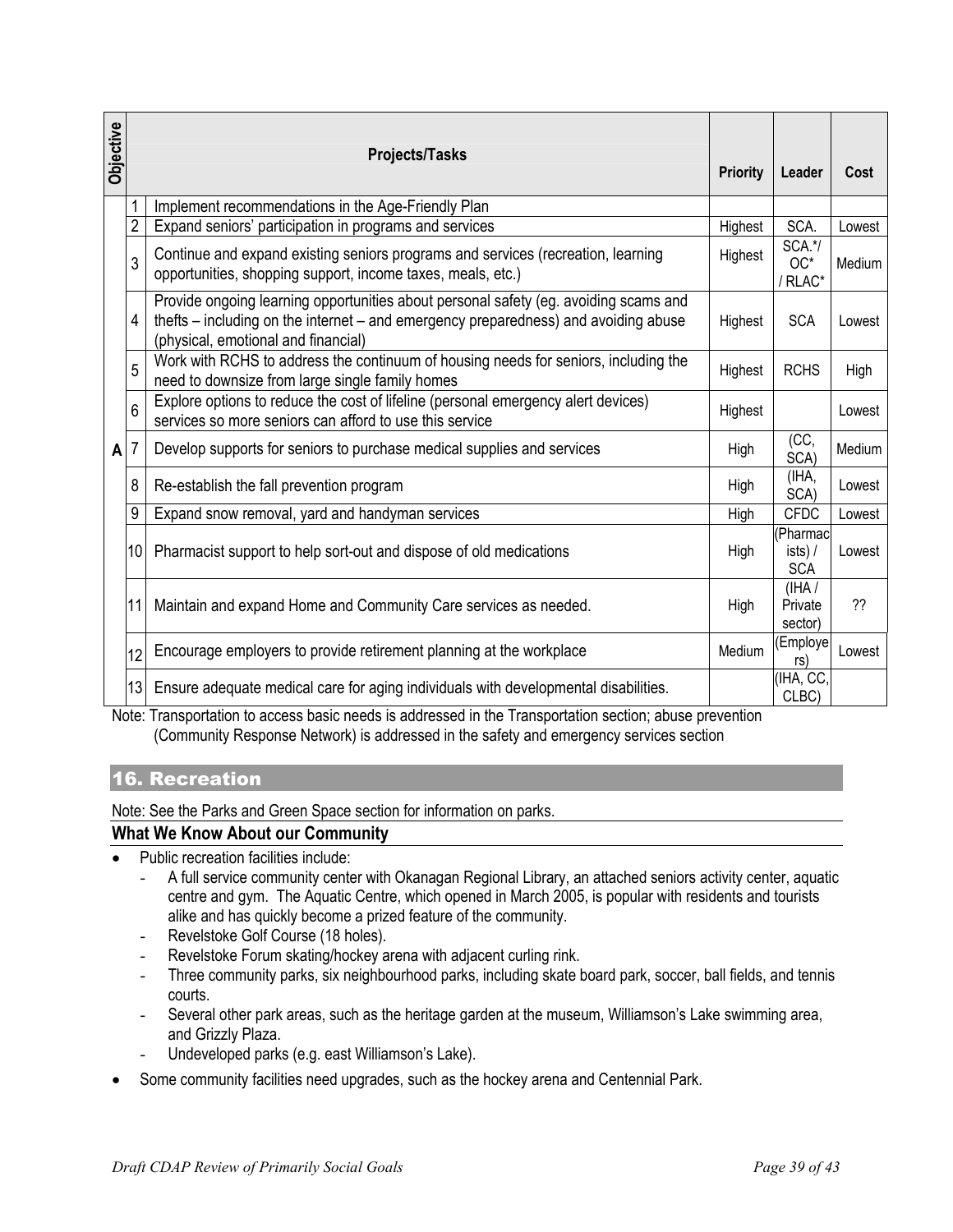| Objective | | Projects/Tasks | Priority | Leader | Cost |
|---|---|---|---|---|---|
| A | 1 | Implement recommendations in the Age-Friendly Plan | | | |
| | 2 | Expand seniors' participation in programs and services | Highest | SCA. | Lowest |
| | 3 | Continue and expand existing seniors programs and services (recreation, learning opportunities, shopping support, income taxes, meals, etc.) | Highest | SCA.*/ OC* / RLAC* | Medium |
| | 4 | Provide ongoing learning opportunities about personal safety (eg. avoiding scams and thefts – including on the internet – and emergency preparedness) and avoiding abuse (physical, emotional and financial) | Highest | SCA | Lowest |
| | 5 | Work with RCHS to address the continuum of housing needs for seniors, including the need to downsize from large single family homes | Highest | RCHS | High |
| | 6 | Explore options to reduce the cost of lifeline (personal emergency alert devices) services so more seniors can afford to use this service | Highest | | Lowest |
| | 7 | Develop supports for seniors to purchase medical supplies and services | High | (CC, SCA) | Medium |
| | 8 | Re-establish the fall prevention program | High | (IHA, SCA) | Lowest |
| | 9 | Expand snow removal, yard and handyman services | High | CFDC | Lowest |
| | 10 | Pharmacist support to help sort-out and dispose of old medications | High | (Pharmacists) / SCA | Lowest |
| | 11 | Maintain and expand Home and Community Care services as needed. | High | (IHA / Private sector) | ?? |
| | 12 | Encourage employers to provide retirement planning at the workplace | Medium | (Employers) | Lowest |
| | 13 | Ensure adequate medical care for aging individuals with developmental disabilities. | | (IHA, CC, CLBC) | |

Note: Transportation to access basic needs is addressed in the Transportation section; abuse prevention (Community Response Network) is addressed in the safety and emergency services section

## 16. Recreation

Note: See the Parks and Green Space section for information on parks.

### What We Know About our Community

- Public recreation facilities include:
  - A full service community center with Okanagan Regional Library, an attached seniors activity center, aquatic centre and gym. The Aquatic Centre, which opened in March 2005, is popular with residents and tourists alike and has quickly become a prized feature of the community.
  - Revelstoke Golf Course (18 holes).
  - Revelstoke Forum skating/hockey arena with adjacent curling rink.
  - Three community parks, six neighbourhood parks, including skate board park, soccer, ball fields, and tennis courts.
  - Several other park areas, such as the heritage garden at the museum, Williamson's Lake swimming area, and Grizzly Plaza.
  - Undeveloped parks (e.g. east Williamson's Lake).
- Some community facilities need upgrades, such as the hockey arena and Centennial Park.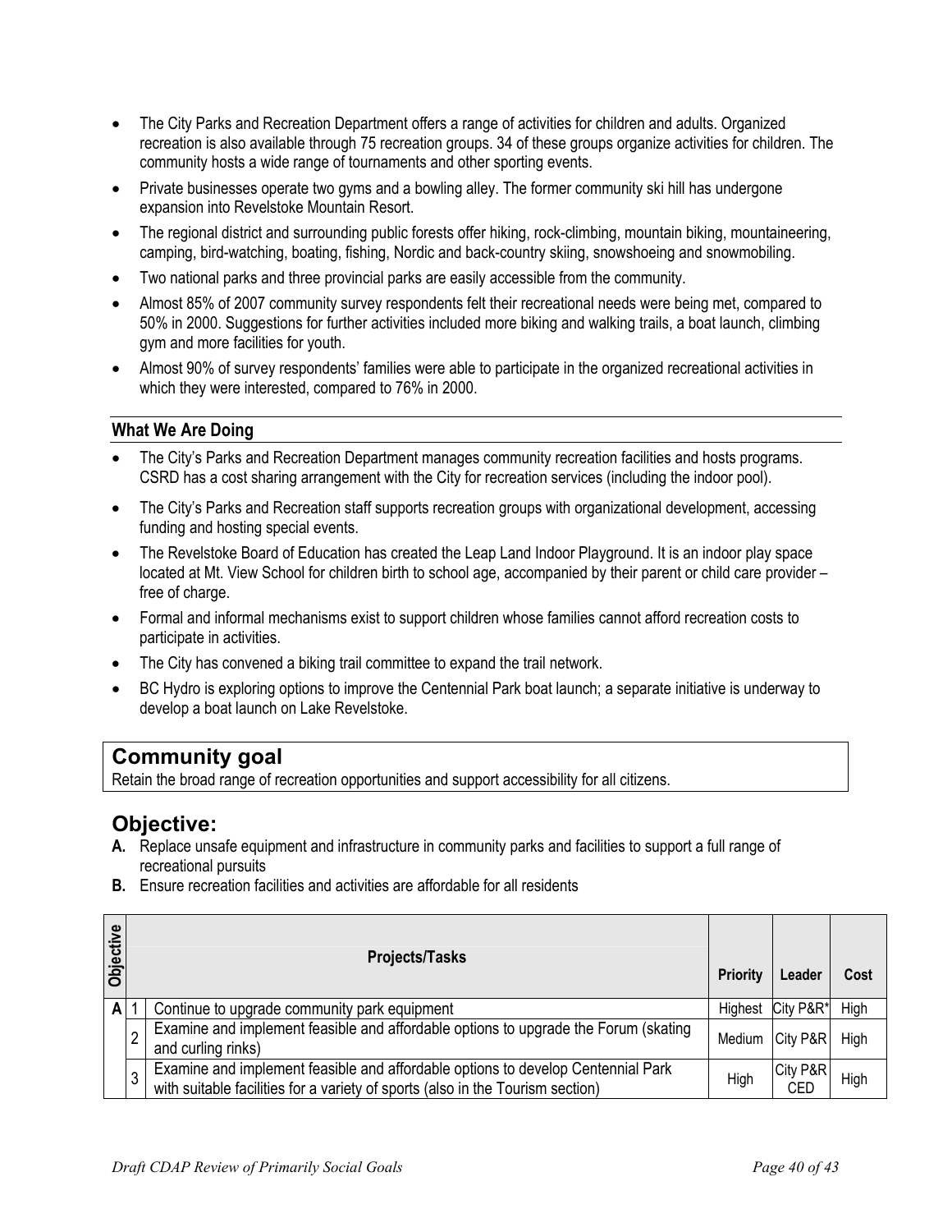- The City Parks and Recreation Department offers a range of activities for children and adults. Organized recreation is also available through 75 recreation groups. 34 of these groups organize activities for children. The community hosts a wide range of tournaments and other sporting events.
- Private businesses operate two gyms and a bowling alley. The former community ski hill has undergone expansion into Revelstoke Mountain Resort.
- The regional district and surrounding public forests offer hiking, rock-climbing, mountain biking, mountaineering, camping, bird-watching, boating, fishing, Nordic and back-country skiing, snowshoeing and snowmobiling.
- Two national parks and three provincial parks are easily accessible from the community.
- Almost 85% of 2007 community survey respondents felt their recreational needs were being met, compared to 50% in 2000. Suggestions for further activities included more biking and walking trails, a boat launch, climbing gym and more facilities for youth.
- Almost 90% of survey respondents' families were able to participate in the organized recreational activities in which they were interested, compared to 76% in 2000.

### What We Are Doing

- The City's Parks and Recreation Department manages community recreation facilities and hosts programs. CSRD has a cost sharing arrangement with the City for recreation services (including the indoor pool).
- The City's Parks and Recreation staff supports recreation groups with organizational development, accessing funding and hosting special events.
- The Revelstoke Board of Education has created the Leap Land Indoor Playground. It is an indoor play space located at Mt. View School for children birth to school age, accompanied by their parent or child care provider – free of charge.
- Formal and informal mechanisms exist to support children whose families cannot afford recreation costs to participate in activities.
- The City has convened a biking trail committee to expand the trail network.
- BC Hydro is exploring options to improve the Centennial Park boat launch; a separate initiative is underway to develop a boat launch on Lake Revelstoke.

## Community goal

Retain the broad range of recreation opportunities and support accessibility for all citizens.

## Objective:

**A.** Replace unsafe equipment and infrastructure in community parks and facilities to support a full range of recreational pursuits

**B.** Ensure recreation facilities and activities are affordable for all residents

| Objective | | Projects/Tasks | Priority | Leader | Cost |
|---|---|---|---|---|---|
| A | 1 | Continue to upgrade community park equipment | Highest | City P&R* | High |
| | 2 | Examine and implement feasible and affordable options to upgrade the Forum (skating and curling rinks) | Medium | City P&R | High |
| | 3 | Examine and implement feasible and affordable options to develop Centennial Park with suitable facilities for a variety of sports (also in the Tourism section) | High | City P&R CED | High |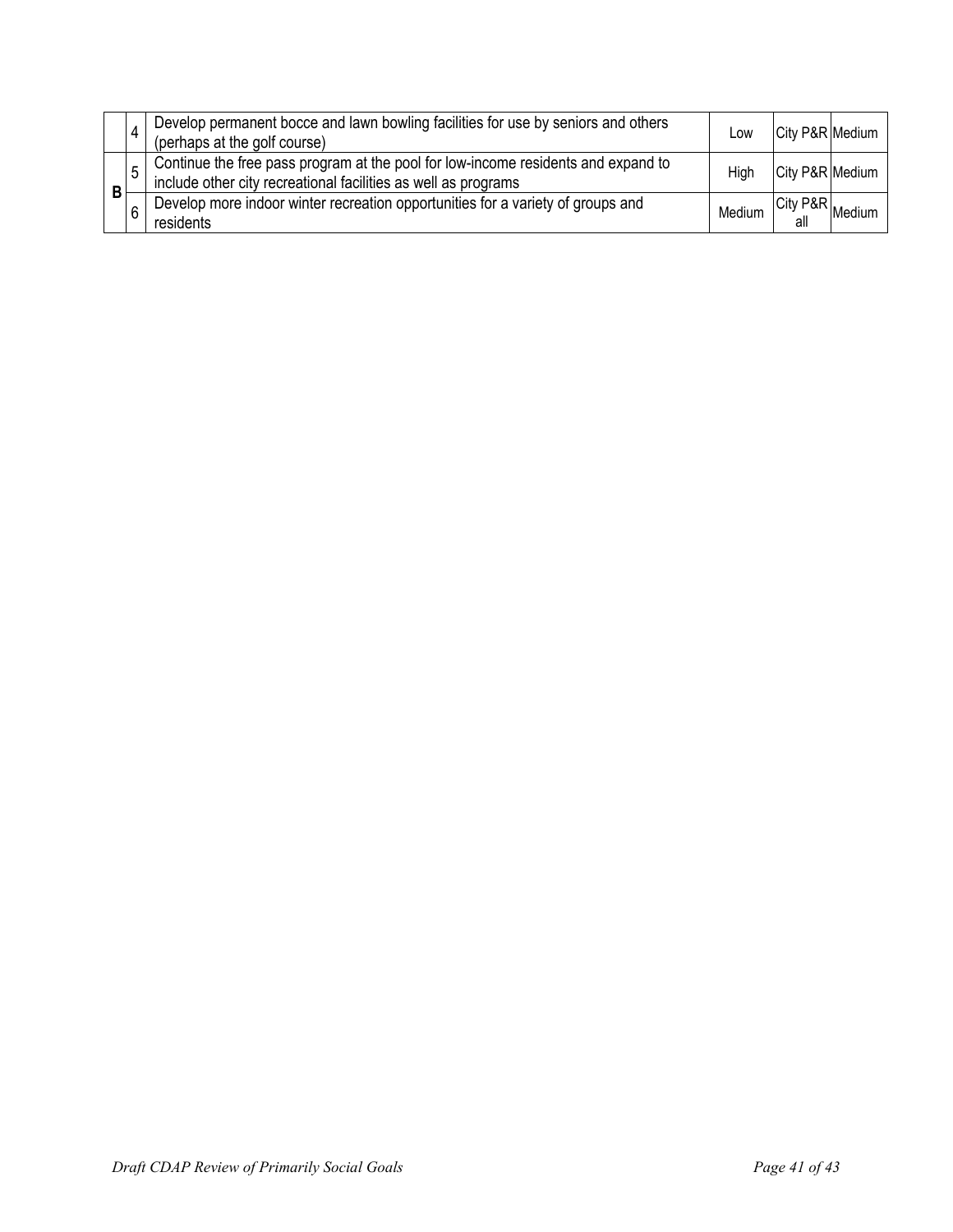| | | | | | |
|---|---|---|---|---|---|
| | 4 | Develop permanent bocce and lawn bowling facilities for use by seniors and others (perhaps at the golf course) | Low | City P&R | Medium |
| B | 5 | Continue the free pass program at the pool for low-income residents and expand to include other city recreational facilities as well as programs | High | City P&R | Medium |
| | 6 | Develop more indoor winter recreation opportunities for a variety of groups and residents | Medium | City P&R all | Medium |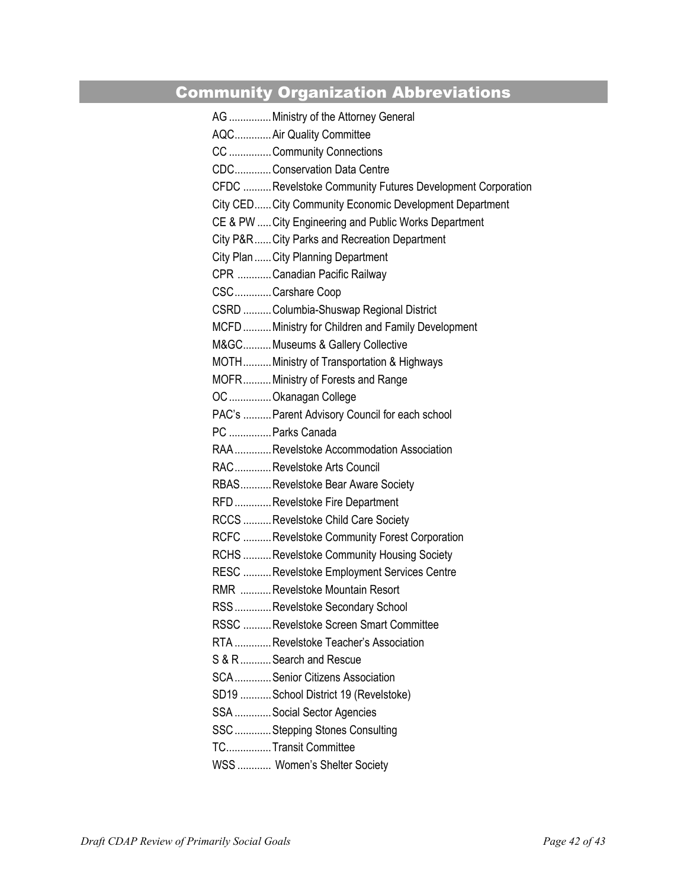# Community Organization Abbreviations

AG ............... Ministry of the Attorney General
AQC............. Air Quality Committee
CC ............... Community Connections
CDC............. Conservation Data Centre
CFDC .......... Revelstoke Community Futures Development Corporation
City CED...... City Community Economic Development Department
CE & PW ..... City Engineering and Public Works Department
City P&R...... City Parks and Recreation Department
City Plan ...... City Planning Department
CPR ............ Canadian Pacific Railway
CSC............. Carshare Coop
CSRD .......... Columbia-Shuswap Regional District
MCFD .......... Ministry for Children and Family Development
M&GC.......... Museums & Gallery Collective
MOTH.......... Ministry of Transportation & Highways
MOFR.......... Ministry of Forests and Range
OC ............... Okanagan College
PAC's .......... Parent Advisory Council for each school
PC ............... Parks Canada
RAA............. Revelstoke Accommodation Association
RAC............. Revelstoke Arts Council
RBAS........... Revelstoke Bear Aware Society
RFD ............. Revelstoke Fire Department
RCCS .......... Revelstoke Child Care Society
RCFC .......... Revelstoke Community Forest Corporation
RCHS .......... Revelstoke Community Housing Society
RESC .......... Revelstoke Employment Services Centre
RMR ........... Revelstoke Mountain Resort
RSS ............. Revelstoke Secondary School
RSSC .......... Revelstoke Screen Smart Committee
RTA ............. Revelstoke Teacher's Association
S & R ........... Search and Rescue
SCA............. Senior Citizens Association
SD19 ........... School District 19 (Revelstoke)
SSA ............. Social Sector Agencies
SSC ............. Stepping Stones Consulting
TC................ Transit Committee
WSS ............ Women's Shelter Society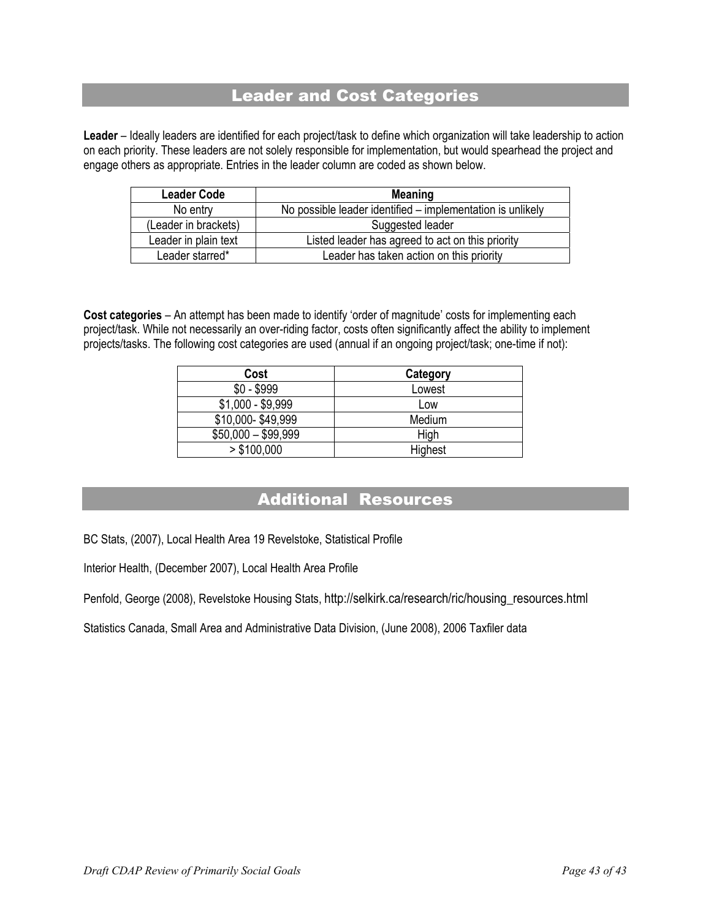## Leader and Cost Categories

**Leader** – Ideally leaders are identified for each project/task to define which organization will take leadership to action on each priority. These leaders are not solely responsible for implementation, but would spearhead the project and engage others as appropriate. Entries in the leader column are coded as shown below.

| Leader Code | Meaning |
| --- | --- |
| No entry | No possible leader identified – implementation is unlikely |
| (Leader in brackets) | Suggested leader |
| Leader in plain text | Listed leader has agreed to act on this priority |
| Leader starred* | Leader has taken action on this priority |

**Cost categories** – An attempt has been made to identify 'order of magnitude' costs for implementing each project/task. While not necessarily an over-riding factor, costs often significantly affect the ability to implement projects/tasks. The following cost categories are used (annual if an ongoing project/task; one-time if not):

| Cost | Category |
| --- | --- |
| $0 - $999 | Lowest |
| $1,000 - $9,999 | Low |
| $10,000- $49,999 | Medium |
| $50,000 – $99,999 | High |
| > $100,000 | Highest |

## Additional Resources

BC Stats, (2007), Local Health Area 19 Revelstoke, Statistical Profile

Interior Health, (December 2007), Local Health Area Profile

Penfold, George (2008), Revelstoke Housing Stats, http://selkirk.ca/research/ric/housing_resources.html

Statistics Canada, Small Area and Administrative Data Division, (June 2008), 2006 Taxfiler data